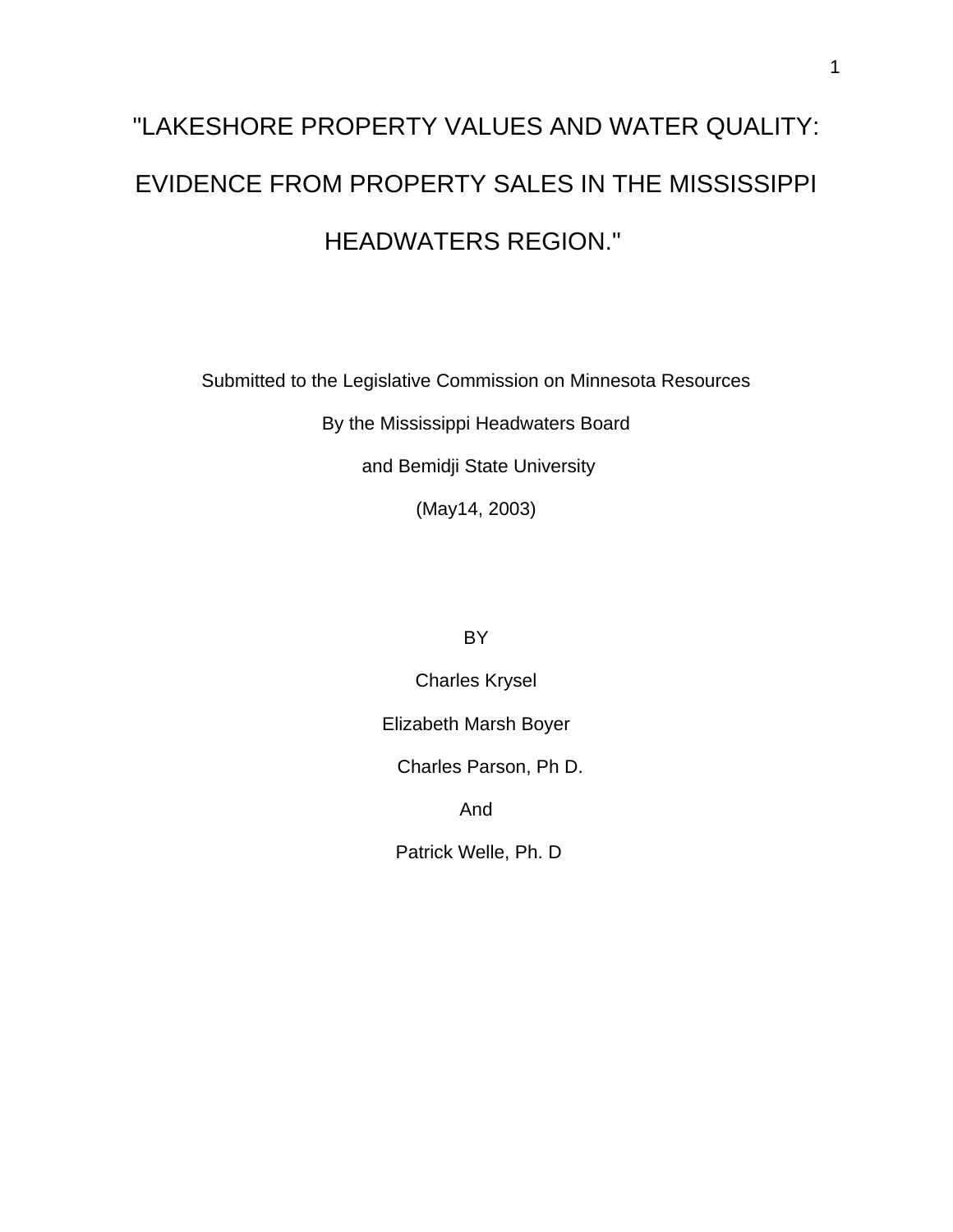# "LAKESHORE PROPERTY VALUES AND WATER QUALITY: EVIDENCE FROM PROPERTY SALES IN THE MISSISSIPPI HEADWATERS REGION."

Submitted to the Legislative Commission on Minnesota Resources

By the Mississippi Headwaters Board

and Bemidji State University

(May14, 2003)

BY

Charles Krysel

Elizabeth Marsh Boyer

Charles Parson, Ph D.

And

Patrick Welle, Ph. D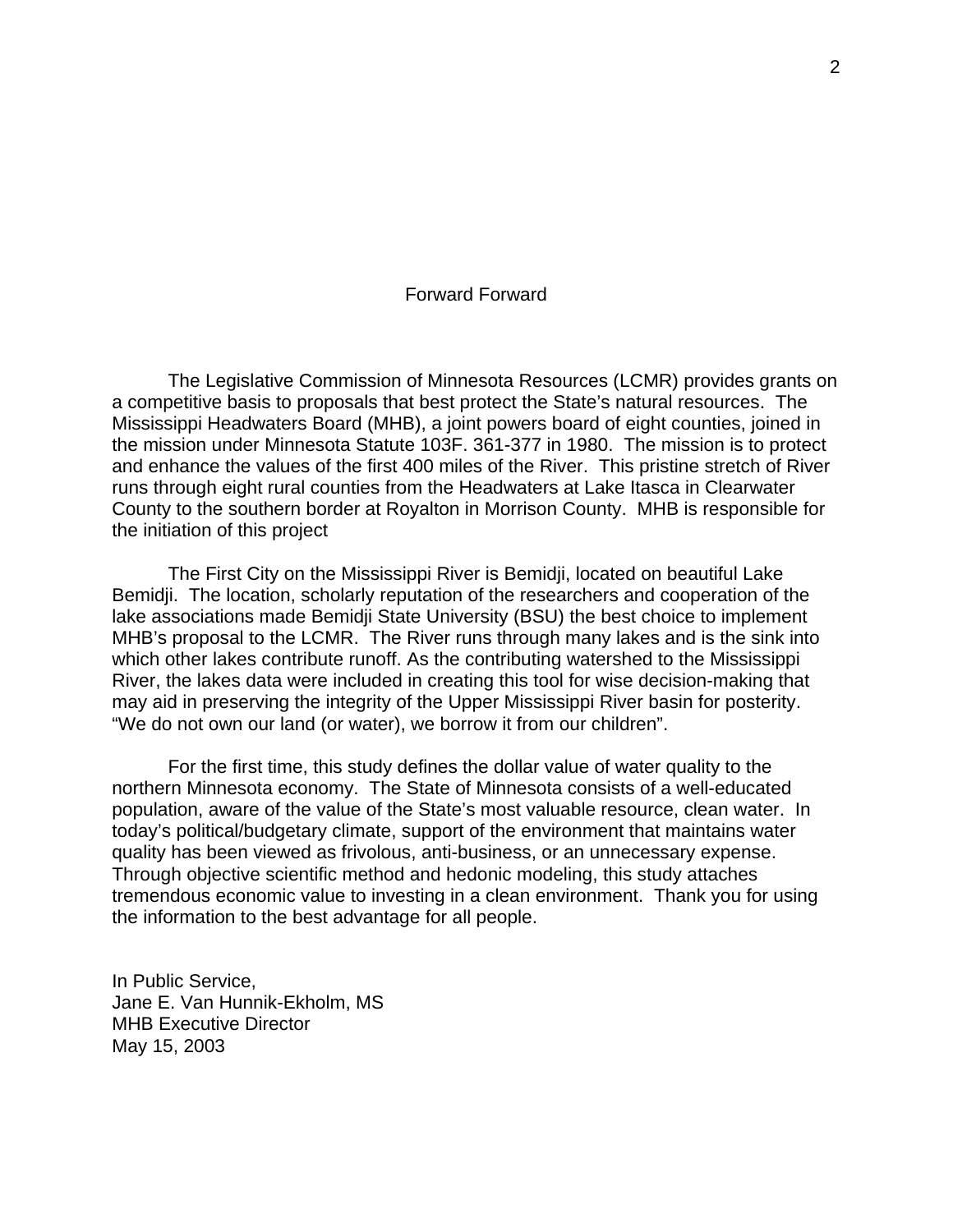## Forward Forward

The Legislative Commission of Minnesota Resources (LCMR) provides grants on a competitive basis to proposals that best protect the State's natural resources. The Mississippi Headwaters Board (MHB), a joint powers board of eight counties, joined in the mission under Minnesota Statute 103F. 361-377 in 1980. The mission is to protect and enhance the values of the first 400 miles of the River. This pristine stretch of River runs through eight rural counties from the Headwaters at Lake Itasca in Clearwater County to the southern border at Royalton in Morrison County. MHB is responsible for the initiation of this project

The First City on the Mississippi River is Bemidji, located on beautiful Lake Bemidji. The location, scholarly reputation of the researchers and cooperation of the lake associations made Bemidji State University (BSU) the best choice to implement MHB's proposal to the LCMR. The River runs through many lakes and is the sink into which other lakes contribute runoff. As the contributing watershed to the Mississippi River, the lakes data were included in creating this tool for wise decision-making that may aid in preserving the integrity of the Upper Mississippi River basin for posterity. "We do not own our land (or water), we borrow it from our children".

For the first time, this study defines the dollar value of water quality to the northern Minnesota economy. The State of Minnesota consists of a well-educated population, aware of the value of the State's most valuable resource, clean water. In today's political/budgetary climate, support of the environment that maintains water quality has been viewed as frivolous, anti-business, or an unnecessary expense. Through objective scientific method and hedonic modeling, this study attaches tremendous economic value to investing in a clean environment. Thank you for using the information to the best advantage for all people.

In Public Service,
Jane E. Van Hunnik-Ekholm, MS
MHB Executive Director
May 15, 2003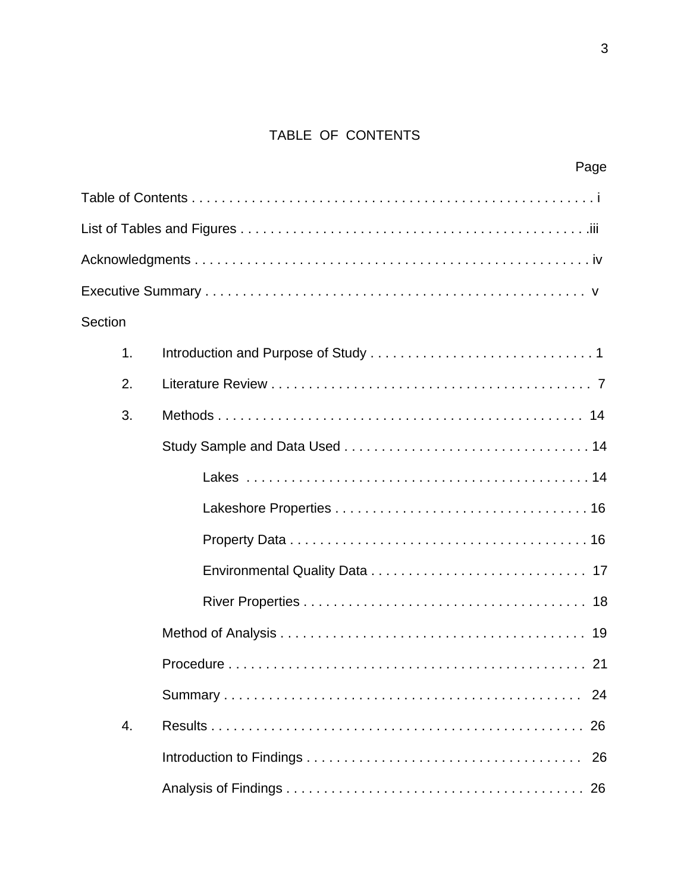# TABLE OF CONTENTS

Page

Table of Contents . . . . . . . . . . . . . . . . . . . . . . . . . . . . . . . . . . . . . . . . . . . . . . . . . . . . . i

List of Tables and Figures . . . . . . . . . . . . . . . . . . . . . . . . . . . . . . . . . . . . . . . . . . . . . . .iii

Acknowledgments . . . . . . . . . . . . . . . . . . . . . . . . . . . . . . . . . . . . . . . . . . . . . . . . . . . . iv

Executive Summary . . . . . . . . . . . . . . . . . . . . . . . . . . . . . . . . . . . . . . . . . . . . . . . . . . v

Section

1. Introduction and Purpose of Study . . . . . . . . . . . . . . . . . . . . . . . . . . . . . . 1
2. Literature Review . . . . . . . . . . . . . . . . . . . . . . . . . . . . . . . . . . . . . . . . . . . 7
3. Methods . . . . . . . . . . . . . . . . . . . . . . . . . . . . . . . . . . . . . . . . . . . . . . . . . 14
   - Study Sample and Data Used . . . . . . . . . . . . . . . . . . . . . . . . . . . . . . . . . 14
     - Lakes . . . . . . . . . . . . . . . . . . . . . . . . . . . . . . . . . . . . . . . . . . . . . . 14
     - Lakeshore Properties . . . . . . . . . . . . . . . . . . . . . . . . . . . . . . . . . . 16
     - Property Data . . . . . . . . . . . . . . . . . . . . . . . . . . . . . . . . . . . . . . . . 16
     - Environmental Quality Data . . . . . . . . . . . . . . . . . . . . . . . . . . . . . 17
     - River Properties . . . . . . . . . . . . . . . . . . . . . . . . . . . . . . . . . . . . . . 18
   - Method of Analysis . . . . . . . . . . . . . . . . . . . . . . . . . . . . . . . . . . . . . . . . . 19
   - Procedure . . . . . . . . . . . . . . . . . . . . . . . . . . . . . . . . . . . . . . . . . . . . . . . . 21
   - Summary . . . . . . . . . . . . . . . . . . . . . . . . . . . . . . . . . . . . . . . . . . . . . . . . 24
4. Results . . . . . . . . . . . . . . . . . . . . . . . . . . . . . . . . . . . . . . . . . . . . . . . . . . 26
   - Introduction to Findings . . . . . . . . . . . . . . . . . . . . . . . . . . . . . . . . . . . . 26
   - Analysis of Findings . . . . . . . . . . . . . . . . . . . . . . . . . . . . . . . . . . . . . . . 26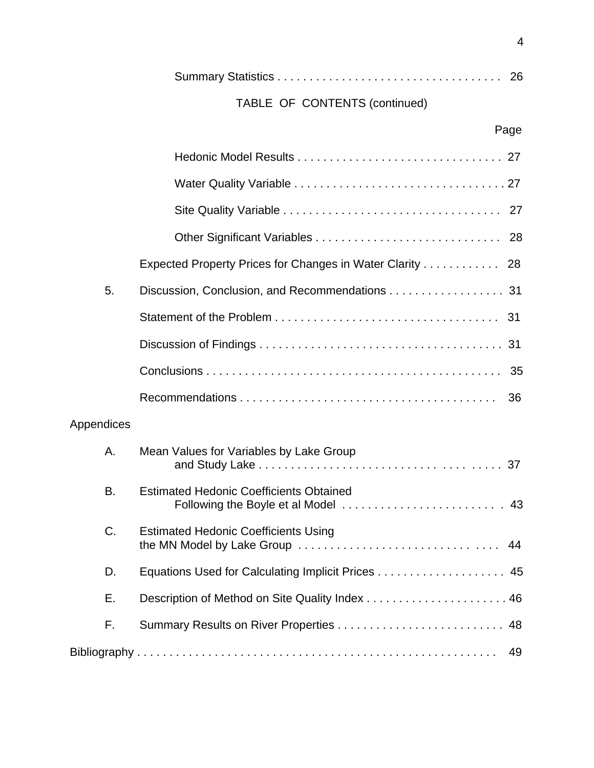Summary Statistics . . . . . . . . . . . . . . . . . . . . . . . . . . . . . . . . . . . 26

TABLE OF CONTENTS (continued)

Page

Hedonic Model Results . . . . . . . . . . . . . . . . . . . . . . . . . . . . . . . . 27

Water Quality Variable . . . . . . . . . . . . . . . . . . . . . . . . . . . . . . . . . 27

Site Quality Variable . . . . . . . . . . . . . . . . . . . . . . . . . . . . . . . . . . 27

Other Significant Variables . . . . . . . . . . . . . . . . . . . . . . . . . . . . . 28

Expected Property Prices for Changes in Water Clarity . . . . . . . . . . . . 28

5. Discussion, Conclusion, and Recommendations . . . . . . . . . . . . . . . . . . 31

Statement of the Problem . . . . . . . . . . . . . . . . . . . . . . . . . . . . . . . . . . . 31

Discussion of Findings . . . . . . . . . . . . . . . . . . . . . . . . . . . . . . . . . . . . . . 31

Conclusions . . . . . . . . . . . . . . . . . . . . . . . . . . . . . . . . . . . . . . . . . . . . . . 35

Recommendations . . . . . . . . . . . . . . . . . . . . . . . . . . . . . . . . . . . . . . . . 36

Appendices

A. Mean Values for Variables by Lake Group and Study Lake . . . . . . . . . . . . . . . . . . . . . . . . . . . . . . . . . . . 37

B. Estimated Hedonic Coefficients Obtained Following the Boyle et al Model . . . . . . . . . . . . . . . . . . . . . . . . . 43

C. Estimated Hedonic Coefficients Using the MN Model by Lake Group . . . . . . . . . . . . . . . . . . . . . . . . . . . . . . . 44

D. Equations Used for Calculating Implicit Prices . . . . . . . . . . . . . . . . . . . . 45

E. Description of Method on Site Quality Index . . . . . . . . . . . . . . . . . . . . . . 46

F. Summary Results on River Properties . . . . . . . . . . . . . . . . . . . . . . . . . . 48

Bibliography . . . . . . . . . . . . . . . . . . . . . . . . . . . . . . . . . . . . . . . . . . . . . . . . . . 49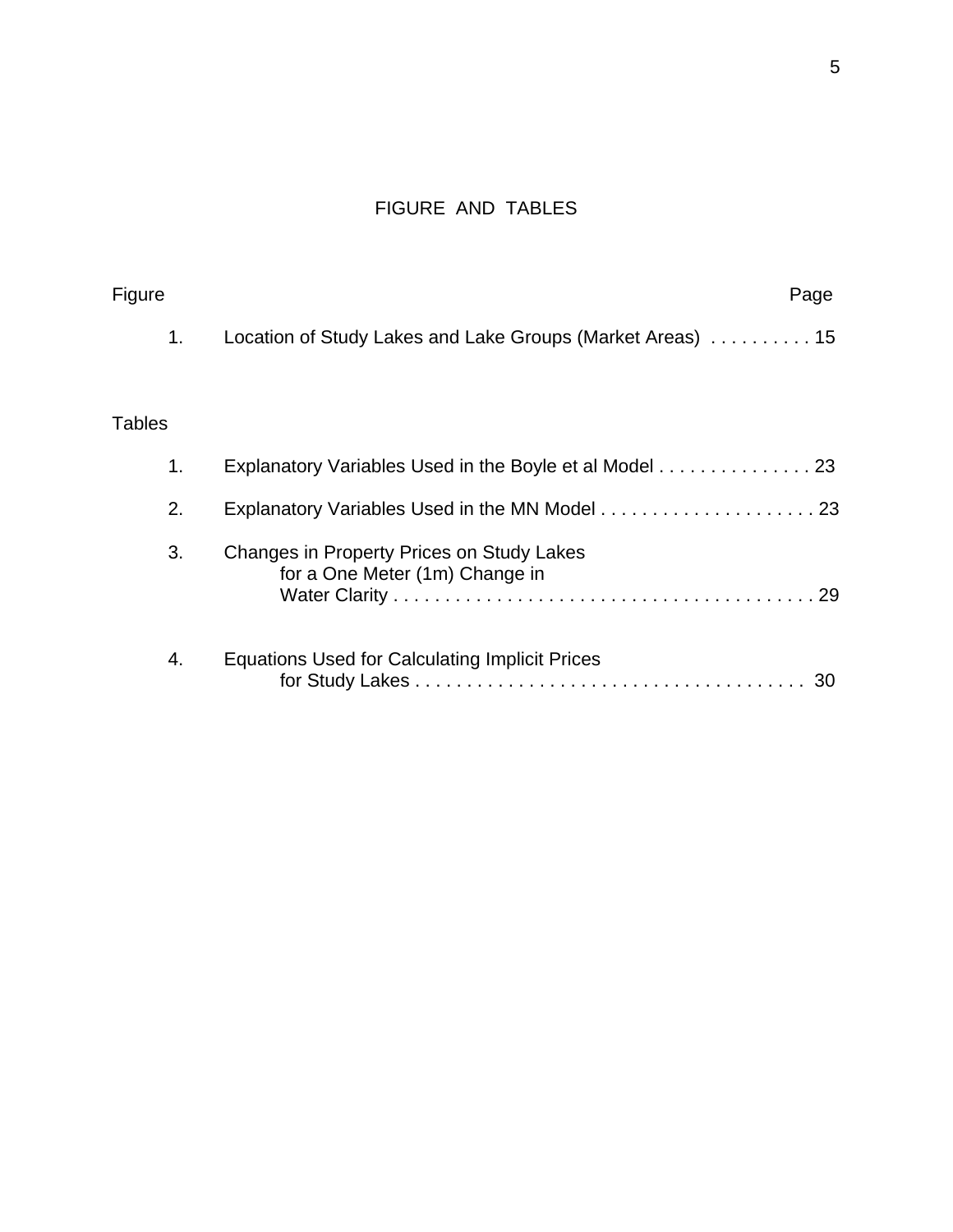# FIGURE AND TABLES

| Figure | | Page |
|---|---|---|
| 1. | Location of Study Lakes and Lake Groups (Market Areas) | 15 |

| Tables | | |
|---|---|---|
| 1. | Explanatory Variables Used in the Boyle et al Model | 23 |
| 2. | Explanatory Variables Used in the MN Model | 23 |
| 3. | Changes in Property Prices on Study Lakes for a One Meter (1m) Change in Water Clarity | 29 |
| 4. | Equations Used for Calculating Implicit Prices for Study Lakes | 30 |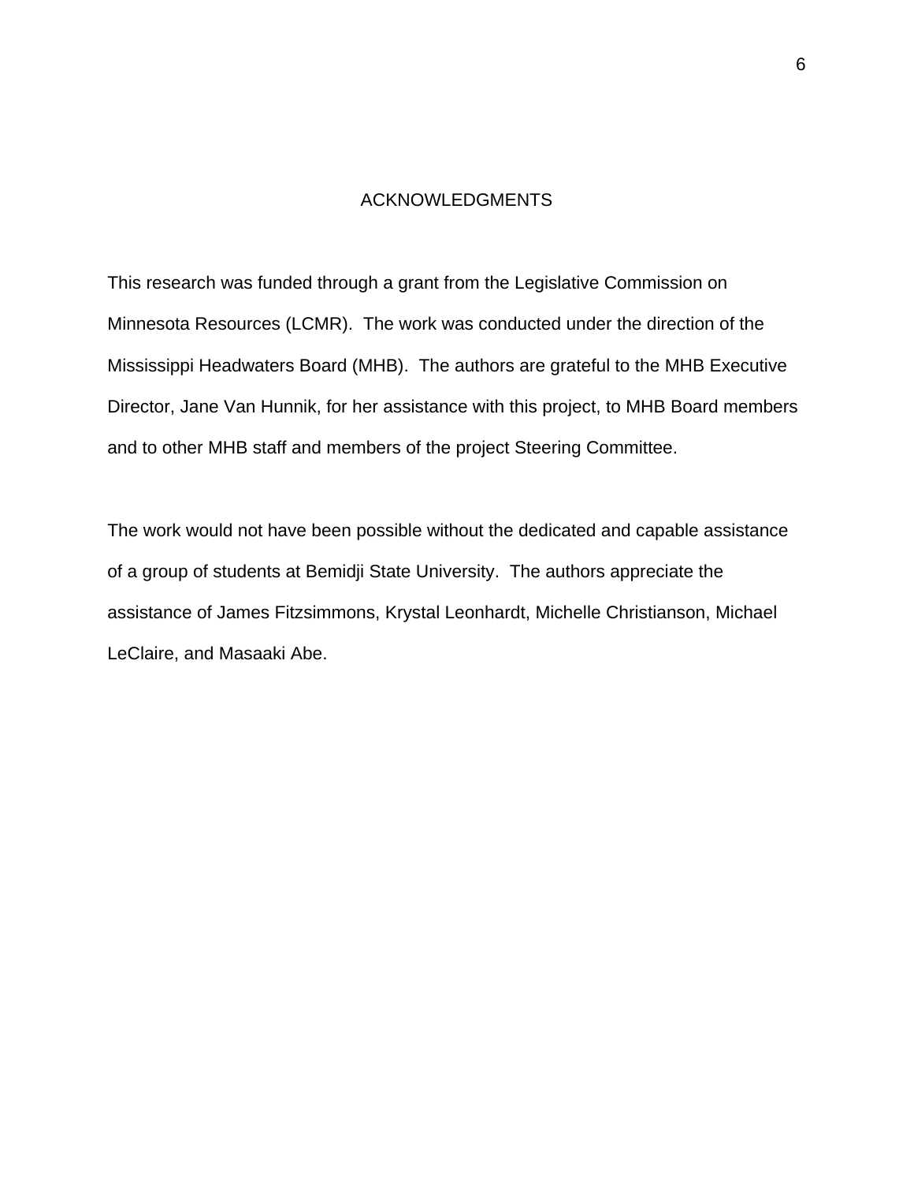## ACKNOWLEDGMENTS

This research was funded through a grant from the Legislative Commission on Minnesota Resources (LCMR). The work was conducted under the direction of the Mississippi Headwaters Board (MHB). The authors are grateful to the MHB Executive Director, Jane Van Hunnik, for her assistance with this project, to MHB Board members and to other MHB staff and members of the project Steering Committee.

The work would not have been possible without the dedicated and capable assistance of a group of students at Bemidji State University. The authors appreciate the assistance of James Fitzsimmons, Krystal Leonhardt, Michelle Christianson, Michael LeClaire, and Masaaki Abe.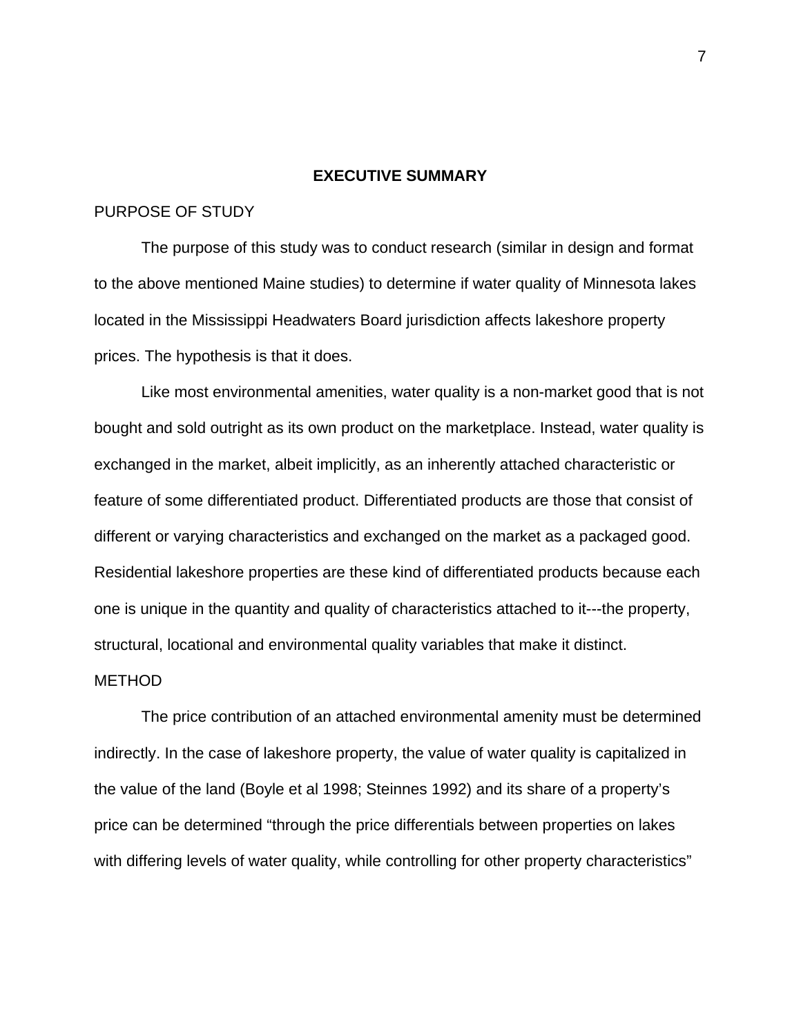# EXECUTIVE SUMMARY

## PURPOSE OF STUDY

The purpose of this study was to conduct research (similar in design and format to the above mentioned Maine studies) to determine if water quality of Minnesota lakes located in the Mississippi Headwaters Board jurisdiction affects lakeshore property prices. The hypothesis is that it does.

Like most environmental amenities, water quality is a non-market good that is not bought and sold outright as its own product on the marketplace. Instead, water quality is exchanged in the market, albeit implicitly, as an inherently attached characteristic or feature of some differentiated product. Differentiated products are those that consist of different or varying characteristics and exchanged on the market as a packaged good. Residential lakeshore properties are these kind of differentiated products because each one is unique in the quantity and quality of characteristics attached to it---the property, structural, locational and environmental quality variables that make it distinct.

## METHOD

The price contribution of an attached environmental amenity must be determined indirectly. In the case of lakeshore property, the value of water quality is capitalized in the value of the land (Boyle et al 1998; Steinnes 1992) and its share of a property's price can be determined "through the price differentials between properties on lakes with differing levels of water quality, while controlling for other property characteristics"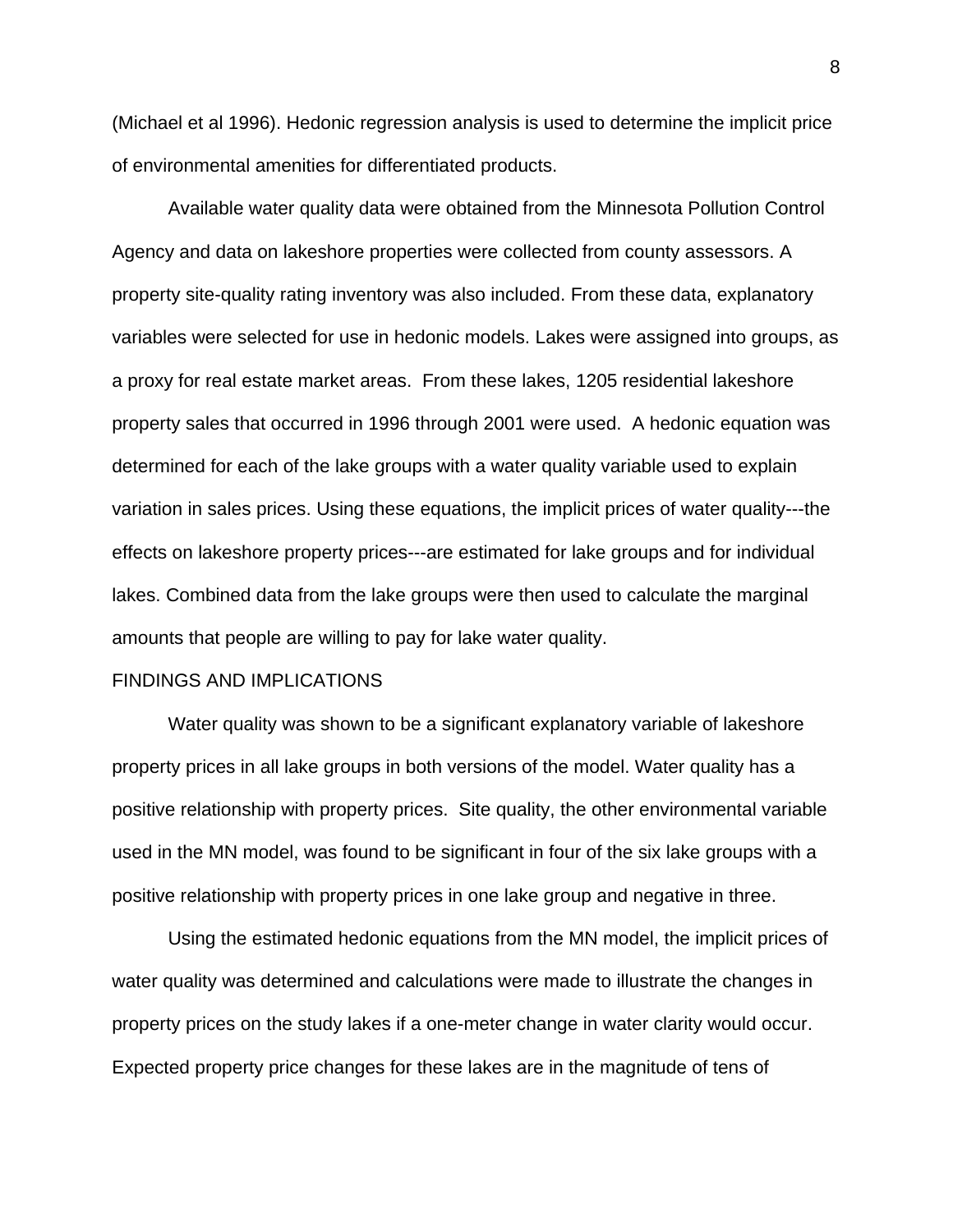(Michael et al 1996). Hedonic regression analysis is used to determine the implicit price of environmental amenities for differentiated products.

Available water quality data were obtained from the Minnesota Pollution Control Agency and data on lakeshore properties were collected from county assessors. A property site-quality rating inventory was also included. From these data, explanatory variables were selected for use in hedonic models. Lakes were assigned into groups, as a proxy for real estate market areas. From these lakes, 1205 residential lakeshore property sales that occurred in 1996 through 2001 were used. A hedonic equation was determined for each of the lake groups with a water quality variable used to explain variation in sales prices. Using these equations, the implicit prices of water quality---the effects on lakeshore property prices---are estimated for lake groups and for individual lakes. Combined data from the lake groups were then used to calculate the marginal amounts that people are willing to pay for lake water quality.

## FINDINGS AND IMPLICATIONS

Water quality was shown to be a significant explanatory variable of lakeshore property prices in all lake groups in both versions of the model. Water quality has a positive relationship with property prices. Site quality, the other environmental variable used in the MN model, was found to be significant in four of the six lake groups with a positive relationship with property prices in one lake group and negative in three.

Using the estimated hedonic equations from the MN model, the implicit prices of water quality was determined and calculations were made to illustrate the changes in property prices on the study lakes if a one-meter change in water clarity would occur. Expected property price changes for these lakes are in the magnitude of tens of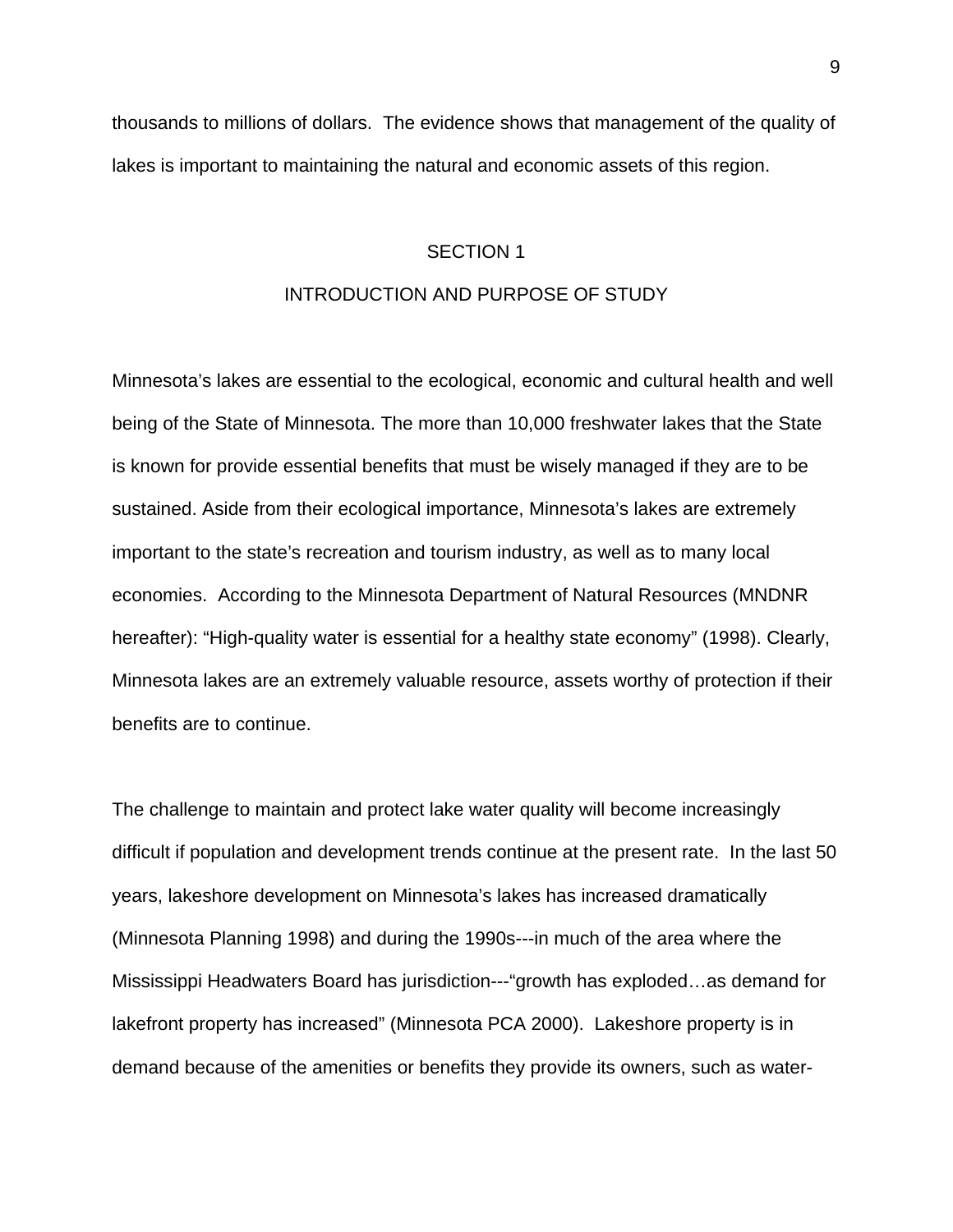thousands to millions of dollars.  The evidence shows that management of the quality of lakes is important to maintaining the natural and economic assets of this region.

# SECTION 1

# INTRODUCTION AND PURPOSE OF STUDY

Minnesota's lakes are essential to the ecological, economic and cultural health and well being of the State of Minnesota. The more than 10,000 freshwater lakes that the State is known for provide essential benefits that must be wisely managed if they are to be sustained. Aside from their ecological importance, Minnesota's lakes are extremely important to the state's recreation and tourism industry, as well as to many local economies.  According to the Minnesota Department of Natural Resources (MNDNR hereafter): "High-quality water is essential for a healthy state economy" (1998). Clearly, Minnesota lakes are an extremely valuable resource, assets worthy of protection if their benefits are to continue.

The challenge to maintain and protect lake water quality will become increasingly difficult if population and development trends continue at the present rate.  In the last 50 years, lakeshore development on Minnesota's lakes has increased dramatically (Minnesota Planning 1998) and during the 1990s---in much of the area where the Mississippi Headwaters Board has jurisdiction---"growth has exploded…as demand for lakefront property has increased" (Minnesota PCA 2000).  Lakeshore property is in demand because of the amenities or benefits they provide its owners, such as water-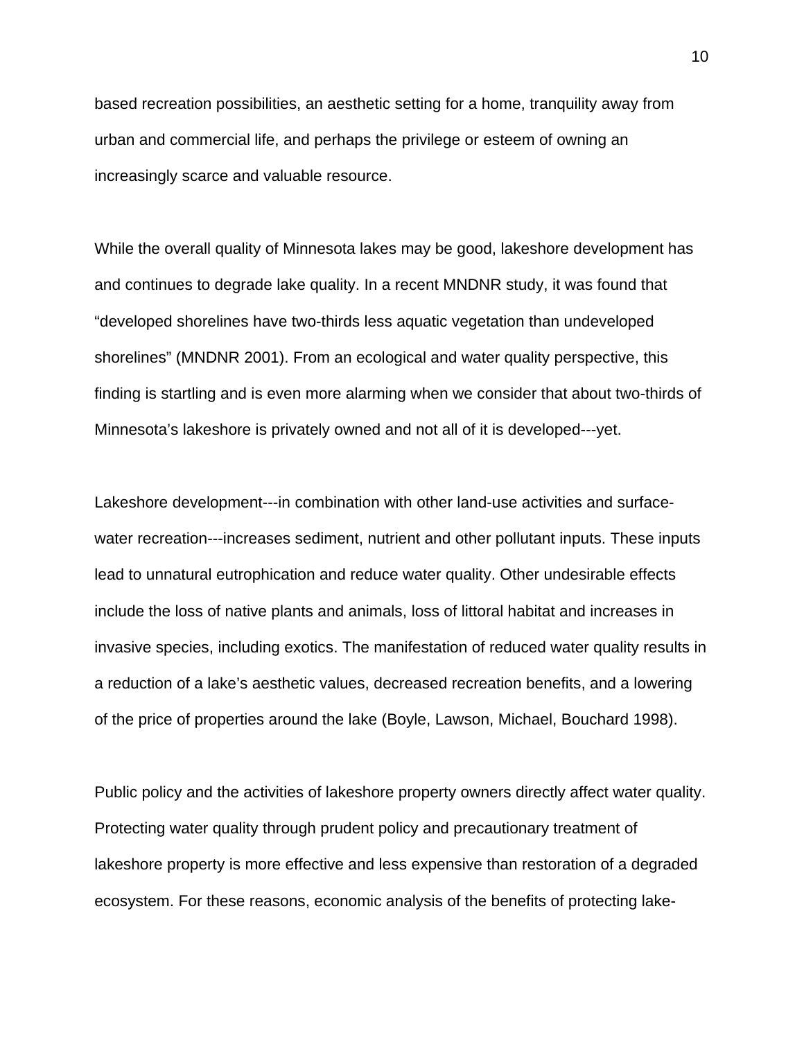based recreation possibilities, an aesthetic setting for a home, tranquility away from urban and commercial life, and perhaps the privilege or esteem of owning an increasingly scarce and valuable resource.

While the overall quality of Minnesota lakes may be good, lakeshore development has and continues to degrade lake quality. In a recent MNDNR study, it was found that "developed shorelines have two-thirds less aquatic vegetation than undeveloped shorelines" (MNDNR 2001). From an ecological and water quality perspective, this finding is startling and is even more alarming when we consider that about two-thirds of Minnesota's lakeshore is privately owned and not all of it is developed---yet.

Lakeshore development---in combination with other land-use activities and surface-water recreation---increases sediment, nutrient and other pollutant inputs. These inputs lead to unnatural eutrophication and reduce water quality. Other undesirable effects include the loss of native plants and animals, loss of littoral habitat and increases in invasive species, including exotics. The manifestation of reduced water quality results in a reduction of a lake's aesthetic values, decreased recreation benefits, and a lowering of the price of properties around the lake (Boyle, Lawson, Michael, Bouchard 1998).

Public policy and the activities of lakeshore property owners directly affect water quality. Protecting water quality through prudent policy and precautionary treatment of lakeshore property is more effective and less expensive than restoration of a degraded ecosystem. For these reasons, economic analysis of the benefits of protecting lake-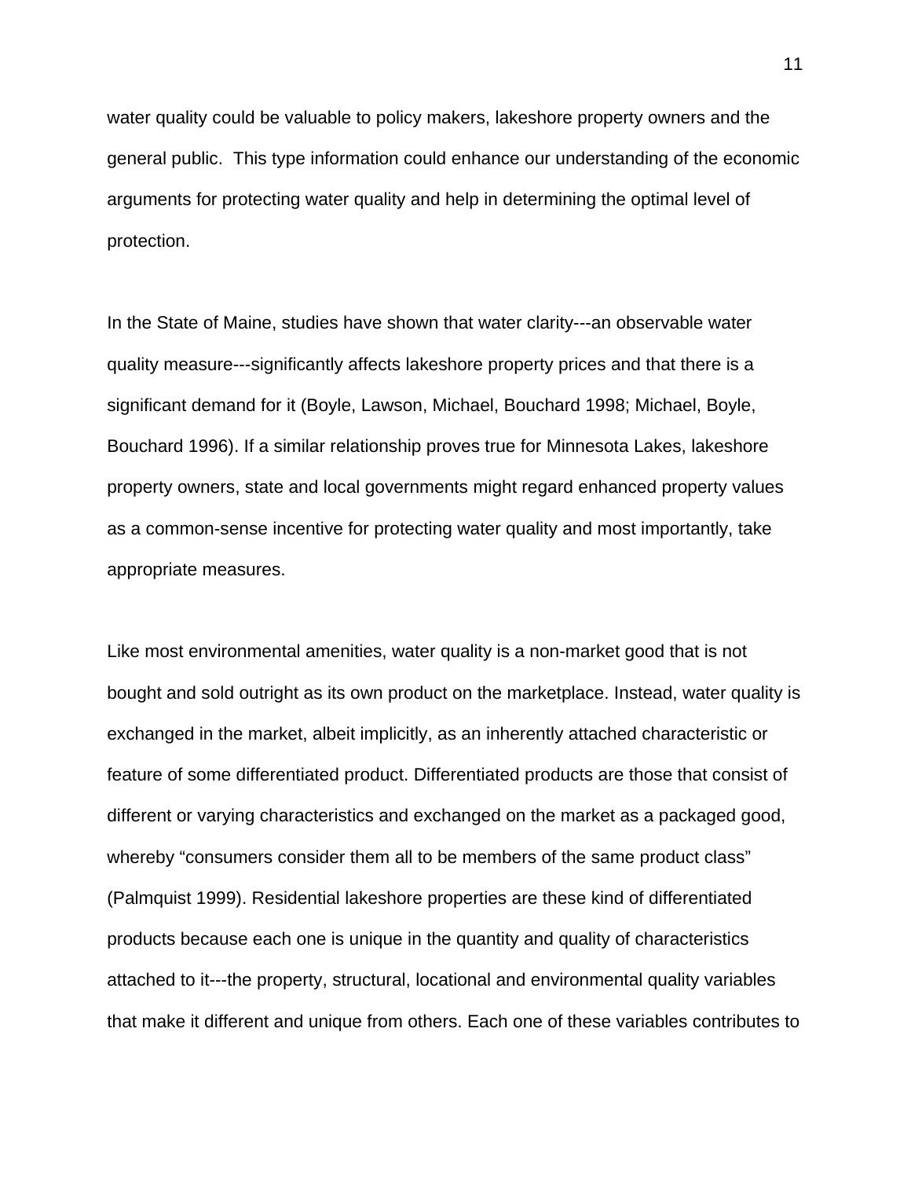water quality could be valuable to policy makers, lakeshore property owners and the general public.  This type information could enhance our understanding of the economic arguments for protecting water quality and help in determining the optimal level of protection.

In the State of Maine, studies have shown that water clarity---an observable water quality measure---significantly affects lakeshore property prices and that there is a significant demand for it (Boyle, Lawson, Michael, Bouchard 1998; Michael, Boyle, Bouchard 1996). If a similar relationship proves true for Minnesota Lakes, lakeshore property owners, state and local governments might regard enhanced property values as a common-sense incentive for protecting water quality and most importantly, take appropriate measures.

Like most environmental amenities, water quality is a non-market good that is not bought and sold outright as its own product on the marketplace. Instead, water quality is exchanged in the market, albeit implicitly, as an inherently attached characteristic or feature of some differentiated product. Differentiated products are those that consist of different or varying characteristics and exchanged on the market as a packaged good, whereby "consumers consider them all to be members of the same product class" (Palmquist 1999). Residential lakeshore properties are these kind of differentiated products because each one is unique in the quantity and quality of characteristics attached to it---the property, structural, locational and environmental quality variables that make it different and unique from others. Each one of these variables contributes to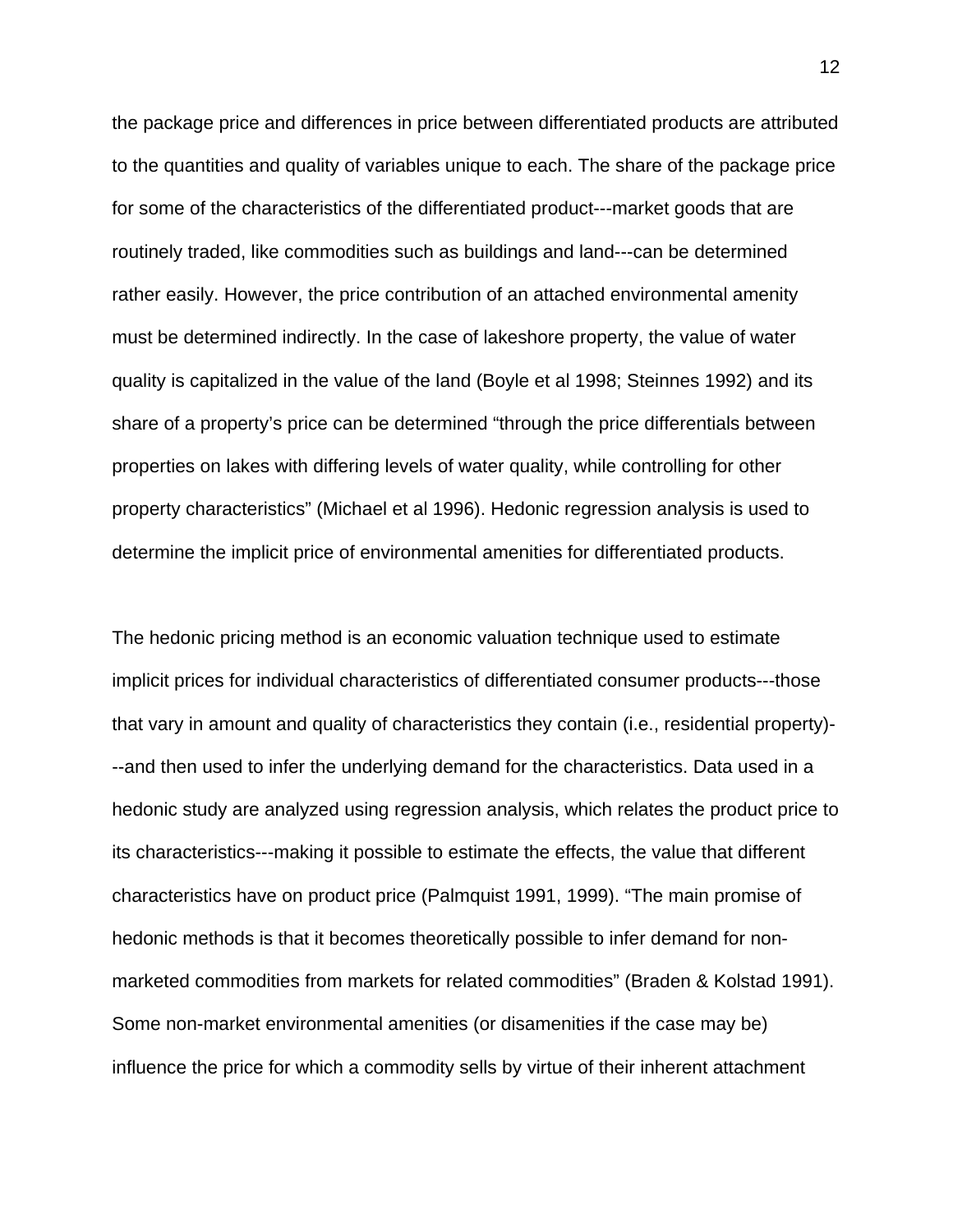the package price and differences in price between differentiated products are attributed to the quantities and quality of variables unique to each. The share of the package price for some of the characteristics of the differentiated product---market goods that are routinely traded, like commodities such as buildings and land---can be determined rather easily. However, the price contribution of an attached environmental amenity must be determined indirectly. In the case of lakeshore property, the value of water quality is capitalized in the value of the land (Boyle et al 1998; Steinnes 1992) and its share of a property's price can be determined "through the price differentials between properties on lakes with differing levels of water quality, while controlling for other property characteristics" (Michael et al 1996). Hedonic regression analysis is used to determine the implicit price of environmental amenities for differentiated products.

The hedonic pricing method is an economic valuation technique used to estimate implicit prices for individual characteristics of differentiated consumer products---those that vary in amount and quality of characteristics they contain (i.e., residential property)---and then used to infer the underlying demand for the characteristics. Data used in a hedonic study are analyzed using regression analysis, which relates the product price to its characteristics---making it possible to estimate the effects, the value that different characteristics have on product price (Palmquist 1991, 1999). "The main promise of hedonic methods is that it becomes theoretically possible to infer demand for non-marketed commodities from markets for related commodities" (Braden & Kolstad 1991). Some non-market environmental amenities (or disamenities if the case may be) influence the price for which a commodity sells by virtue of their inherent attachment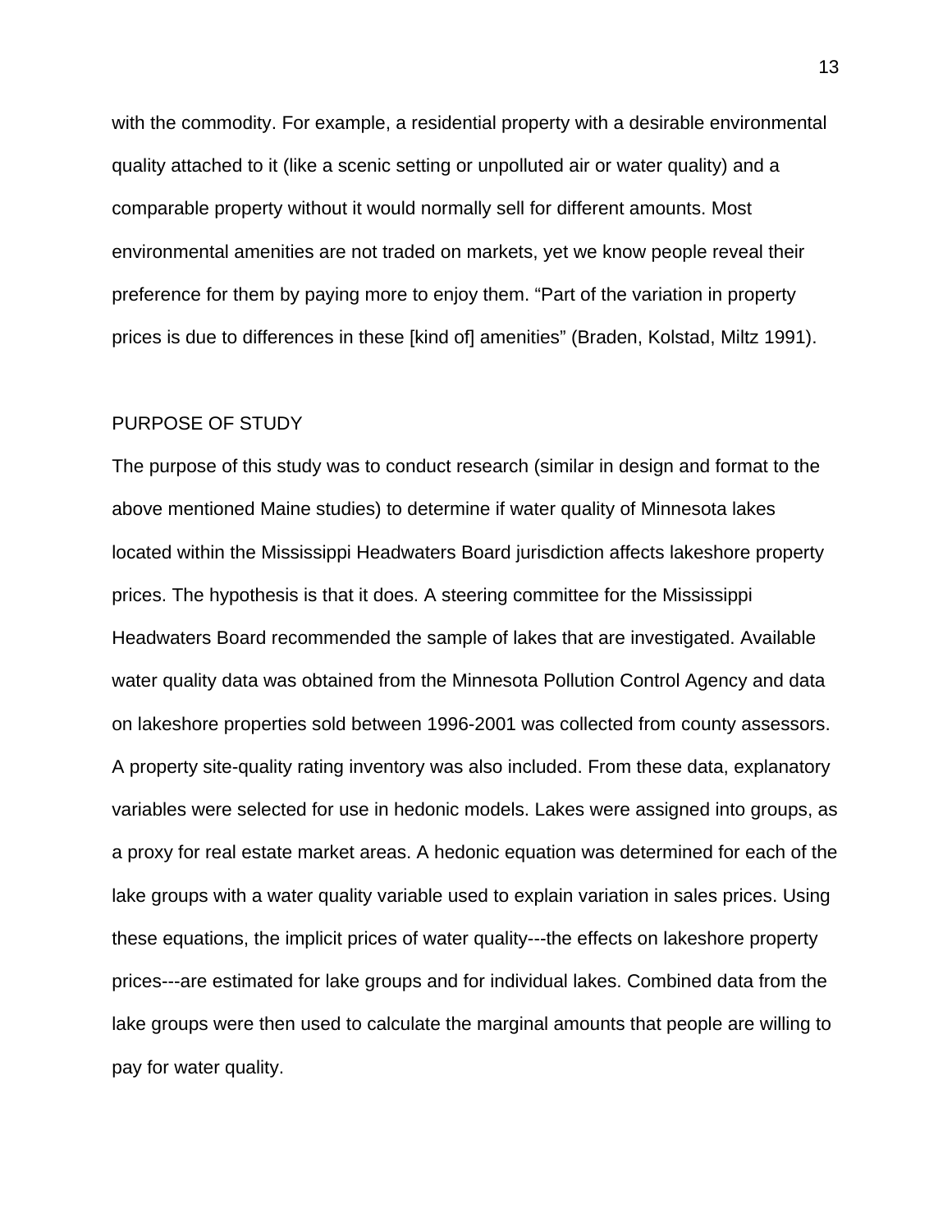with the commodity. For example, a residential property with a desirable environmental quality attached to it (like a scenic setting or unpolluted air or water quality) and a comparable property without it would normally sell for different amounts. Most environmental amenities are not traded on markets, yet we know people reveal their preference for them by paying more to enjoy them. “Part of the variation in property prices is due to differences in these [kind of] amenities” (Braden, Kolstad, Miltz 1991).

## PURPOSE OF STUDY

The purpose of this study was to conduct research (similar in design and format to the above mentioned Maine studies) to determine if water quality of Minnesota lakes located within the Mississippi Headwaters Board jurisdiction affects lakeshore property prices. The hypothesis is that it does. A steering committee for the Mississippi Headwaters Board recommended the sample of lakes that are investigated. Available water quality data was obtained from the Minnesota Pollution Control Agency and data on lakeshore properties sold between 1996-2001 was collected from county assessors. A property site-quality rating inventory was also included. From these data, explanatory variables were selected for use in hedonic models. Lakes were assigned into groups, as a proxy for real estate market areas. A hedonic equation was determined for each of the lake groups with a water quality variable used to explain variation in sales prices. Using these equations, the implicit prices of water quality---the effects on lakeshore property prices---are estimated for lake groups and for individual lakes. Combined data from the lake groups were then used to calculate the marginal amounts that people are willing to pay for water quality.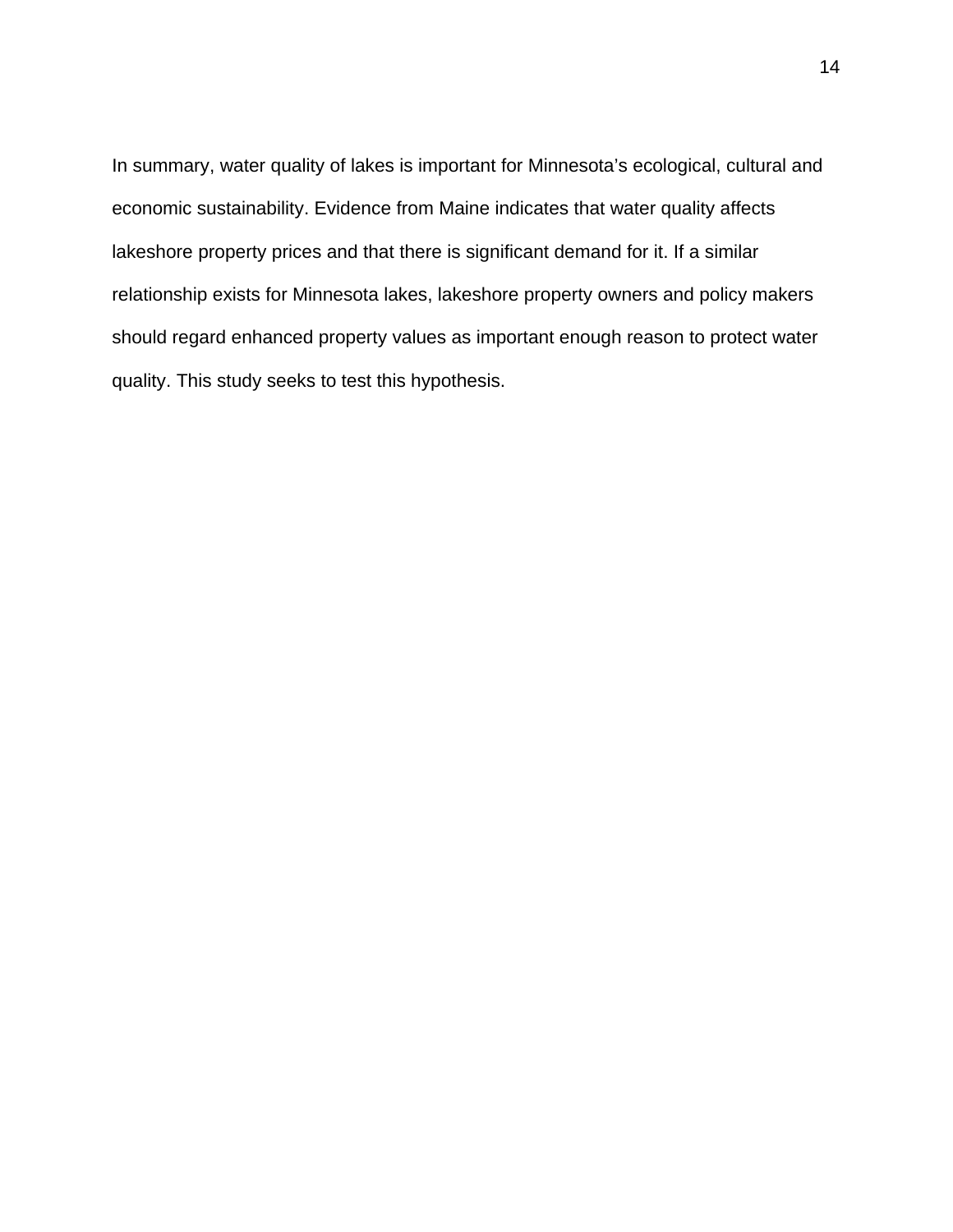In summary, water quality of lakes is important for Minnesota’s ecological, cultural and economic sustainability. Evidence from Maine indicates that water quality affects lakeshore property prices and that there is significant demand for it. If a similar relationship exists for Minnesota lakes, lakeshore property owners and policy makers should regard enhanced property values as important enough reason to protect water quality. This study seeks to test this hypothesis.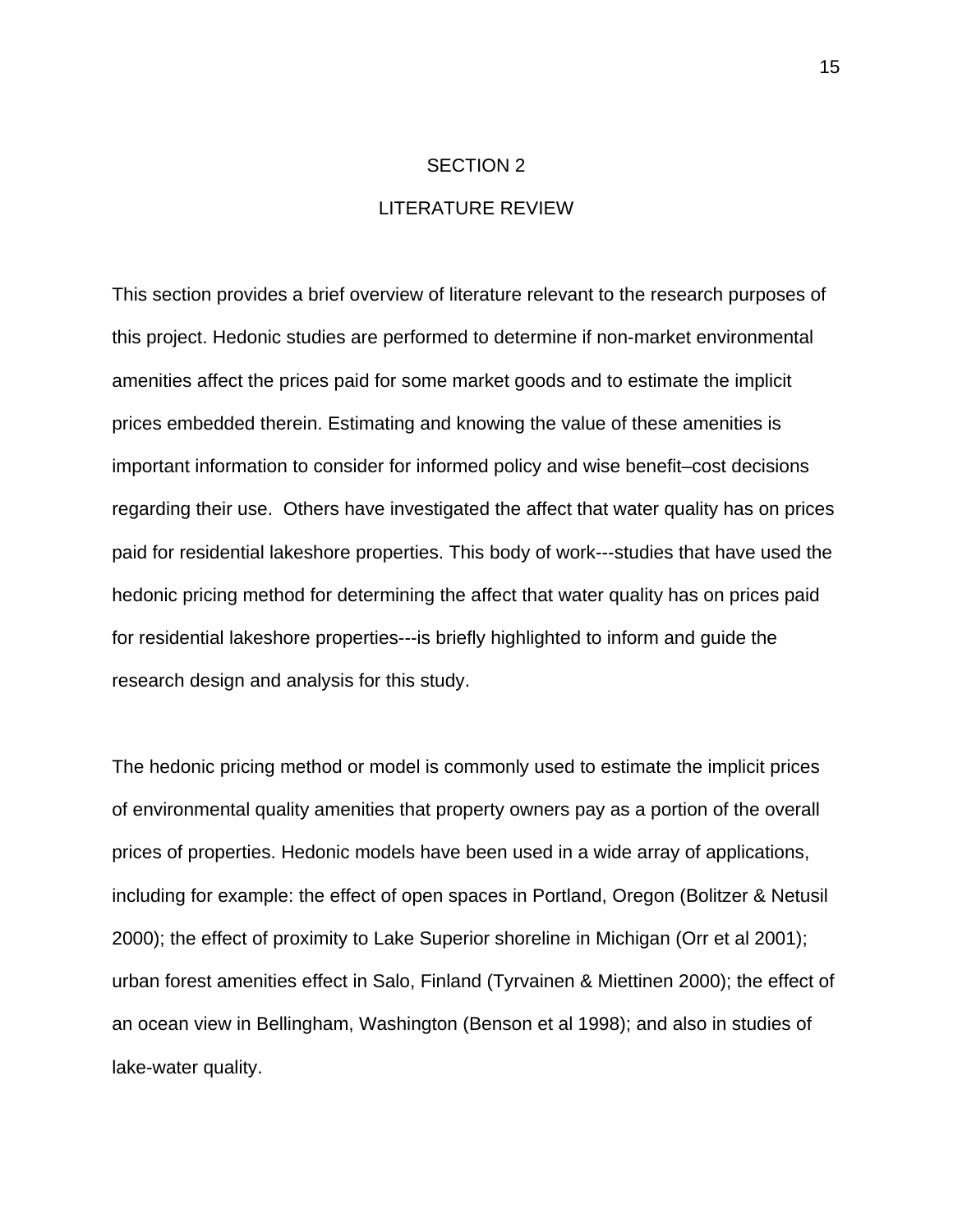# SECTION 2

# LITERATURE REVIEW

This section provides a brief overview of literature relevant to the research purposes of this project. Hedonic studies are performed to determine if non-market environmental amenities affect the prices paid for some market goods and to estimate the implicit prices embedded therein. Estimating and knowing the value of these amenities is important information to consider for informed policy and wise benefit–cost decisions regarding their use. Others have investigated the affect that water quality has on prices paid for residential lakeshore properties. This body of work---studies that have used the hedonic pricing method for determining the affect that water quality has on prices paid for residential lakeshore properties---is briefly highlighted to inform and guide the research design and analysis for this study.

The hedonic pricing method or model is commonly used to estimate the implicit prices of environmental quality amenities that property owners pay as a portion of the overall prices of properties. Hedonic models have been used in a wide array of applications, including for example: the effect of open spaces in Portland, Oregon (Bolitzer & Netusil 2000); the effect of proximity to Lake Superior shoreline in Michigan (Orr et al 2001); urban forest amenities effect in Salo, Finland (Tyrvainen & Miettinen 2000); the effect of an ocean view in Bellingham, Washington (Benson et al 1998); and also in studies of lake-water quality.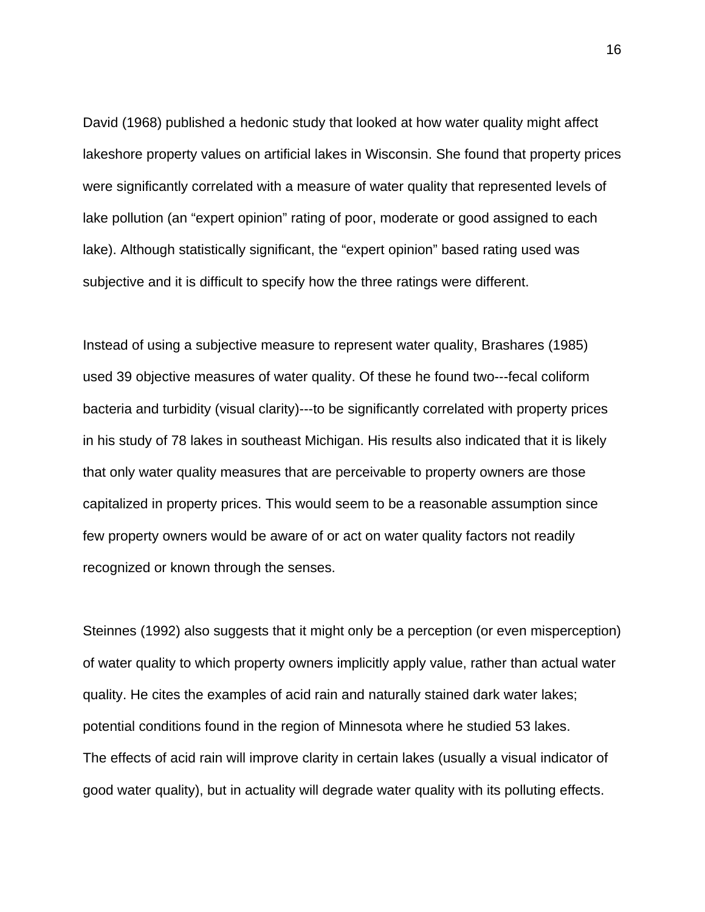David (1968) published a hedonic study that looked at how water quality might affect lakeshore property values on artificial lakes in Wisconsin. She found that property prices were significantly correlated with a measure of water quality that represented levels of lake pollution (an “expert opinion” rating of poor, moderate or good assigned to each lake). Although statistically significant, the “expert opinion” based rating used was subjective and it is difficult to specify how the three ratings were different.

Instead of using a subjective measure to represent water quality, Brashares (1985) used 39 objective measures of water quality. Of these he found two---fecal coliform bacteria and turbidity (visual clarity)---to be significantly correlated with property prices in his study of 78 lakes in southeast Michigan. His results also indicated that it is likely that only water quality measures that are perceivable to property owners are those capitalized in property prices. This would seem to be a reasonable assumption since few property owners would be aware of or act on water quality factors not readily recognized or known through the senses.

Steinnes (1992) also suggests that it might only be a perception (or even misperception) of water quality to which property owners implicitly apply value, rather than actual water quality. He cites the examples of acid rain and naturally stained dark water lakes; potential conditions found in the region of Minnesota where he studied 53 lakes.
The effects of acid rain will improve clarity in certain lakes (usually a visual indicator of good water quality), but in actuality will degrade water quality with its polluting effects.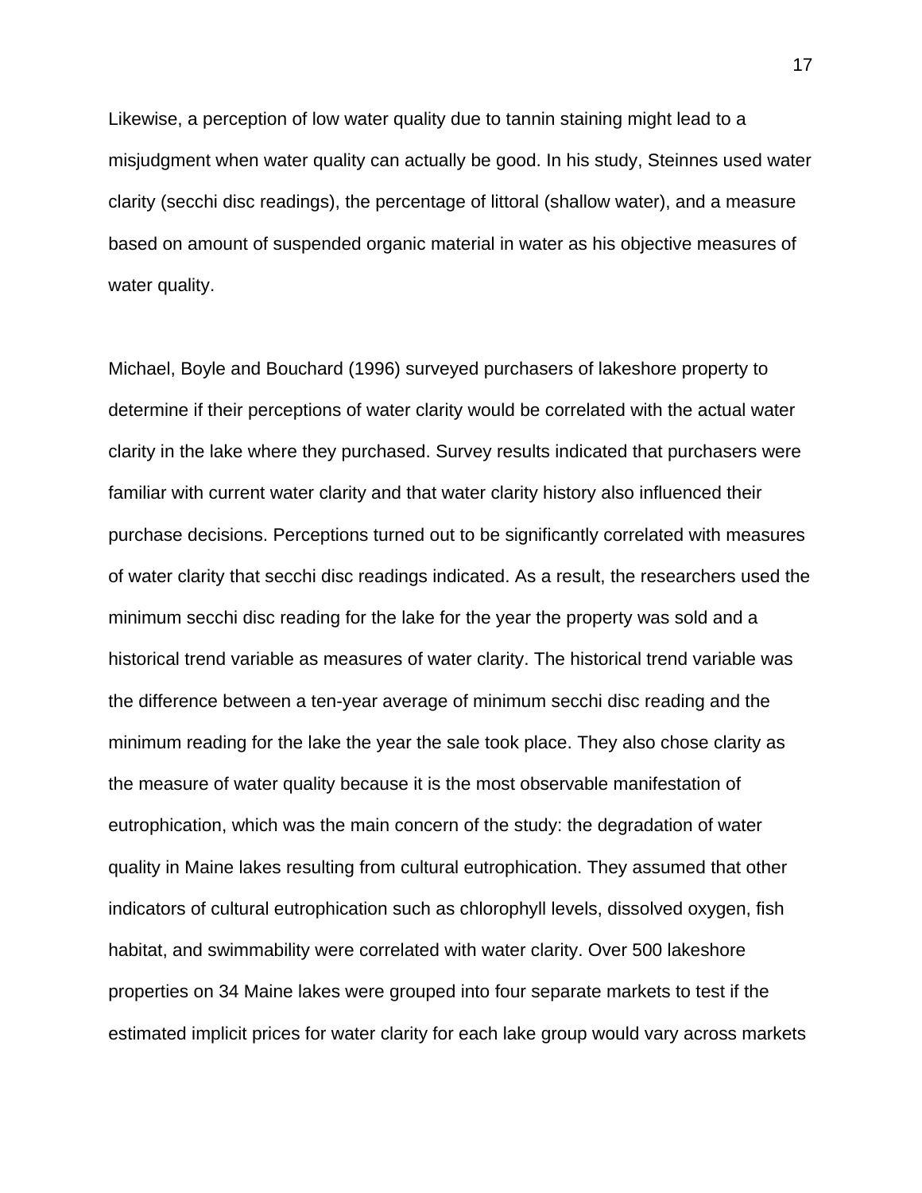Likewise, a perception of low water quality due to tannin staining might lead to a misjudgment when water quality can actually be good. In his study, Steinnes used water clarity (secchi disc readings), the percentage of littoral (shallow water), and a measure based on amount of suspended organic material in water as his objective measures of water quality.

Michael, Boyle and Bouchard (1996) surveyed purchasers of lakeshore property to determine if their perceptions of water clarity would be correlated with the actual water clarity in the lake where they purchased. Survey results indicated that purchasers were familiar with current water clarity and that water clarity history also influenced their purchase decisions. Perceptions turned out to be significantly correlated with measures of water clarity that secchi disc readings indicated. As a result, the researchers used the minimum secchi disc reading for the lake for the year the property was sold and a historical trend variable as measures of water clarity. The historical trend variable was the difference between a ten-year average of minimum secchi disc reading and the minimum reading for the lake the year the sale took place. They also chose clarity as the measure of water quality because it is the most observable manifestation of eutrophication, which was the main concern of the study: the degradation of water quality in Maine lakes resulting from cultural eutrophication. They assumed that other indicators of cultural eutrophication such as chlorophyll levels, dissolved oxygen, fish habitat, and swimmability were correlated with water clarity. Over 500 lakeshore properties on 34 Maine lakes were grouped into four separate markets to test if the estimated implicit prices for water clarity for each lake group would vary across markets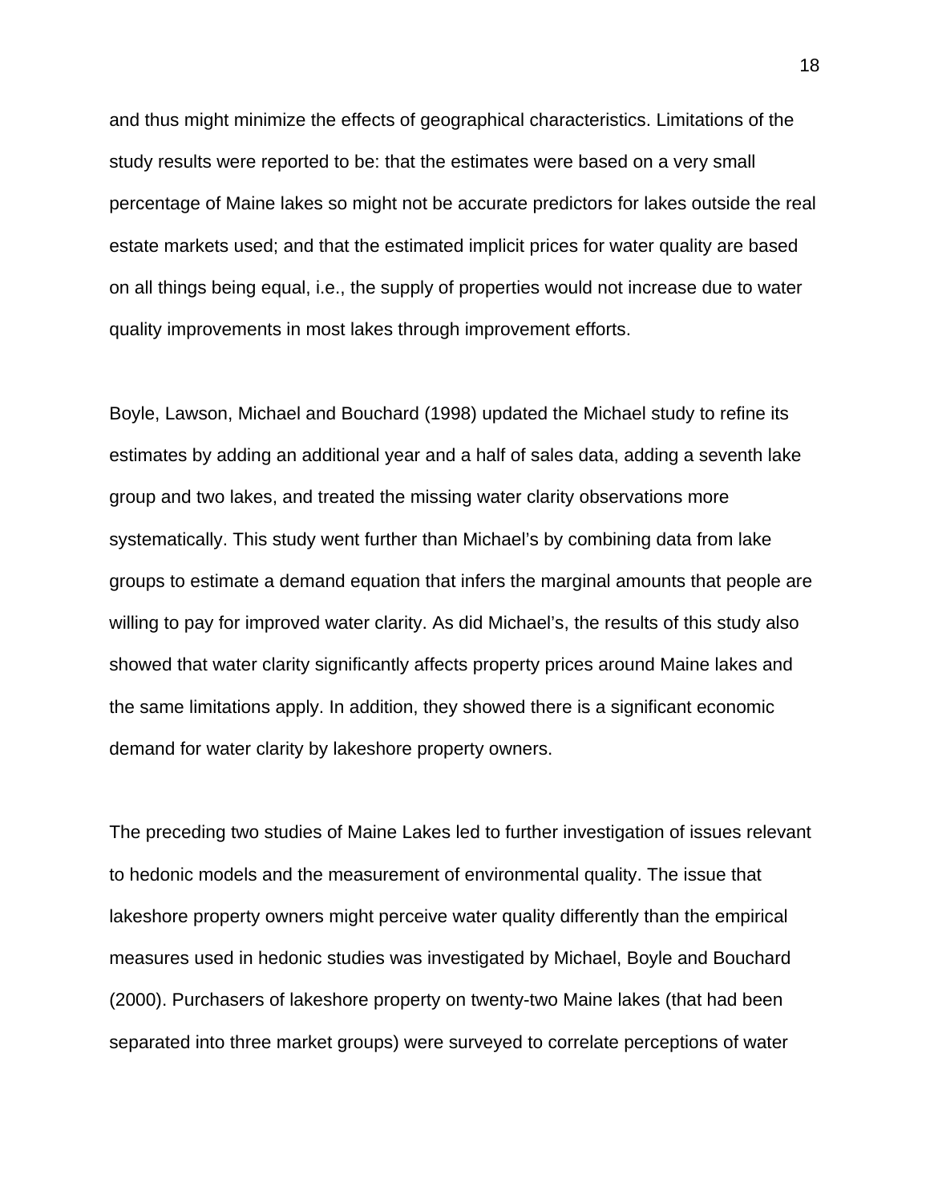and thus might minimize the effects of geographical characteristics. Limitations of the study results were reported to be: that the estimates were based on a very small percentage of Maine lakes so might not be accurate predictors for lakes outside the real estate markets used; and that the estimated implicit prices for water quality are based on all things being equal, i.e., the supply of properties would not increase due to water quality improvements in most lakes through improvement efforts.

Boyle, Lawson, Michael and Bouchard (1998) updated the Michael study to refine its estimates by adding an additional year and a half of sales data, adding a seventh lake group and two lakes, and treated the missing water clarity observations more systematically. This study went further than Michael's by combining data from lake groups to estimate a demand equation that infers the marginal amounts that people are willing to pay for improved water clarity. As did Michael's, the results of this study also showed that water clarity significantly affects property prices around Maine lakes and the same limitations apply. In addition, they showed there is a significant economic demand for water clarity by lakeshore property owners.

The preceding two studies of Maine Lakes led to further investigation of issues relevant to hedonic models and the measurement of environmental quality. The issue that lakeshore property owners might perceive water quality differently than the empirical measures used in hedonic studies was investigated by Michael, Boyle and Bouchard (2000). Purchasers of lakeshore property on twenty-two Maine lakes (that had been separated into three market groups) were surveyed to correlate perceptions of water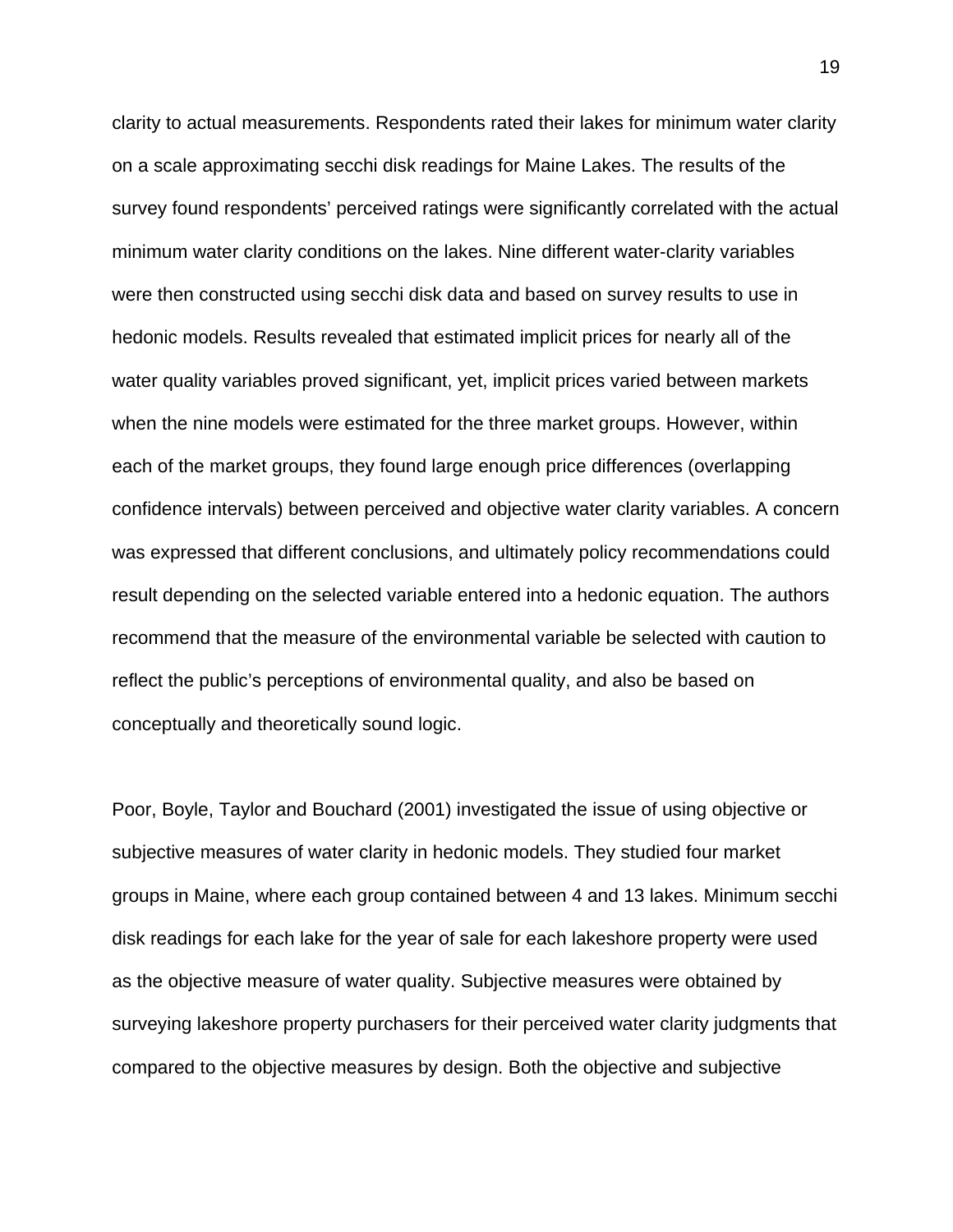clarity to actual measurements. Respondents rated their lakes for minimum water clarity on a scale approximating secchi disk readings for Maine Lakes. The results of the survey found respondents' perceived ratings were significantly correlated with the actual minimum water clarity conditions on the lakes. Nine different water-clarity variables were then constructed using secchi disk data and based on survey results to use in hedonic models. Results revealed that estimated implicit prices for nearly all of the water quality variables proved significant, yet, implicit prices varied between markets when the nine models were estimated for the three market groups. However, within each of the market groups, they found large enough price differences (overlapping confidence intervals) between perceived and objective water clarity variables. A concern was expressed that different conclusions, and ultimately policy recommendations could result depending on the selected variable entered into a hedonic equation. The authors recommend that the measure of the environmental variable be selected with caution to reflect the public's perceptions of environmental quality, and also be based on conceptually and theoretically sound logic.

Poor, Boyle, Taylor and Bouchard (2001) investigated the issue of using objective or subjective measures of water clarity in hedonic models. They studied four market groups in Maine, where each group contained between 4 and 13 lakes. Minimum secchi disk readings for each lake for the year of sale for each lakeshore property were used as the objective measure of water quality. Subjective measures were obtained by surveying lakeshore property purchasers for their perceived water clarity judgments that compared to the objective measures by design. Both the objective and subjective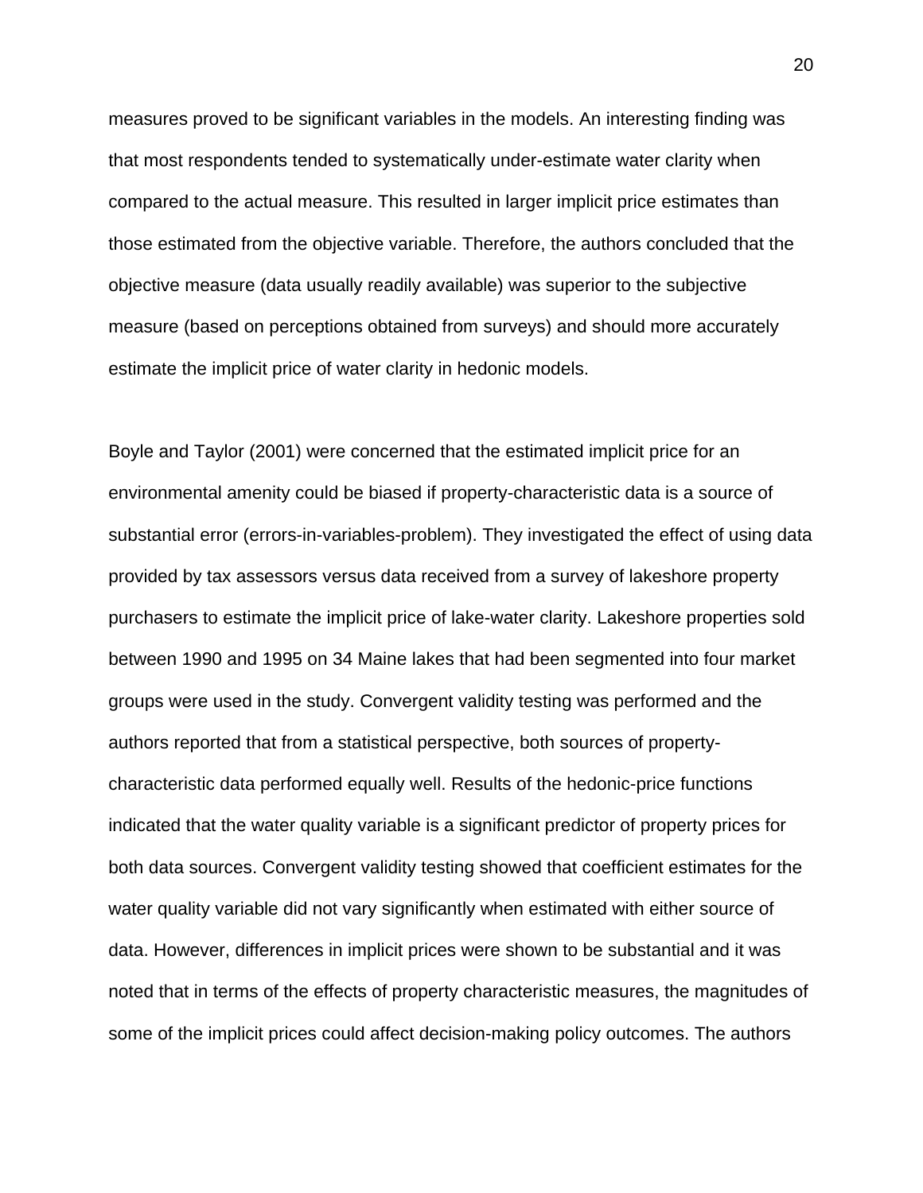measures proved to be significant variables in the models. An interesting finding was that most respondents tended to systematically under-estimate water clarity when compared to the actual measure. This resulted in larger implicit price estimates than those estimated from the objective variable. Therefore, the authors concluded that the objective measure (data usually readily available) was superior to the subjective measure (based on perceptions obtained from surveys) and should more accurately estimate the implicit price of water clarity in hedonic models.

Boyle and Taylor (2001) were concerned that the estimated implicit price for an environmental amenity could be biased if property-characteristic data is a source of substantial error (errors-in-variables-problem). They investigated the effect of using data provided by tax assessors versus data received from a survey of lakeshore property purchasers to estimate the implicit price of lake-water clarity. Lakeshore properties sold between 1990 and 1995 on 34 Maine lakes that had been segmented into four market groups were used in the study. Convergent validity testing was performed and the authors reported that from a statistical perspective, both sources of property-characteristic data performed equally well. Results of the hedonic-price functions indicated that the water quality variable is a significant predictor of property prices for both data sources. Convergent validity testing showed that coefficient estimates for the water quality variable did not vary significantly when estimated with either source of data. However, differences in implicit prices were shown to be substantial and it was noted that in terms of the effects of property characteristic measures, the magnitudes of some of the implicit prices could affect decision-making policy outcomes. The authors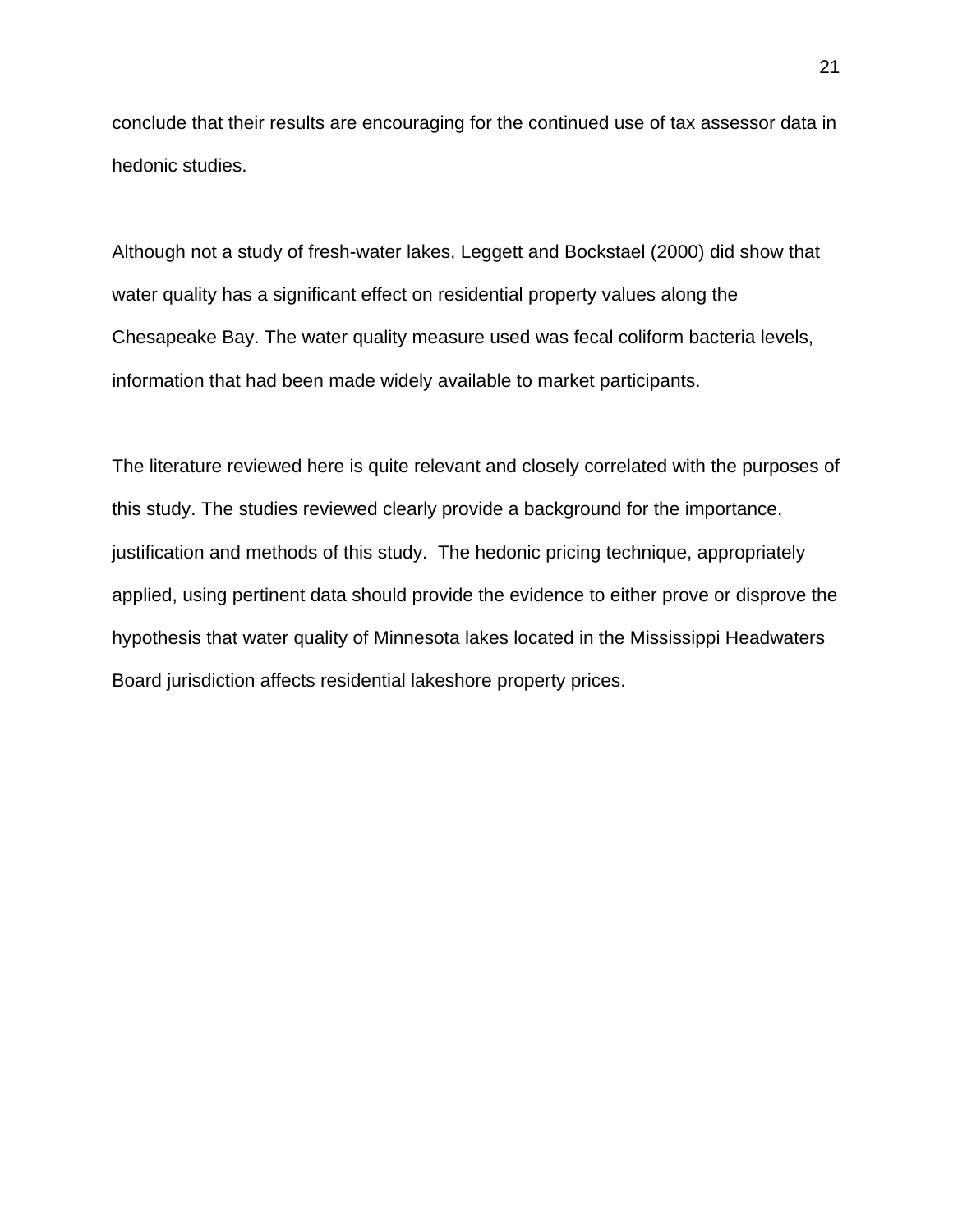conclude that their results are encouraging for the continued use of tax assessor data in hedonic studies.

Although not a study of fresh-water lakes, Leggett and Bockstael (2000) did show that water quality has a significant effect on residential property values along the Chesapeake Bay. The water quality measure used was fecal coliform bacteria levels, information that had been made widely available to market participants.

The literature reviewed here is quite relevant and closely correlated with the purposes of this study. The studies reviewed clearly provide a background for the importance, justification and methods of this study. The hedonic pricing technique, appropriately applied, using pertinent data should provide the evidence to either prove or disprove the hypothesis that water quality of Minnesota lakes located in the Mississippi Headwaters Board jurisdiction affects residential lakeshore property prices.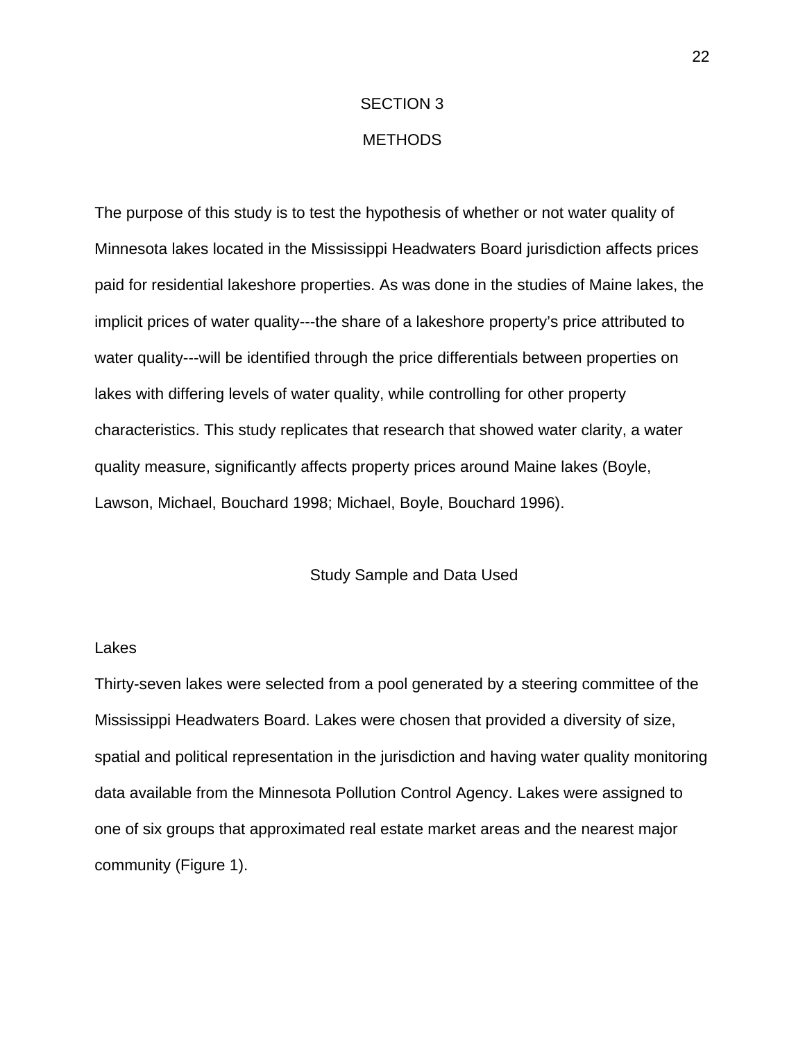# SECTION 3

# METHODS

The purpose of this study is to test the hypothesis of whether or not water quality of Minnesota lakes located in the Mississippi Headwaters Board jurisdiction affects prices paid for residential lakeshore properties. As was done in the studies of Maine lakes, the implicit prices of water quality---the share of a lakeshore property's price attributed to water quality---will be identified through the price differentials between properties on lakes with differing levels of water quality, while controlling for other property characteristics. This study replicates that research that showed water clarity, a water quality measure, significantly affects property prices around Maine lakes (Boyle, Lawson, Michael, Bouchard 1998; Michael, Boyle, Bouchard 1996).

## Study Sample and Data Used

### Lakes

Thirty-seven lakes were selected from a pool generated by a steering committee of the Mississippi Headwaters Board. Lakes were chosen that provided a diversity of size, spatial and political representation in the jurisdiction and having water quality monitoring data available from the Minnesota Pollution Control Agency. Lakes were assigned to one of six groups that approximated real estate market areas and the nearest major community (Figure 1).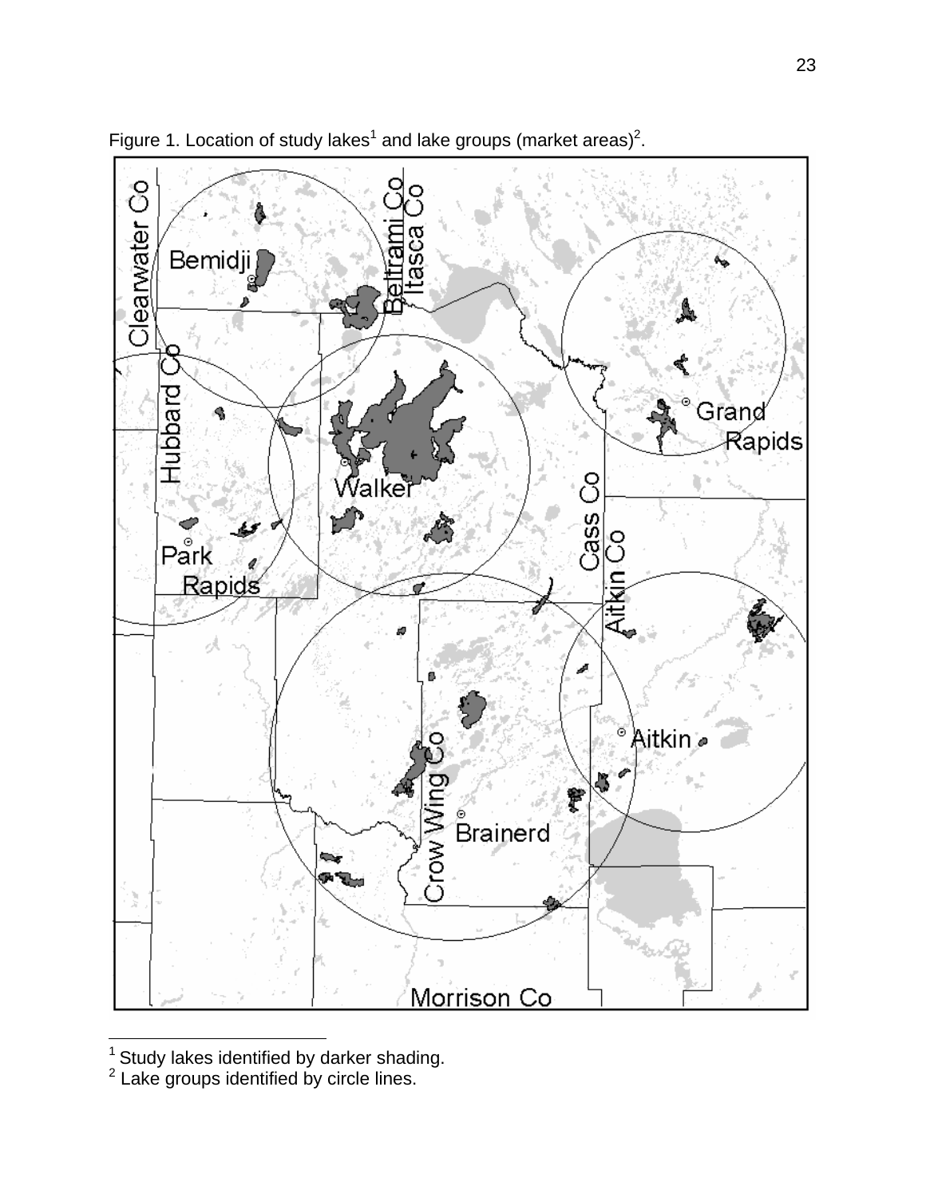Figure 1. Location of study lakes[1] and lake groups (market areas)[2].

[1] Study lakes identified by darker shading.

[2] Lake groups identified by circle lines.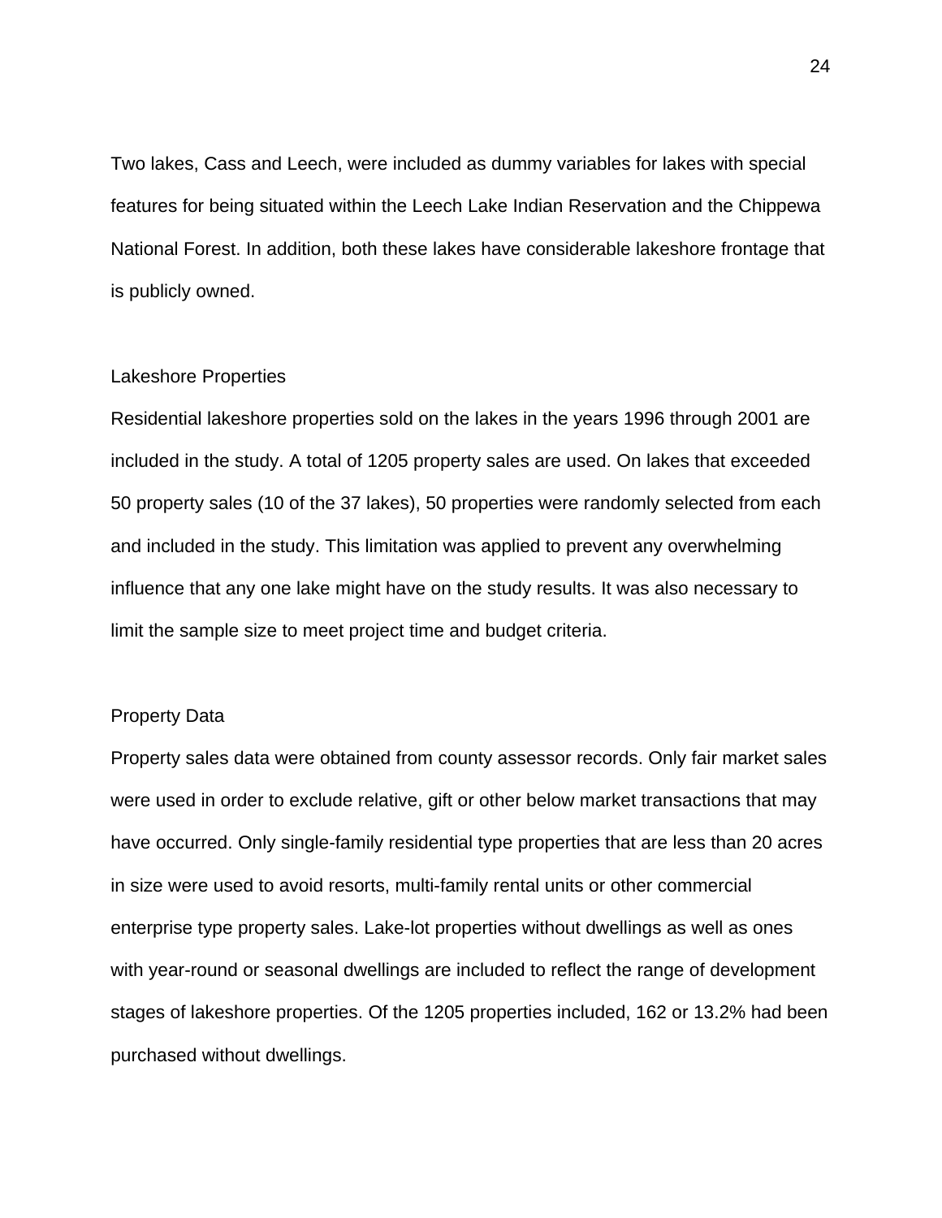Two lakes, Cass and Leech, were included as dummy variables for lakes with special features for being situated within the Leech Lake Indian Reservation and the Chippewa National Forest. In addition, both these lakes have considerable lakeshore frontage that is publicly owned.

### Lakeshore Properties

Residential lakeshore properties sold on the lakes in the years 1996 through 2001 are included in the study. A total of 1205 property sales are used. On lakes that exceeded 50 property sales (10 of the 37 lakes), 50 properties were randomly selected from each and included in the study. This limitation was applied to prevent any overwhelming influence that any one lake might have on the study results. It was also necessary to limit the sample size to meet project time and budget criteria.

### Property Data

Property sales data were obtained from county assessor records. Only fair market sales were used in order to exclude relative, gift or other below market transactions that may have occurred. Only single-family residential type properties that are less than 20 acres in size were used to avoid resorts, multi-family rental units or other commercial enterprise type property sales. Lake-lot properties without dwellings as well as ones with year-round or seasonal dwellings are included to reflect the range of development stages of lakeshore properties. Of the 1205 properties included, 162 or 13.2% had been purchased without dwellings.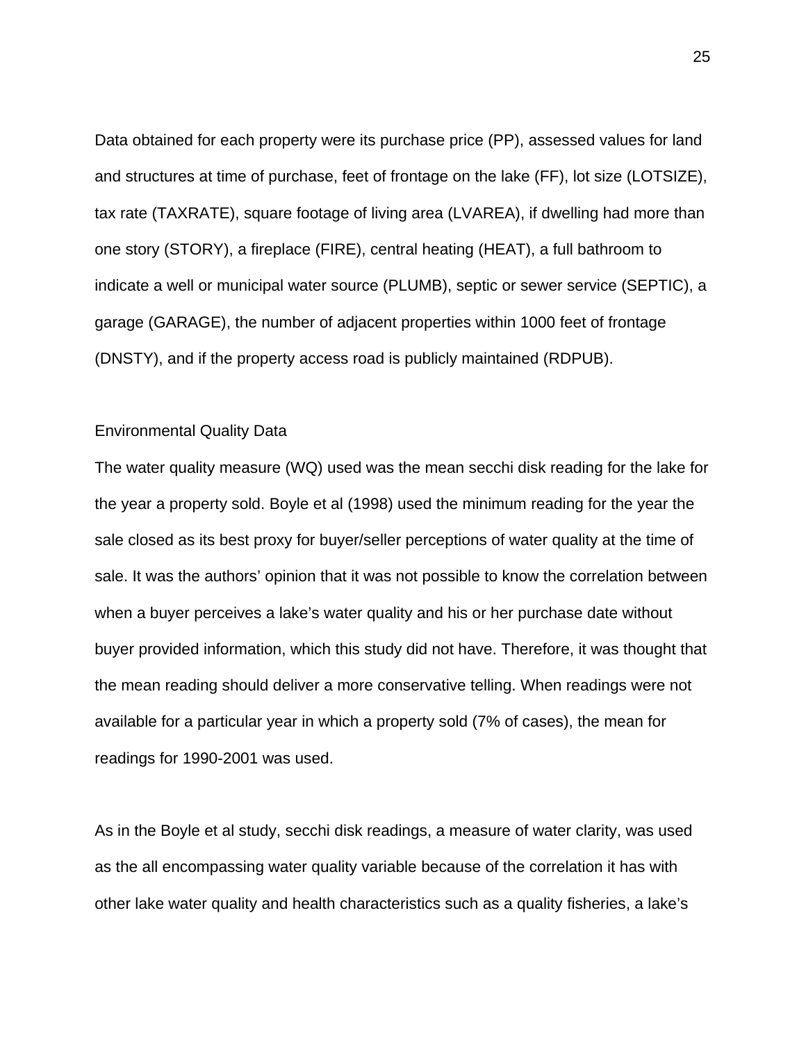Data obtained for each property were its purchase price (PP), assessed values for land and structures at time of purchase, feet of frontage on the lake (FF), lot size (LOTSIZE), tax rate (TAXRATE), square footage of living area (LVAREA), if dwelling had more than one story (STORY), a fireplace (FIRE), central heating (HEAT), a full bathroom to indicate a well or municipal water source (PLUMB), septic or sewer service (SEPTIC), a garage (GARAGE), the number of adjacent properties within 1000 feet of frontage (DNSTY), and if the property access road is publicly maintained (RDPUB).

### Environmental Quality Data

The water quality measure (WQ) used was the mean secchi disk reading for the lake for the year a property sold. Boyle et al (1998) used the minimum reading for the year the sale closed as its best proxy for buyer/seller perceptions of water quality at the time of sale. It was the authors' opinion that it was not possible to know the correlation between when a buyer perceives a lake's water quality and his or her purchase date without buyer provided information, which this study did not have. Therefore, it was thought that the mean reading should deliver a more conservative telling. When readings were not available for a particular year in which a property sold (7% of cases), the mean for readings for 1990-2001 was used.

As in the Boyle et al study, secchi disk readings, a measure of water clarity, was used as the all encompassing water quality variable because of the correlation it has with other lake water quality and health characteristics such as a quality fisheries, a lake's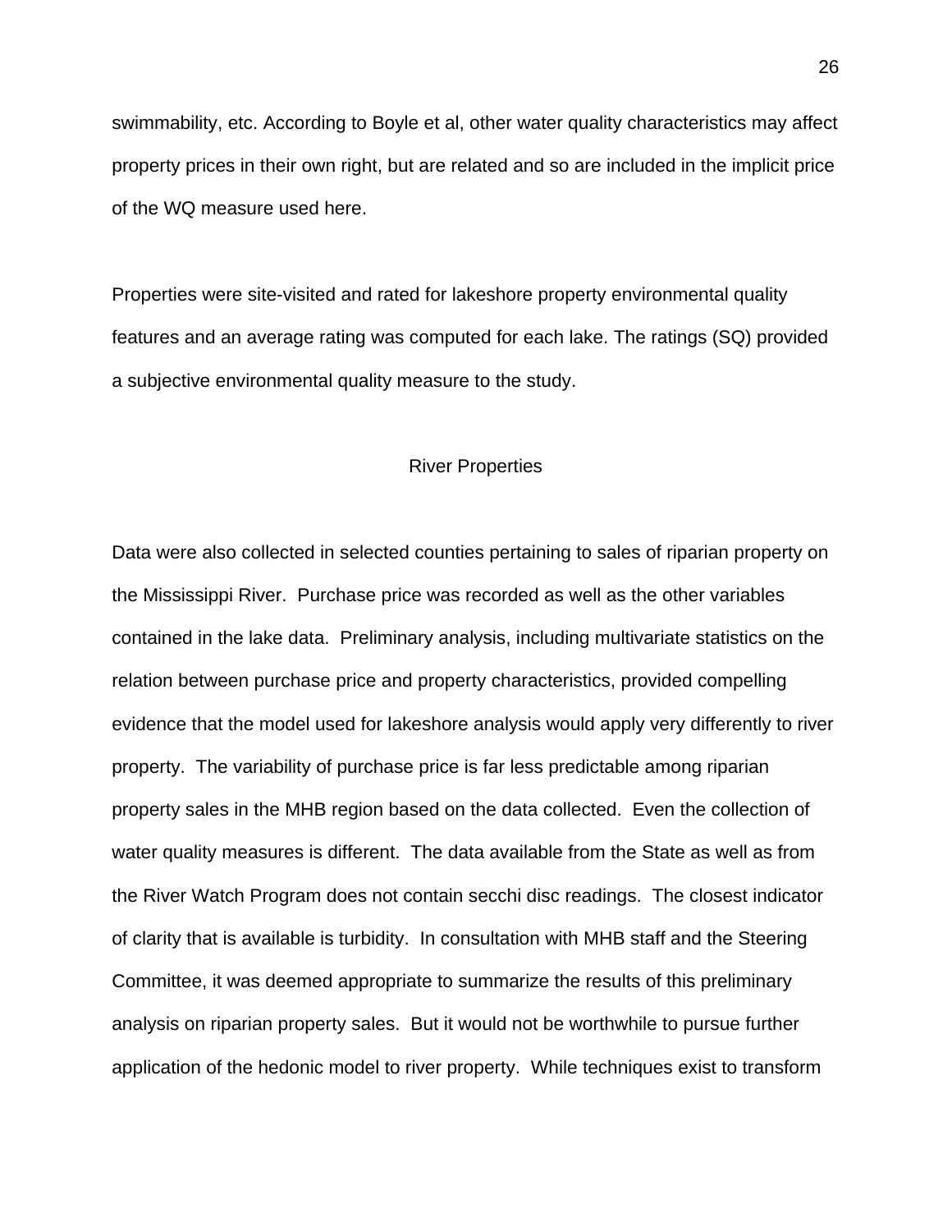swimmability, etc. According to Boyle et al, other water quality characteristics may affect property prices in their own right, but are related and so are included in the implicit price of the WQ measure used here.

Properties were site-visited and rated for lakeshore property environmental quality features and an average rating was computed for each lake. The ratings (SQ) provided a subjective environmental quality measure to the study.

## River Properties

Data were also collected in selected counties pertaining to sales of riparian property on the Mississippi River. Purchase price was recorded as well as the other variables contained in the lake data. Preliminary analysis, including multivariate statistics on the relation between purchase price and property characteristics, provided compelling evidence that the model used for lakeshore analysis would apply very differently to river property. The variability of purchase price is far less predictable among riparian property sales in the MHB region based on the data collected. Even the collection of water quality measures is different. The data available from the State as well as from the River Watch Program does not contain secchi disc readings. The closest indicator of clarity that is available is turbidity. In consultation with MHB staff and the Steering Committee, it was deemed appropriate to summarize the results of this preliminary analysis on riparian property sales. But it would not be worthwhile to pursue further application of the hedonic model to river property. While techniques exist to transform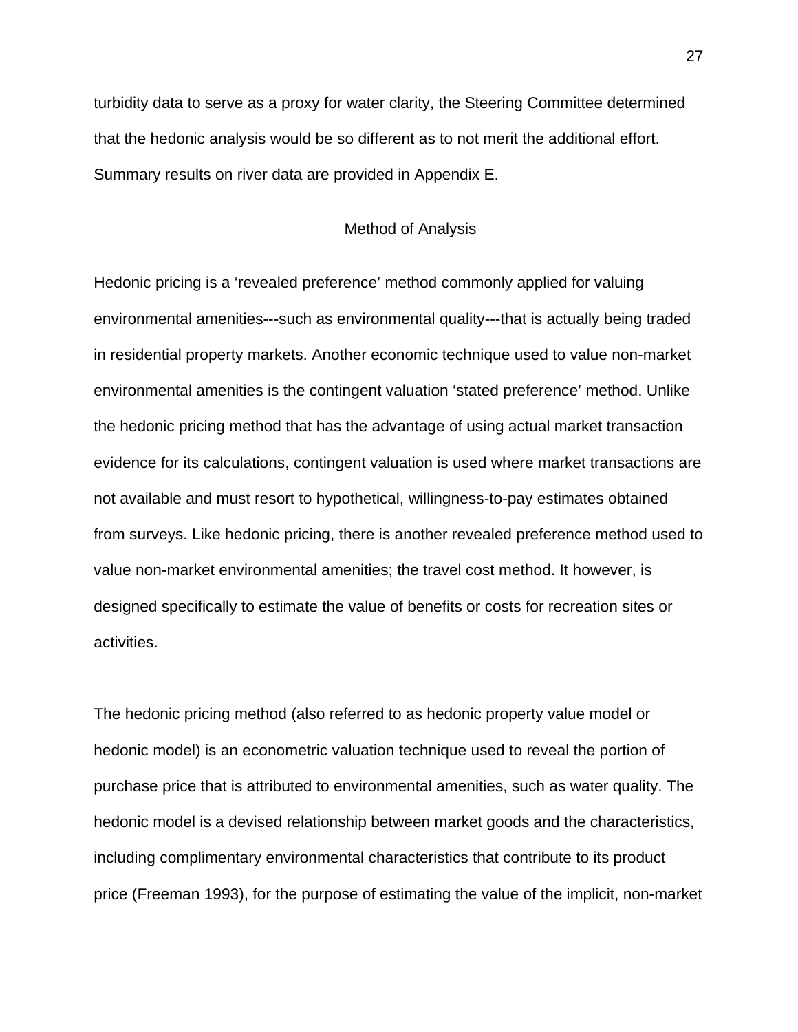turbidity data to serve as a proxy for water clarity, the Steering Committee determined that the hedonic analysis would be so different as to not merit the additional effort. Summary results on river data are provided in Appendix E.

## Method of Analysis

Hedonic pricing is a ‘revealed preference’ method commonly applied for valuing environmental amenities---such as environmental quality---that is actually being traded in residential property markets. Another economic technique used to value non-market environmental amenities is the contingent valuation ‘stated preference’ method. Unlike the hedonic pricing method that has the advantage of using actual market transaction evidence for its calculations, contingent valuation is used where market transactions are not available and must resort to hypothetical, willingness-to-pay estimates obtained from surveys. Like hedonic pricing, there is another revealed preference method used to value non-market environmental amenities; the travel cost method. It however, is designed specifically to estimate the value of benefits or costs for recreation sites or activities.

The hedonic pricing method (also referred to as hedonic property value model or hedonic model) is an econometric valuation technique used to reveal the portion of purchase price that is attributed to environmental amenities, such as water quality. The hedonic model is a devised relationship between market goods and the characteristics, including complimentary environmental characteristics that contribute to its product price (Freeman 1993), for the purpose of estimating the value of the implicit, non-market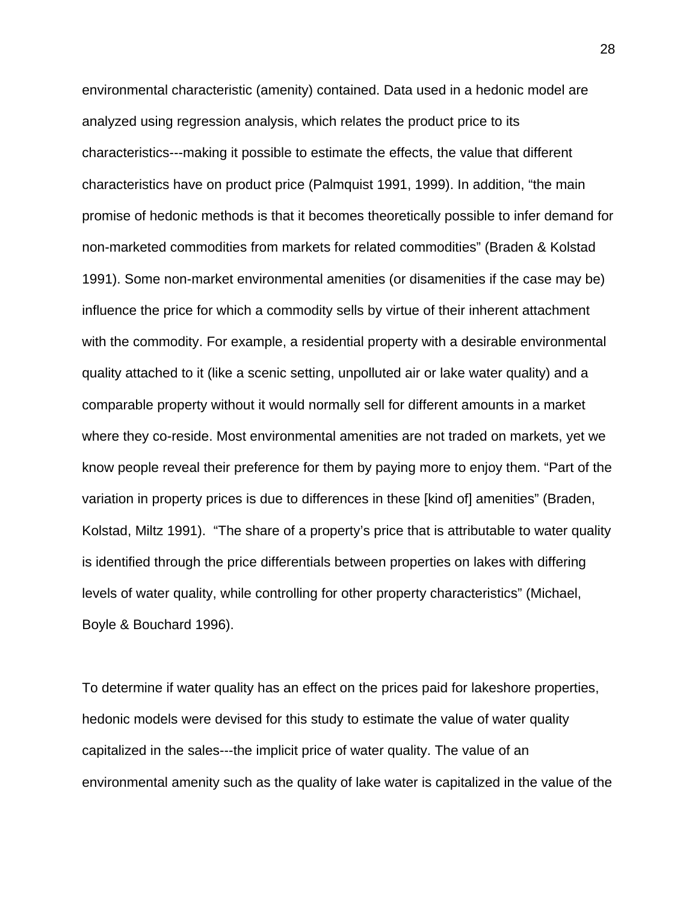environmental characteristic (amenity) contained. Data used in a hedonic model are analyzed using regression analysis, which relates the product price to its characteristics---making it possible to estimate the effects, the value that different characteristics have on product price (Palmquist 1991, 1999). In addition, "the main promise of hedonic methods is that it becomes theoretically possible to infer demand for non-marketed commodities from markets for related commodities" (Braden & Kolstad 1991). Some non-market environmental amenities (or disamenities if the case may be) influence the price for which a commodity sells by virtue of their inherent attachment with the commodity. For example, a residential property with a desirable environmental quality attached to it (like a scenic setting, unpolluted air or lake water quality) and a comparable property without it would normally sell for different amounts in a market where they co-reside. Most environmental amenities are not traded on markets, yet we know people reveal their preference for them by paying more to enjoy them. "Part of the variation in property prices is due to differences in these [kind of] amenities" (Braden, Kolstad, Miltz 1991). "The share of a property's price that is attributable to water quality is identified through the price differentials between properties on lakes with differing levels of water quality, while controlling for other property characteristics" (Michael, Boyle & Bouchard 1996).

To determine if water quality has an effect on the prices paid for lakeshore properties, hedonic models were devised for this study to estimate the value of water quality capitalized in the sales---the implicit price of water quality. The value of an environmental amenity such as the quality of lake water is capitalized in the value of the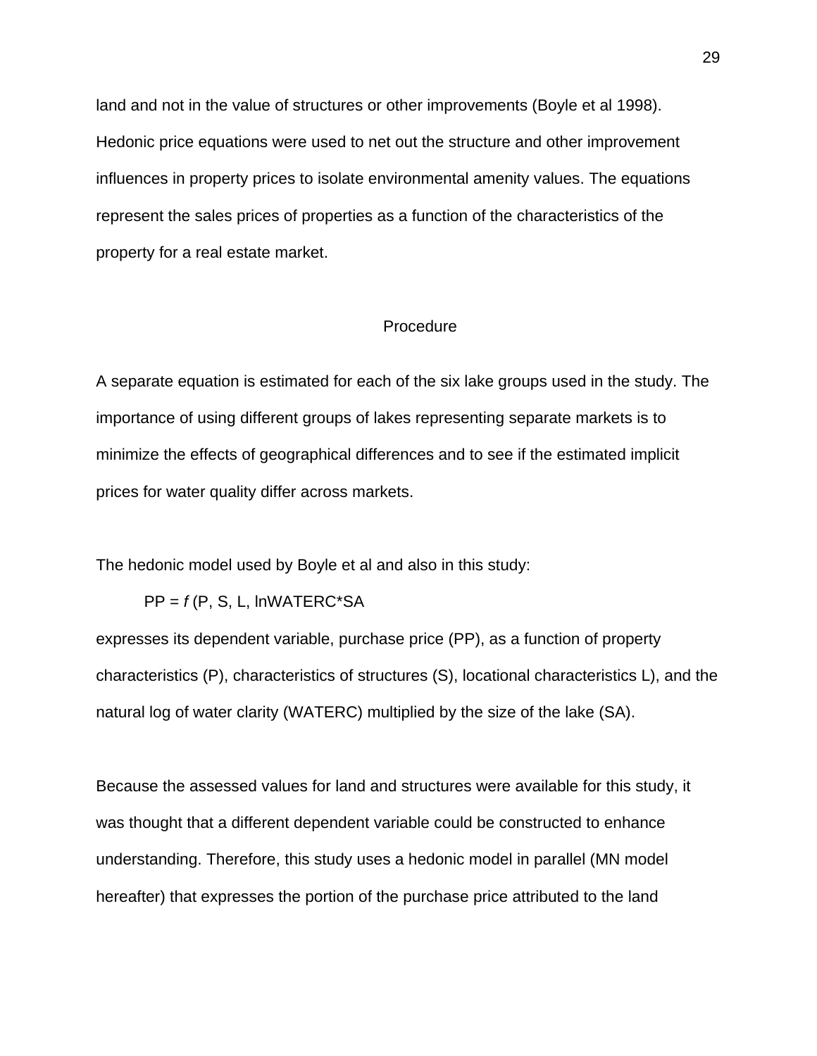land and not in the value of structures or other improvements (Boyle et al 1998). Hedonic price equations were used to net out the structure and other improvement influences in property prices to isolate environmental amenity values. The equations represent the sales prices of properties as a function of the characteristics of the property for a real estate market.

## Procedure

A separate equation is estimated for each of the six lake groups used in the study. The importance of using different groups of lakes representing separate markets is to minimize the effects of geographical differences and to see if the estimated implicit prices for water quality differ across markets.

The hedonic model used by Boyle et al and also in this study:

$$PP = f\ (P, S, L, \ln WATERC*SA$$

expresses its dependent variable, purchase price (PP), as a function of property characteristics (P), characteristics of structures (S), locational characteristics L), and the natural log of water clarity (WATERC) multiplied by the size of the lake (SA).

Because the assessed values for land and structures were available for this study, it was thought that a different dependent variable could be constructed to enhance understanding. Therefore, this study uses a hedonic model in parallel (MN model hereafter) that expresses the portion of the purchase price attributed to the land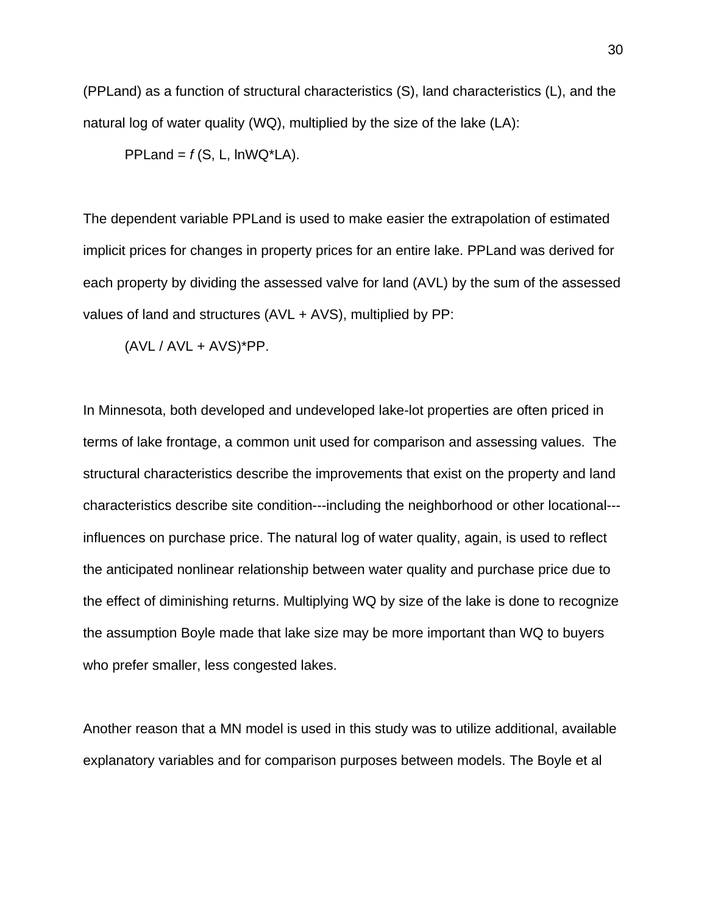(PPLand) as a function of structural characteristics (S), land characteristics (L), and the natural log of water quality (WQ), multiplied by the size of the lake (LA):

$$PPLand = f\,(S, L, \ln WQ * LA).$$

The dependent variable PPLand is used to make easier the extrapolation of estimated implicit prices for changes in property prices for an entire lake. PPLand was derived for each property by dividing the assessed valve for land (AVL) by the sum of the assessed values of land and structures (AVL + AVS), multiplied by PP:

$$(AVL / AVL + AVS)*PP.$$

In Minnesota, both developed and undeveloped lake-lot properties are often priced in terms of lake frontage, a common unit used for comparison and assessing values. The structural characteristics describe the improvements that exist on the property and land characteristics describe site condition---including the neighborhood or other locational---influences on purchase price. The natural log of water quality, again, is used to reflect the anticipated nonlinear relationship between water quality and purchase price due to the effect of diminishing returns. Multiplying WQ by size of the lake is done to recognize the assumption Boyle made that lake size may be more important than WQ to buyers who prefer smaller, less congested lakes.

Another reason that a MN model is used in this study was to utilize additional, available explanatory variables and for comparison purposes between models. The Boyle et al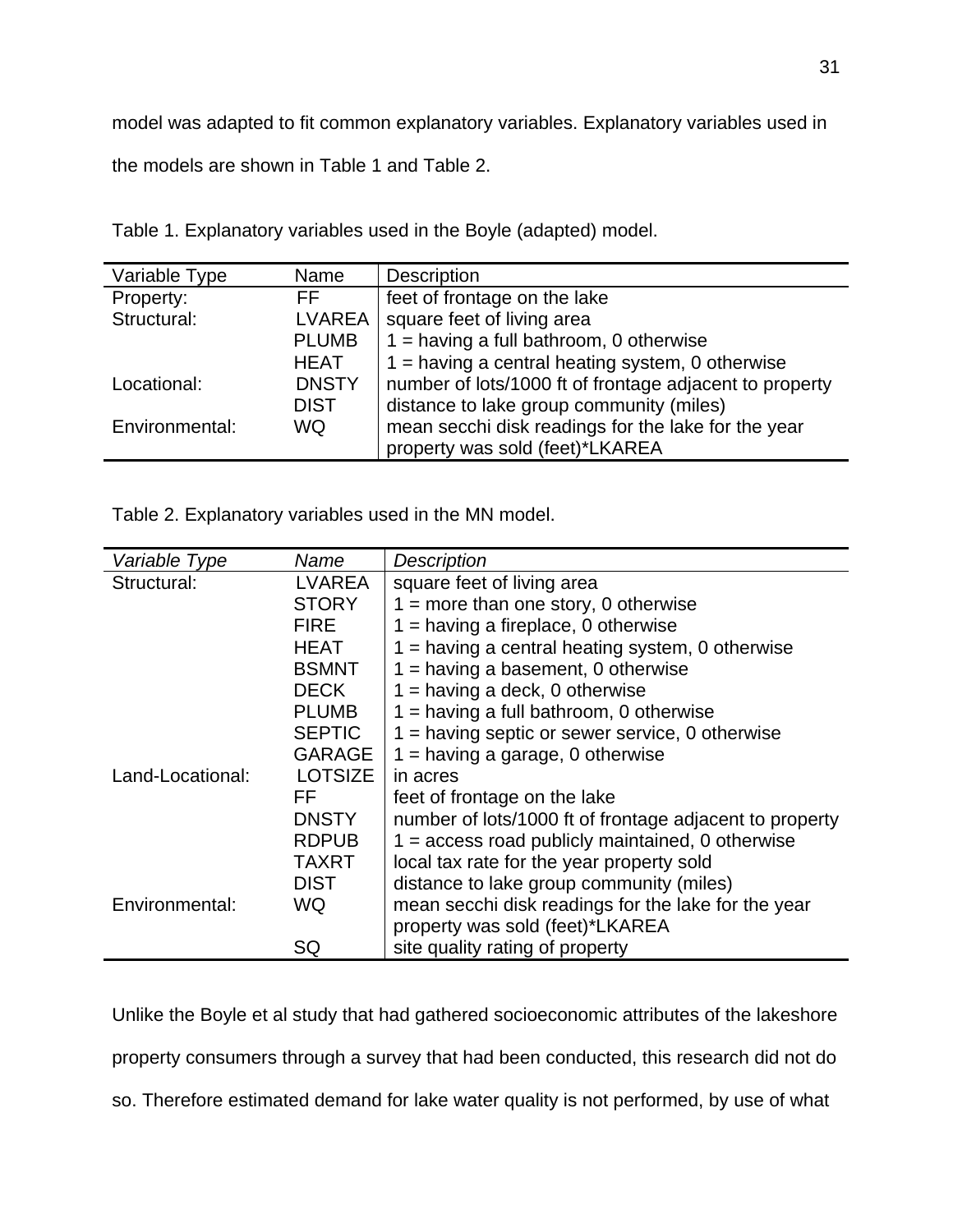model was adapted to fit common explanatory variables. Explanatory variables used in the models are shown in Table 1 and Table 2.

Table 1. Explanatory variables used in the Boyle (adapted) model.

| Variable Type | Name | Description |
|---|---|---|
| Property: | FF | feet of frontage on the lake |
| Structural: | LVAREA | square feet of living area |
| | PLUMB | 1 = having a full bathroom, 0 otherwise |
| | HEAT | 1 = having a central heating system, 0 otherwise |
| Locational: | DNSTY | number of lots/1000 ft of frontage adjacent to property |
| | DIST | distance to lake group community (miles) |
| Environmental: | WQ | mean secchi disk readings for the lake for the year property was sold (feet)*LKAREA |

Table 2. Explanatory variables used in the MN model.

| *Variable Type* | *Name* | *Description* |
|---|---|---|
| Structural: | LVAREA | square feet of living area |
| | STORY | 1 = more than one story, 0 otherwise |
| | FIRE | 1 = having a fireplace, 0 otherwise |
| | HEAT | 1 = having a central heating system, 0 otherwise |
| | BSMNT | 1 = having a basement, 0 otherwise |
| | DECK | 1 = having a deck, 0 otherwise |
| | PLUMB | 1 = having a full bathroom, 0 otherwise |
| | SEPTIC | 1 = having septic or sewer service, 0 otherwise |
| | GARAGE | 1 = having a garage, 0 otherwise |
| Land-Locational: | LOTSIZE | in acres |
| | FF | feet of frontage on the lake |
| | DNSTY | number of lots/1000 ft of frontage adjacent to property |
| | RDPUB | 1 = access road publicly maintained, 0 otherwise |
| | TAXRT | local tax rate for the year property sold |
| | DIST | distance to lake group community (miles) |
| Environmental: | WQ | mean secchi disk readings for the lake for the year property was sold (feet)*LKAREA |
| | SQ | site quality rating of property |

Unlike the Boyle et al study that had gathered socioeconomic attributes of the lakeshore property consumers through a survey that had been conducted, this research did not do so. Therefore estimated demand for lake water quality is not performed, by use of what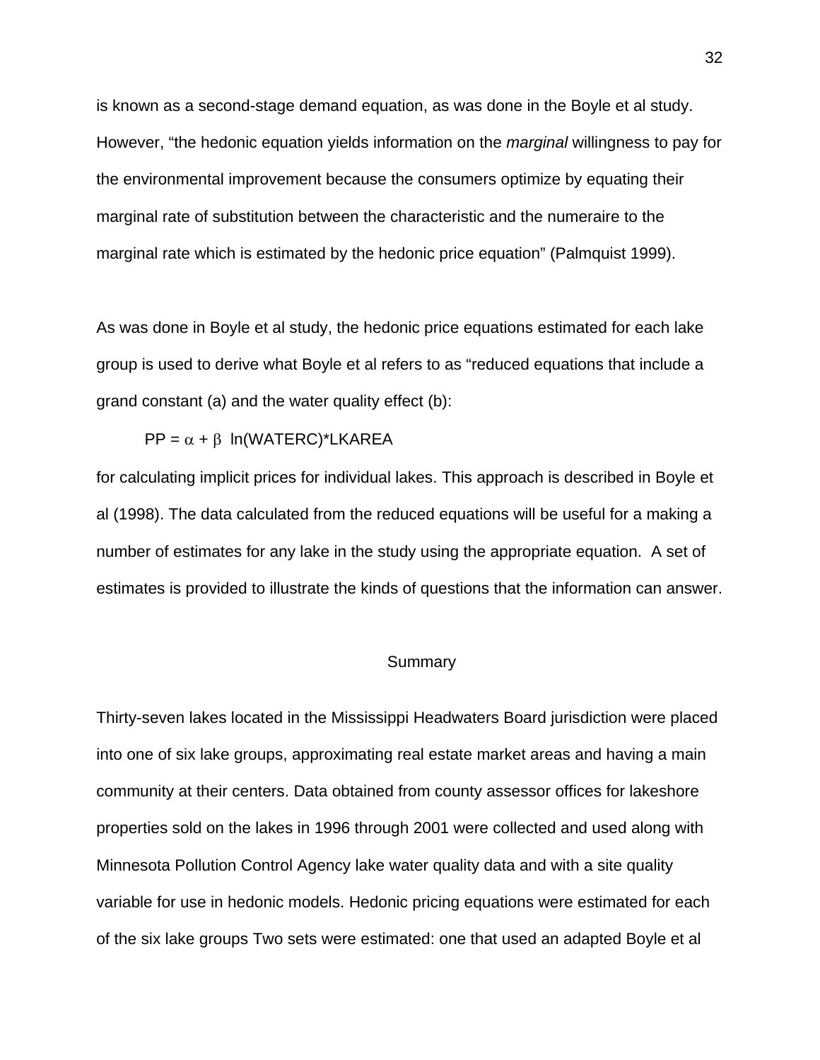is known as a second-stage demand equation, as was done in the Boyle et al study. However, "the hedonic equation yields information on the *marginal* willingness to pay for the environmental improvement because the consumers optimize by equating their marginal rate of substitution between the characteristic and the numeraire to the marginal rate which is estimated by the hedonic price equation" (Palmquist 1999).

As was done in Boyle et al study, the hedonic price equations estimated for each lake group is used to derive what Boyle et al refers to as "reduced equations that include a grand constant (a) and the water quality effect (b):

$$PP = \alpha + \beta \ \ln(WATERC)*LKAREA$$

for calculating implicit prices for individual lakes. This approach is described in Boyle et al (1998). The data calculated from the reduced equations will be useful for a making a number of estimates for any lake in the study using the appropriate equation. A set of estimates is provided to illustrate the kinds of questions that the information can answer.

## Summary

Thirty-seven lakes located in the Mississippi Headwaters Board jurisdiction were placed into one of six lake groups, approximating real estate market areas and having a main community at their centers. Data obtained from county assessor offices for lakeshore properties sold on the lakes in 1996 through 2001 were collected and used along with Minnesota Pollution Control Agency lake water quality data and with a site quality variable for use in hedonic models. Hedonic pricing equations were estimated for each of the six lake groups Two sets were estimated: one that used an adapted Boyle et al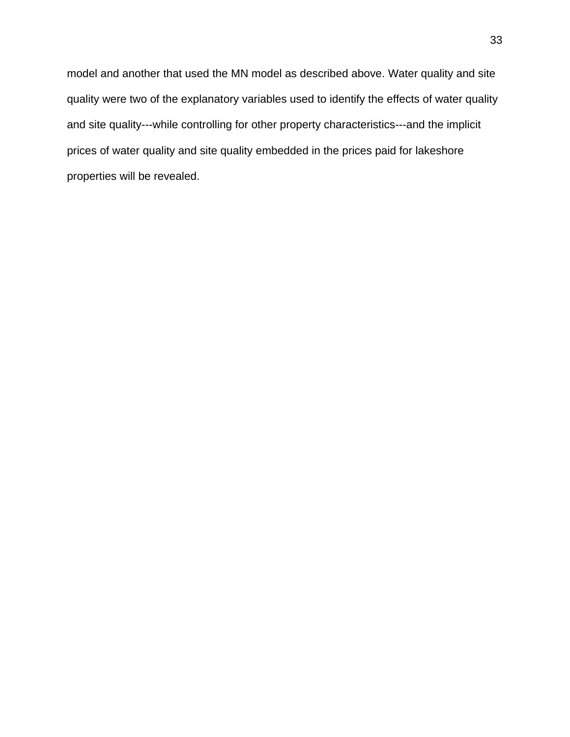model and another that used the MN model as described above. Water quality and site quality were two of the explanatory variables used to identify the effects of water quality and site quality---while controlling for other property characteristics---and the implicit prices of water quality and site quality embedded in the prices paid for lakeshore properties will be revealed.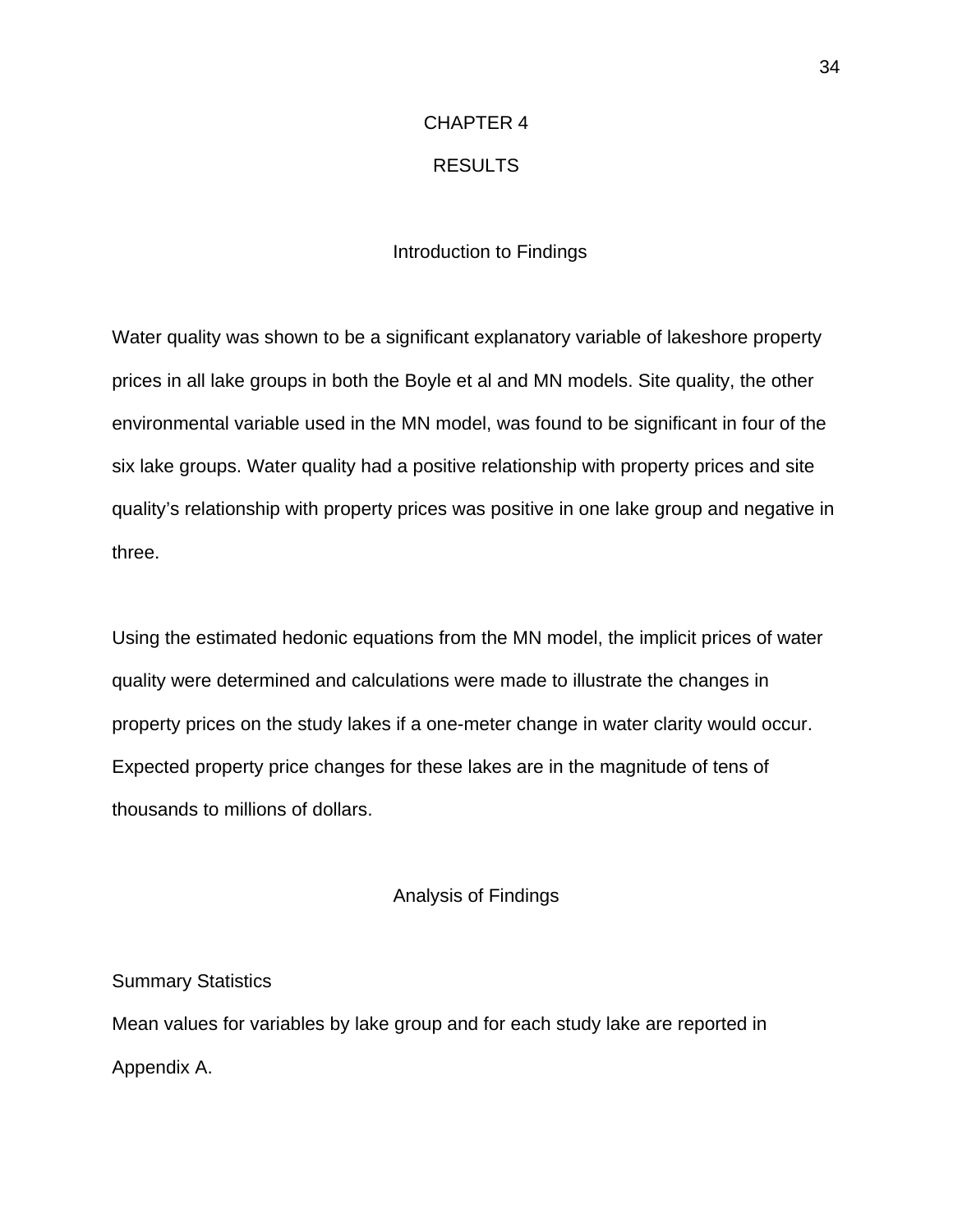# CHAPTER 4

# RESULTS

## Introduction to Findings

Water quality was shown to be a significant explanatory variable of lakeshore property prices in all lake groups in both the Boyle et al and MN models. Site quality, the other environmental variable used in the MN model, was found to be significant in four of the six lake groups. Water quality had a positive relationship with property prices and site quality's relationship with property prices was positive in one lake group and negative in three.

Using the estimated hedonic equations from the MN model, the implicit prices of water quality were determined and calculations were made to illustrate the changes in property prices on the study lakes if a one-meter change in water clarity would occur. Expected property price changes for these lakes are in the magnitude of tens of thousands to millions of dollars.

## Analysis of Findings

### Summary Statistics

Mean values for variables by lake group and for each study lake are reported in Appendix A.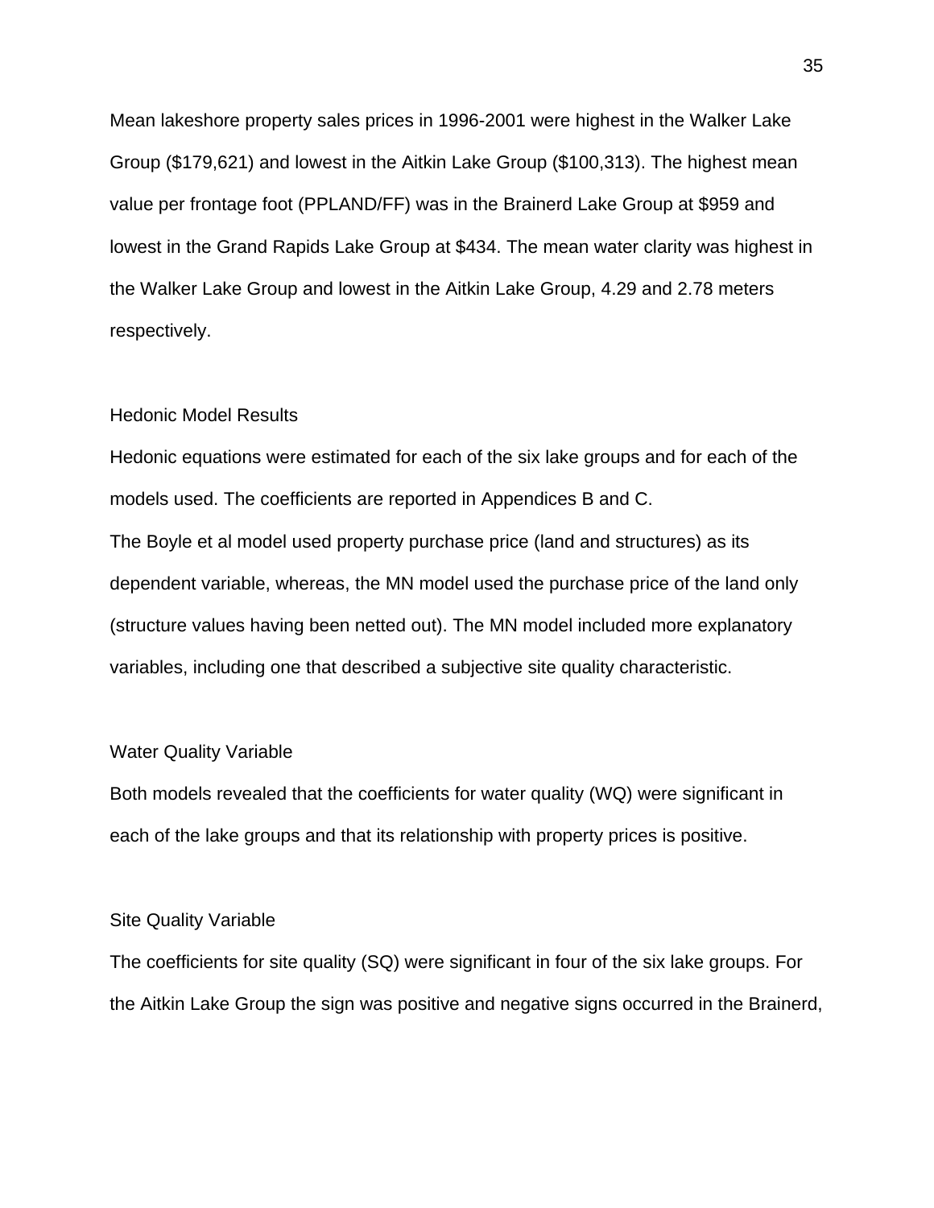Mean lakeshore property sales prices in 1996-2001 were highest in the Walker Lake Group ($179,621) and lowest in the Aitkin Lake Group ($100,313). The highest mean value per frontage foot (PPLAND/FF) was in the Brainerd Lake Group at $959 and lowest in the Grand Rapids Lake Group at $434. The mean water clarity was highest in the Walker Lake Group and lowest in the Aitkin Lake Group, 4.29 and 2.78 meters respectively.

### Hedonic Model Results

Hedonic equations were estimated for each of the six lake groups and for each of the models used. The coefficients are reported in Appendices B and C.

The Boyle et al model used property purchase price (land and structures) as its dependent variable, whereas, the MN model used the purchase price of the land only (structure values having been netted out). The MN model included more explanatory variables, including one that described a subjective site quality characteristic.

### Water Quality Variable

Both models revealed that the coefficients for water quality (WQ) were significant in each of the lake groups and that its relationship with property prices is positive.

### Site Quality Variable

The coefficients for site quality (SQ) were significant in four of the six lake groups. For the Aitkin Lake Group the sign was positive and negative signs occurred in the Brainerd,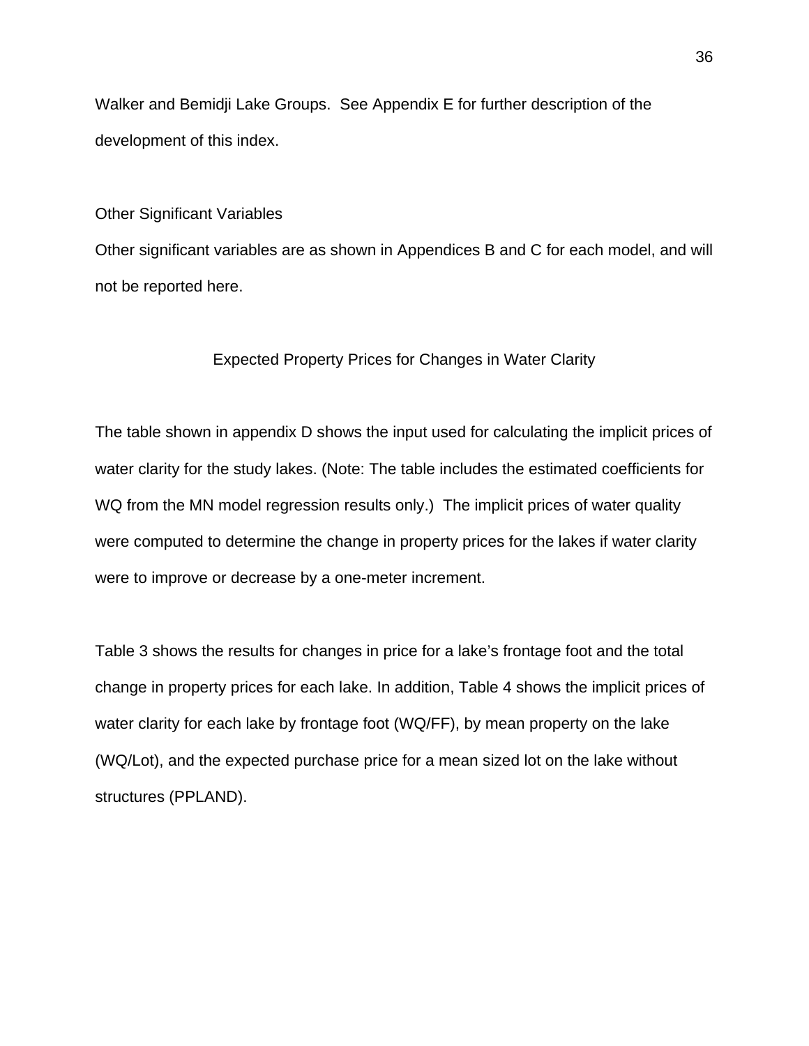Walker and Bemidji Lake Groups. See Appendix E for further description of the development of this index.

### Other Significant Variables

Other significant variables are as shown in Appendices B and C for each model, and will not be reported here.

## Expected Property Prices for Changes in Water Clarity

The table shown in appendix D shows the input used for calculating the implicit prices of water clarity for the study lakes. (Note: The table includes the estimated coefficients for WQ from the MN model regression results only.) The implicit prices of water quality were computed to determine the change in property prices for the lakes if water clarity were to improve or decrease by a one-meter increment.

Table 3 shows the results for changes in price for a lake's frontage foot and the total change in property prices for each lake. In addition, Table 4 shows the implicit prices of water clarity for each lake by frontage foot (WQ/FF), by mean property on the lake (WQ/Lot), and the expected purchase price for a mean sized lot on the lake without structures (PPLAND).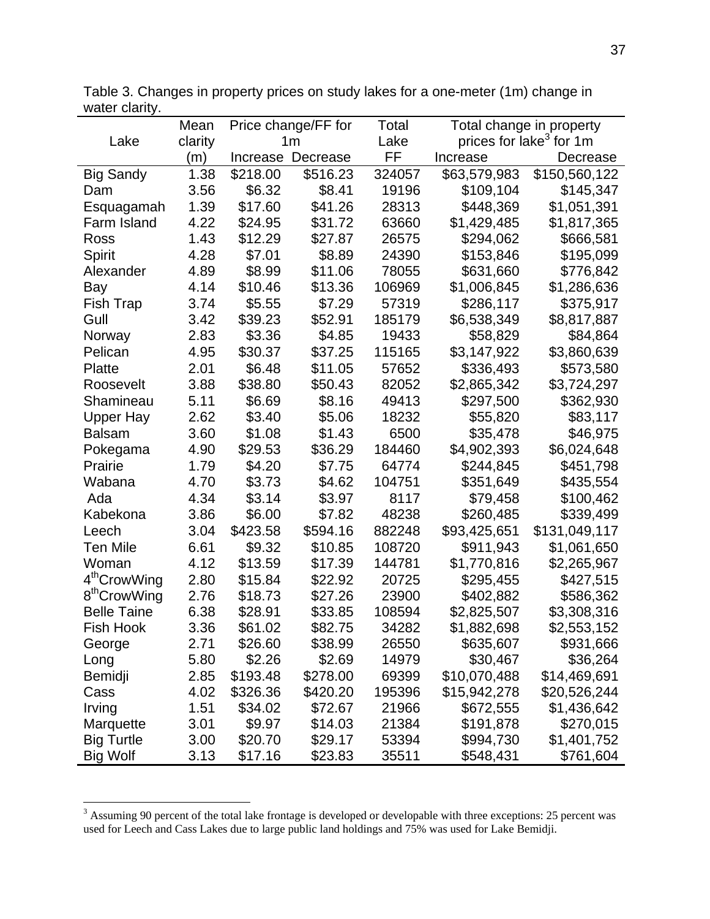Table 3. Changes in property prices on study lakes for a one-meter (1m) change in water clarity.

| Lake | Mean clarity (m) | Price change/FF for 1m | | Total Lake FF | Total change in property prices for lake[3] for 1m | |
|---|---|---|---|---|---|---|
| | | Increase | Decrease | | Increase | Decrease |
| Big Sandy | 1.38 | $218.00 | $516.23 | 324057 | $63,579,983 | $150,560,122 |
| Dam | 3.56 | $6.32 | $8.41 | 19196 | $109,104 | $145,347 |
| Esquagamah | 1.39 | $17.60 | $41.26 | 28313 | $448,369 | $1,051,391 |
| Farm Island | 4.22 | $24.95 | $31.72 | 63660 | $1,429,485 | $1,817,365 |
| Ross | 1.43 | $12.29 | $27.87 | 26575 | $294,062 | $666,581 |
| Spirit | 4.28 | $7.01 | $8.89 | 24390 | $153,846 | $195,099 |
| Alexander | 4.89 | $8.99 | $11.06 | 78055 | $631,660 | $776,842 |
| Bay | 4.14 | $10.46 | $13.36 | 106969 | $1,006,845 | $1,286,636 |
| Fish Trap | 3.74 | $5.55 | $7.29 | 57319 | $286,117 | $375,917 |
| Gull | 3.42 | $39.23 | $52.91 | 185179 | $6,538,349 | $8,817,887 |
| Norway | 2.83 | $3.36 | $4.85 | 19433 | $58,829 | $84,864 |
| Pelican | 4.95 | $30.37 | $37.25 | 115165 | $3,147,922 | $3,860,639 |
| Platte | 2.01 | $6.48 | $11.05 | 57652 | $336,493 | $573,580 |
| Roosevelt | 3.88 | $38.80 | $50.43 | 82052 | $2,865,342 | $3,724,297 |
| Shamineau | 5.11 | $6.69 | $8.16 | 49413 | $297,500 | $362,930 |
| Upper Hay | 2.62 | $3.40 | $5.06 | 18232 | $55,820 | $83,117 |
| Balsam | 3.60 | $1.08 | $1.43 | 6500 | $35,478 | $46,975 |
| Pokegama | 4.90 | $29.53 | $36.29 | 184460 | $4,902,393 | $6,024,648 |
| Prairie | 1.79 | $4.20 | $7.75 | 64774 | $244,845 | $451,798 |
| Wabana | 4.70 | $3.73 | $4.62 | 104751 | $351,649 | $435,554 |
| Ada | 4.34 | $3.14 | $3.97 | 8117 | $79,458 | $100,462 |
| Kabekona | 3.86 | $6.00 | $7.82 | 48238 | $260,485 | $339,499 |
| Leech | 3.04 | $423.58 | $594.16 | 882248 | $93,425,651 | $131,049,117 |
| Ten Mile | 6.61 | $9.32 | $10.85 | 108720 | $911,943 | $1,061,650 |
| Woman | 4.12 | $13.59 | $17.39 | 144781 | $1,770,816 | $2,265,967 |
| 4th CrowWing | 2.80 | $15.84 | $22.92 | 20725 | $295,455 | $427,515 |
| 8th CrowWing | 2.76 | $18.73 | $27.26 | 23900 | $402,882 | $586,362 |
| Belle Taine | 6.38 | $28.91 | $33.85 | 108594 | $2,825,507 | $3,308,316 |
| Fish Hook | 3.36 | $61.02 | $82.75 | 34282 | $1,882,698 | $2,553,152 |
| George | 2.71 | $26.60 | $38.99 | 26550 | $635,607 | $931,666 |
| Long | 5.80 | $2.26 | $2.69 | 14979 | $30,467 | $36,264 |
| Bemidji | 2.85 | $193.48 | $278.00 | 69399 | $10,070,488 | $14,469,691 |
| Cass | 4.02 | $326.36 | $420.20 | 195396 | $15,942,278 | $20,526,244 |
| Irving | 1.51 | $34.02 | $72.67 | 21966 | $672,555 | $1,436,642 |
| Marquette | 3.01 | $9.97 | $14.03 | 21384 | $191,878 | $270,015 |
| Big Turtle | 3.00 | $20.70 | $29.17 | 53394 | $994,730 | $1,401,752 |
| Big Wolf | 3.13 | $17.16 | $23.83 | 35511 | $548,431 | $761,604 |

[3] Assuming 90 percent of the total lake frontage is developed or developable with three exceptions: 25 percent was used for Leech and Cass Lakes due to large public land holdings and 75% was used for Lake Bemidji.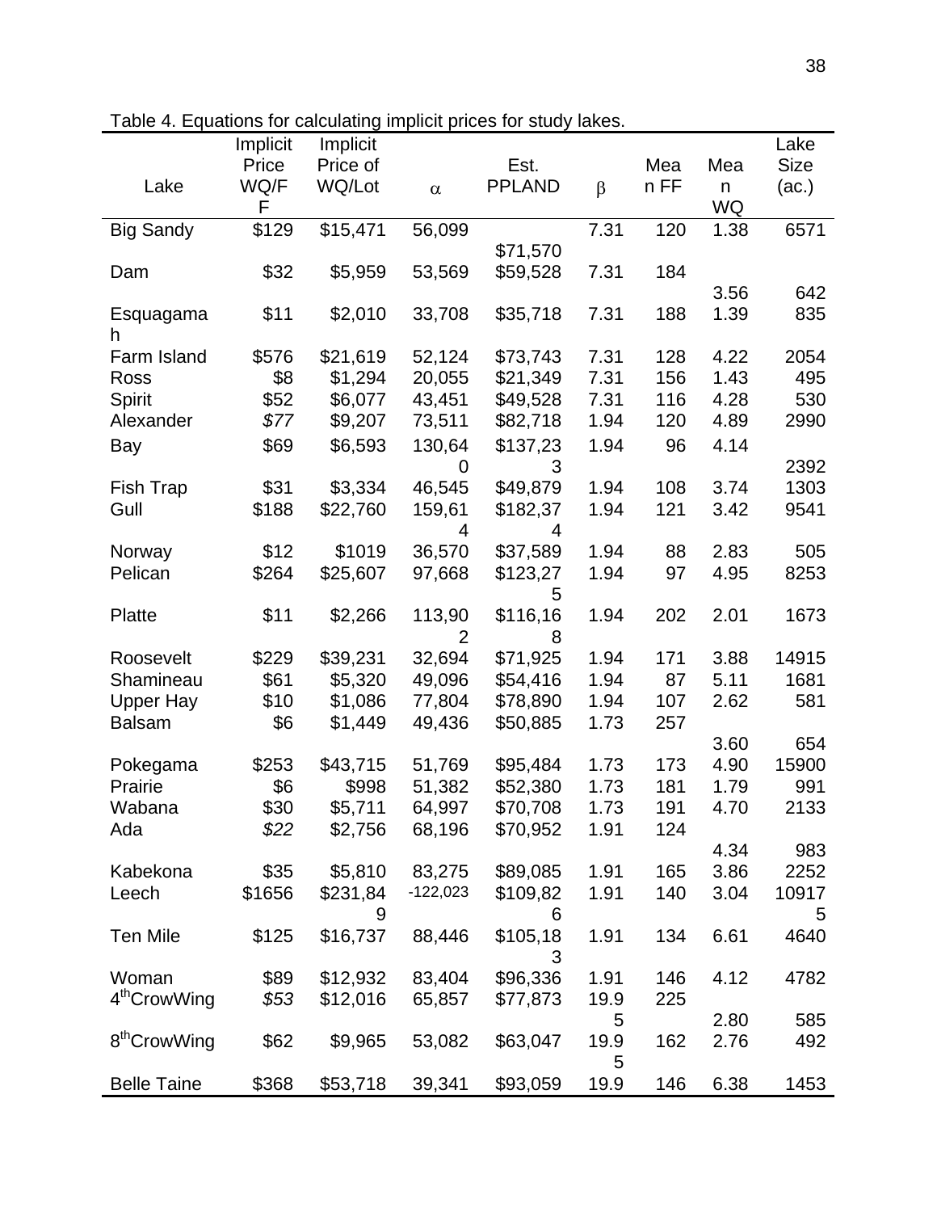Table 4. Equations for calculating implicit prices for study lakes.

| Lake | Implicit Price WQ/FF | Implicit Price of WQ/Lot | $\alpha$ | Est. PPLAND | $\beta$ | Mean FF | Mean WQ | Lake Size (ac.) |
|---|---|---|---|---|---|---|---|---|
| Big Sandy | $129 | $15,471 | 56,099 | $71,570 | 7.31 | 120 | 1.38 | 6571 |
| Dam | $32 | $5,959 | 53,569 | $59,528 | 7.31 | 184 | 3.56 | 642 |
| Esquagamah | $11 | $2,010 | 33,708 | $35,718 | 7.31 | 188 | 1.39 | 835 |
| Farm Island | $576 | $21,619 | 52,124 | $73,743 | 7.31 | 128 | 4.22 | 2054 |
| Ross | $8 | $1,294 | 20,055 | $21,349 | 7.31 | 156 | 1.43 | 495 |
| Spirit | $52 | $6,077 | 43,451 | $49,528 | 7.31 | 116 | 4.28 | 530 |
| Alexander | *$77* | $9,207 | 73,511 | $82,718 | 1.94 | 120 | 4.89 | 2990 |
| Bay | $69 | $6,593 | 130,640 | $137,233 | 1.94 | 96 | 4.14 | 2392 |
| Fish Trap | $31 | $3,334 | 46,545 | $49,879 | 1.94 | 108 | 3.74 | 1303 |
| Gull | $188 | $22,760 | 159,614 | $182,374 | 1.94 | 121 | 3.42 | 9541 |
| Norway | $12 | $1019 | 36,570 | $37,589 | 1.94 | 88 | 2.83 | 505 |
| Pelican | $264 | $25,607 | 97,668 | $123,275 | 1.94 | 97 | 4.95 | 8253 |
| Platte | $11 | $2,266 | 113,902 | $116,168 | 1.94 | 202 | 2.01 | 1673 |
| Roosevelt | $229 | $39,231 | 32,694 | $71,925 | 1.94 | 171 | 3.88 | 14915 |
| Shamineau | $61 | $5,320 | 49,096 | $54,416 | 1.94 | 87 | 5.11 | 1681 |
| Upper Hay | $10 | $1,086 | 77,804 | $78,890 | 1.94 | 107 | 2.62 | 581 |
| Balsam | $6 | $1,449 | 49,436 | $50,885 | 1.73 | 257 | 3.60 | 654 |
| Pokegama | $253 | $43,715 | 51,769 | $95,484 | 1.73 | 173 | 4.90 | 15900 |
| Prairie | $6 | $998 | 51,382 | $52,380 | 1.73 | 181 | 1.79 | 991 |
| Wabana | $30 | $5,711 | 64,997 | $70,708 | 1.73 | 191 | 4.70 | 2133 |
| Ada | *$22* | $2,756 | 68,196 | $70,952 | 1.91 | 124 | 4.34 | 983 |
| Kabekona | $35 | $5,810 | 83,275 | $89,085 | 1.91 | 165 | 3.86 | 2252 |
| Leech | $1656 | $231,849 | -122,023 | $109,826 | 1.91 | 140 | 3.04 | 109175 |
| Ten Mile | $125 | $16,737 | 88,446 | $105,183 | 1.91 | 134 | 6.61 | 4640 |
| Woman | $89 | $12,932 | 83,404 | $96,336 | 1.91 | 146 | 4.12 | 4782 |
| 4th CrowWing | *$53* | $12,016 | 65,857 | $77,873 | 19.95 | 225 | 2.80 | 585 |
| 8th CrowWing | $62 | $9,965 | 53,082 | $63,047 | 19.95 | 162 | 2.76 | 492 |
| Belle Taine | $368 | $53,718 | 39,341 | $93,059 | 19.9 | 146 | 6.38 | 1453 |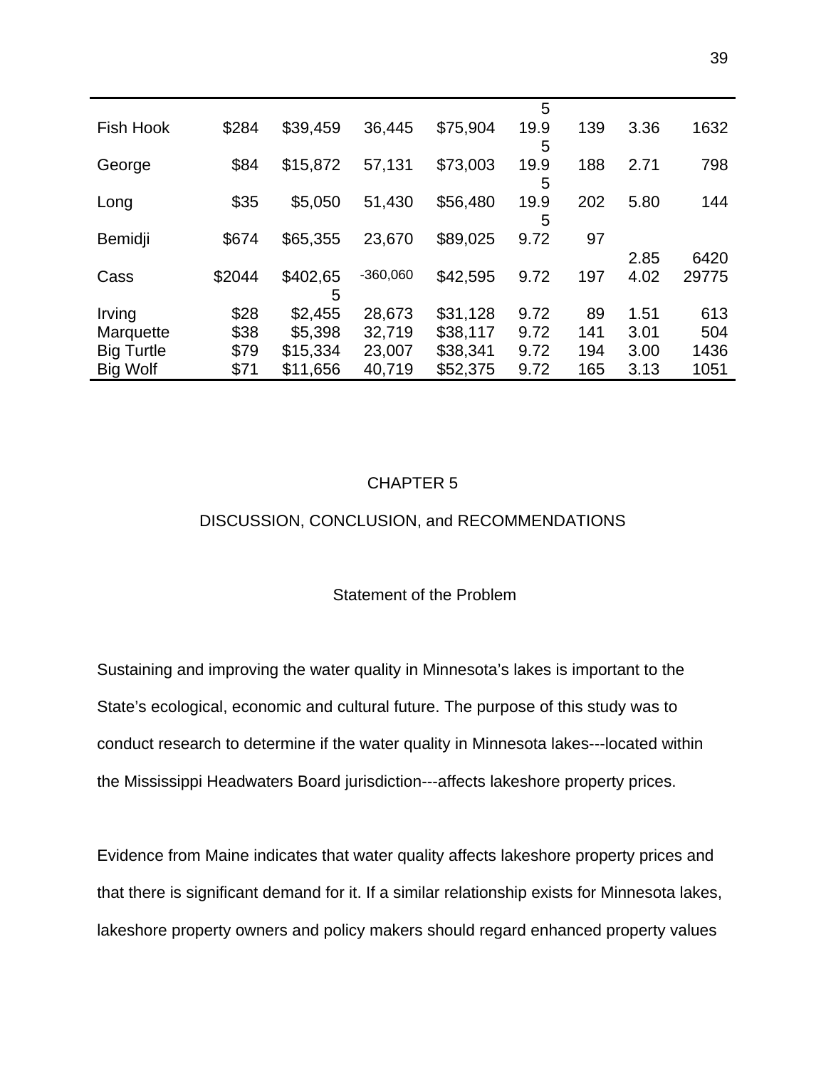| | | | | | | | | |
|---|---|---|---|---|---|---|---|---|
| | | | | | 5 | | | |
| Fish Hook | $284 | $39,459 | 36,445 | $75,904 | 19.95 | 139 | 3.36 | 1632 |
| George | $84 | $15,872 | 57,131 | $73,003 | 19.95 | 188 | 2.71 | 798 |
| Long | $35 | $5,050 | 51,430 | $56,480 | 19.95 | 202 | 5.80 | 144 |
| Bemidji | $674 | $65,355 | 23,670 | $89,025 | 9.72 | 97 | 2.85 | 6420 |
| Cass | $2044 | $402,655 | -360,060 | $42,595 | 9.72 | 197 | 4.02 | 29775 |
| Irving | $28 | $2,455 | 28,673 | $31,128 | 9.72 | 89 | 1.51 | 613 |
| Marquette | $38 | $5,398 | 32,719 | $38,117 | 9.72 | 141 | 3.01 | 504 |
| Big Turtle | $79 | $15,334 | 23,007 | $38,341 | 9.72 | 194 | 3.00 | 1436 |
| Big Wolf | $71 | $11,656 | 40,719 | $52,375 | 9.72 | 165 | 3.13 | 1051 |

# CHAPTER 5

# DISCUSSION, CONCLUSION, and RECOMMENDATIONS

## Statement of the Problem

Sustaining and improving the water quality in Minnesota's lakes is important to the State's ecological, economic and cultural future. The purpose of this study was to conduct research to determine if the water quality in Minnesota lakes---located within the Mississippi Headwaters Board jurisdiction---affects lakeshore property prices.

Evidence from Maine indicates that water quality affects lakeshore property prices and that there is significant demand for it. If a similar relationship exists for Minnesota lakes, lakeshore property owners and policy makers should regard enhanced property values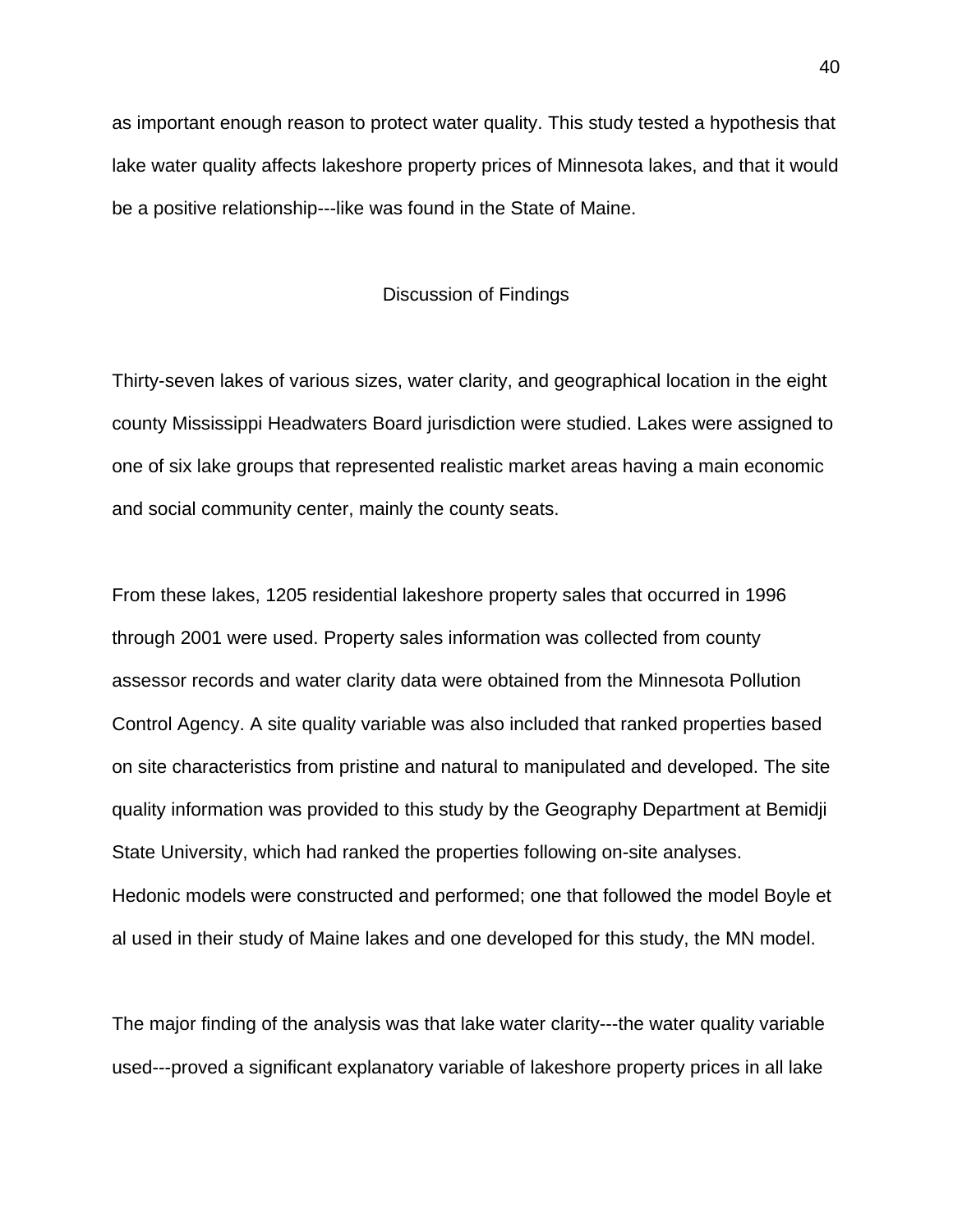as important enough reason to protect water quality. This study tested a hypothesis that lake water quality affects lakeshore property prices of Minnesota lakes, and that it would be a positive relationship---like was found in the State of Maine.

## Discussion of Findings

Thirty-seven lakes of various sizes, water clarity, and geographical location in the eight county Mississippi Headwaters Board jurisdiction were studied. Lakes were assigned to one of six lake groups that represented realistic market areas having a main economic and social community center, mainly the county seats.

From these lakes, 1205 residential lakeshore property sales that occurred in 1996 through 2001 were used. Property sales information was collected from county assessor records and water clarity data were obtained from the Minnesota Pollution Control Agency. A site quality variable was also included that ranked properties based on site characteristics from pristine and natural to manipulated and developed. The site quality information was provided to this study by the Geography Department at Bemidji State University, which had ranked the properties following on-site analyses.
Hedonic models were constructed and performed; one that followed the model Boyle et al used in their study of Maine lakes and one developed for this study, the MN model.

The major finding of the analysis was that lake water clarity---the water quality variable used---proved a significant explanatory variable of lakeshore property prices in all lake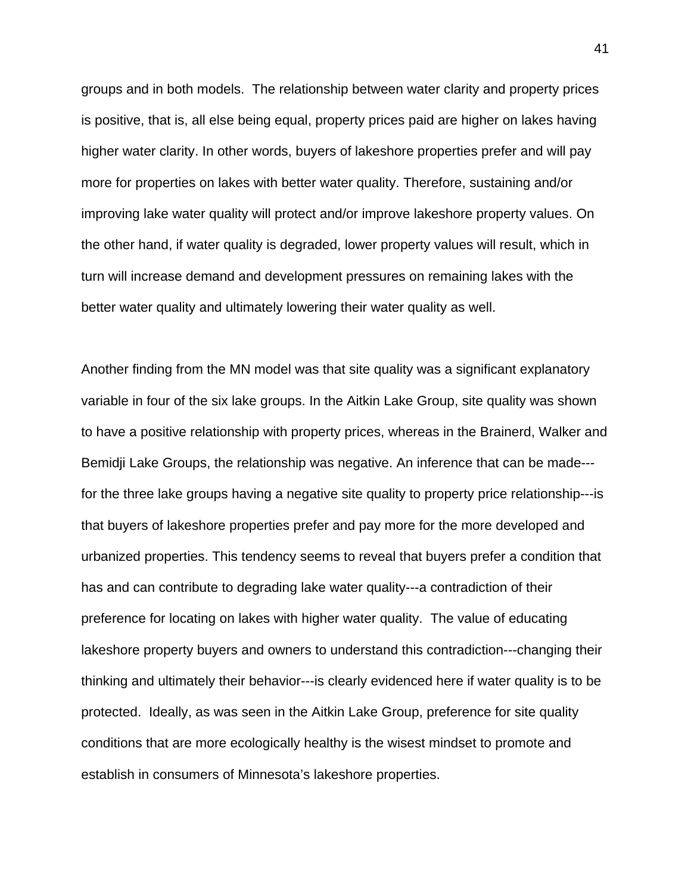groups and in both models. The relationship between water clarity and property prices is positive, that is, all else being equal, property prices paid are higher on lakes having higher water clarity. In other words, buyers of lakeshore properties prefer and will pay more for properties on lakes with better water quality. Therefore, sustaining and/or improving lake water quality will protect and/or improve lakeshore property values. On the other hand, if water quality is degraded, lower property values will result, which in turn will increase demand and development pressures on remaining lakes with the better water quality and ultimately lowering their water quality as well.

Another finding from the MN model was that site quality was a significant explanatory variable in four of the six lake groups. In the Aitkin Lake Group, site quality was shown to have a positive relationship with property prices, whereas in the Brainerd, Walker and Bemidji Lake Groups, the relationship was negative. An inference that can be made---for the three lake groups having a negative site quality to property price relationship---is that buyers of lakeshore properties prefer and pay more for the more developed and urbanized properties. This tendency seems to reveal that buyers prefer a condition that has and can contribute to degrading lake water quality---a contradiction of their preference for locating on lakes with higher water quality. The value of educating lakeshore property buyers and owners to understand this contradiction---changing their thinking and ultimately their behavior---is clearly evidenced here if water quality is to be protected. Ideally, as was seen in the Aitkin Lake Group, preference for site quality conditions that are more ecologically healthy is the wisest mindset to promote and establish in consumers of Minnesota's lakeshore properties.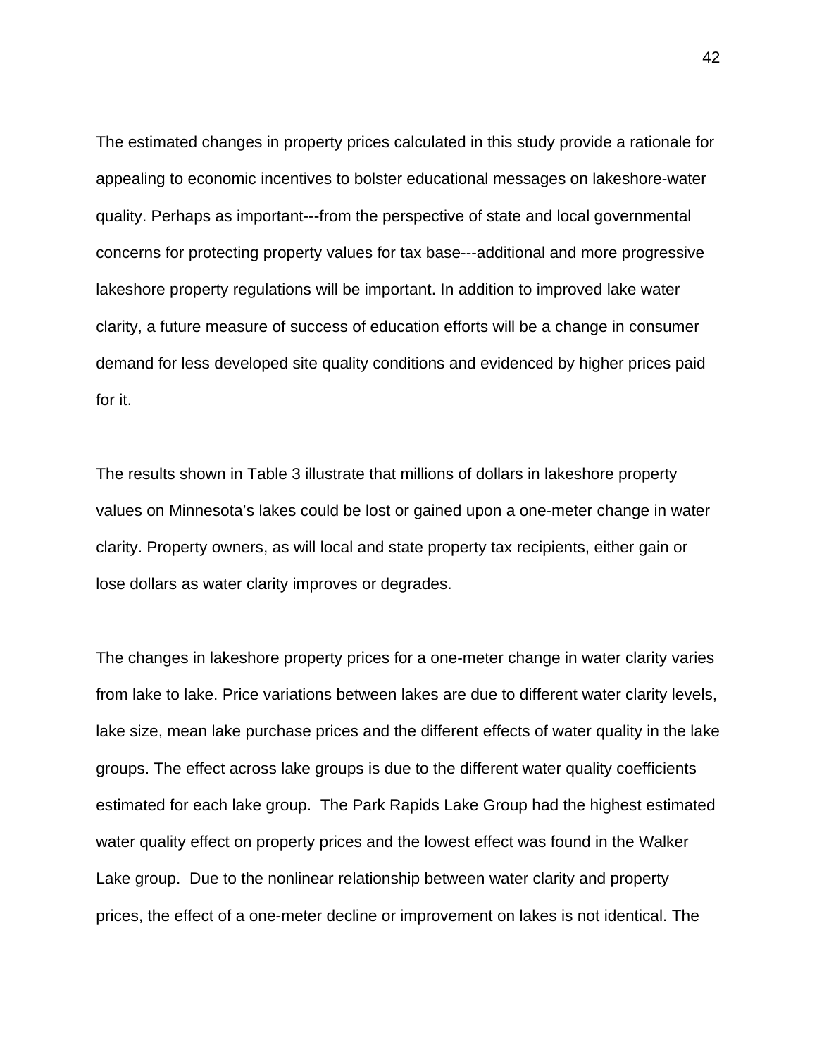The estimated changes in property prices calculated in this study provide a rationale for appealing to economic incentives to bolster educational messages on lakeshore-water quality. Perhaps as important---from the perspective of state and local governmental concerns for protecting property values for tax base---additional and more progressive lakeshore property regulations will be important. In addition to improved lake water clarity, a future measure of success of education efforts will be a change in consumer demand for less developed site quality conditions and evidenced by higher prices paid for it.

The results shown in Table 3 illustrate that millions of dollars in lakeshore property values on Minnesota's lakes could be lost or gained upon a one-meter change in water clarity. Property owners, as will local and state property tax recipients, either gain or lose dollars as water clarity improves or degrades.

The changes in lakeshore property prices for a one-meter change in water clarity varies from lake to lake. Price variations between lakes are due to different water clarity levels, lake size, mean lake purchase prices and the different effects of water quality in the lake groups. The effect across lake groups is due to the different water quality coefficients estimated for each lake group. The Park Rapids Lake Group had the highest estimated water quality effect on property prices and the lowest effect was found in the Walker Lake group. Due to the nonlinear relationship between water clarity and property prices, the effect of a one-meter decline or improvement on lakes is not identical. The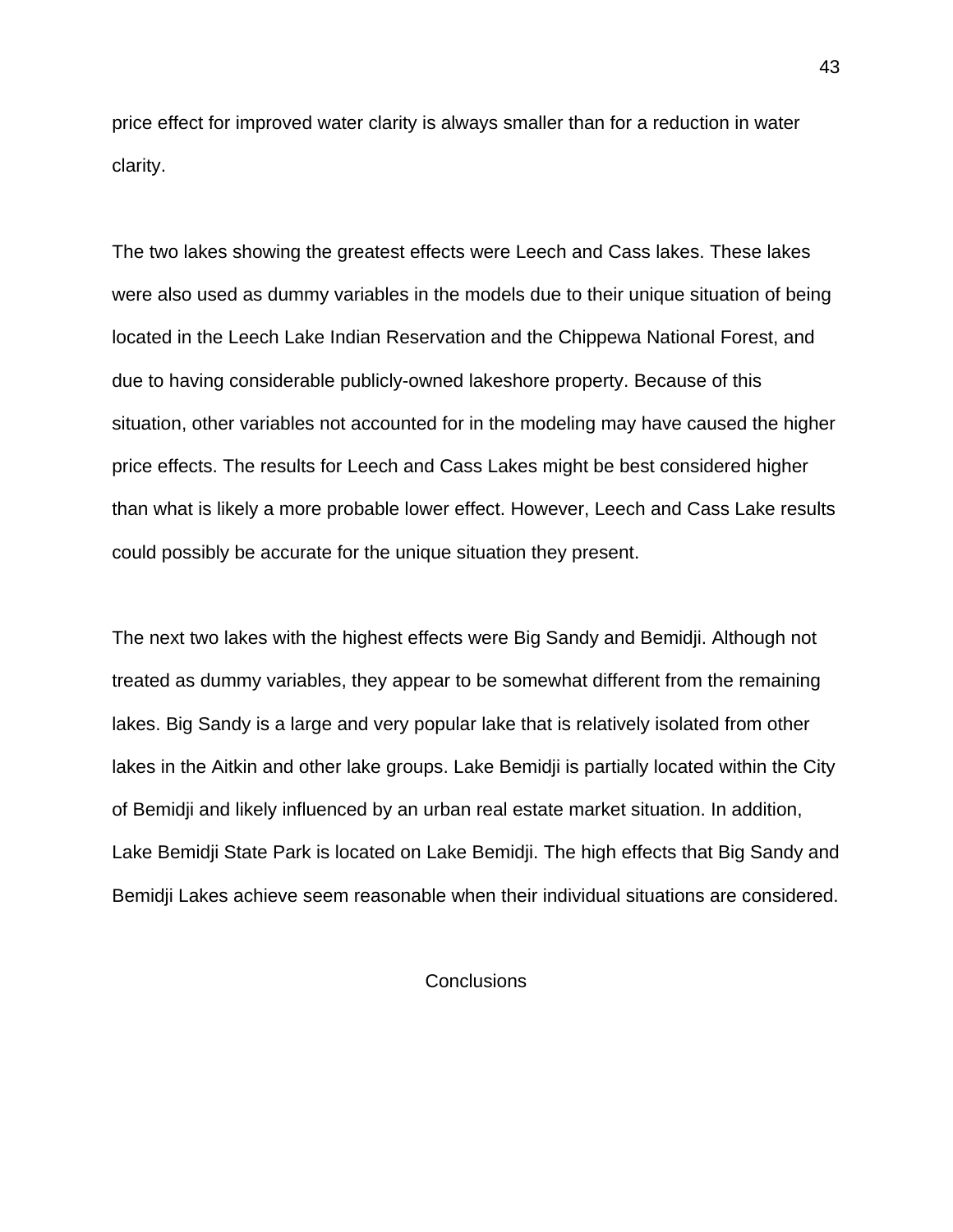price effect for improved water clarity is always smaller than for a reduction in water clarity.

The two lakes showing the greatest effects were Leech and Cass lakes. These lakes were also used as dummy variables in the models due to their unique situation of being located in the Leech Lake Indian Reservation and the Chippewa National Forest, and due to having considerable publicly-owned lakeshore property. Because of this situation, other variables not accounted for in the modeling may have caused the higher price effects. The results for Leech and Cass Lakes might be best considered higher than what is likely a more probable lower effect. However, Leech and Cass Lake results could possibly be accurate for the unique situation they present.

The next two lakes with the highest effects were Big Sandy and Bemidji. Although not treated as dummy variables, they appear to be somewhat different from the remaining lakes. Big Sandy is a large and very popular lake that is relatively isolated from other lakes in the Aitkin and other lake groups. Lake Bemidji is partially located within the City of Bemidji and likely influenced by an urban real estate market situation. In addition, Lake Bemidji State Park is located on Lake Bemidji. The high effects that Big Sandy and Bemidji Lakes achieve seem reasonable when their individual situations are considered.

## Conclusions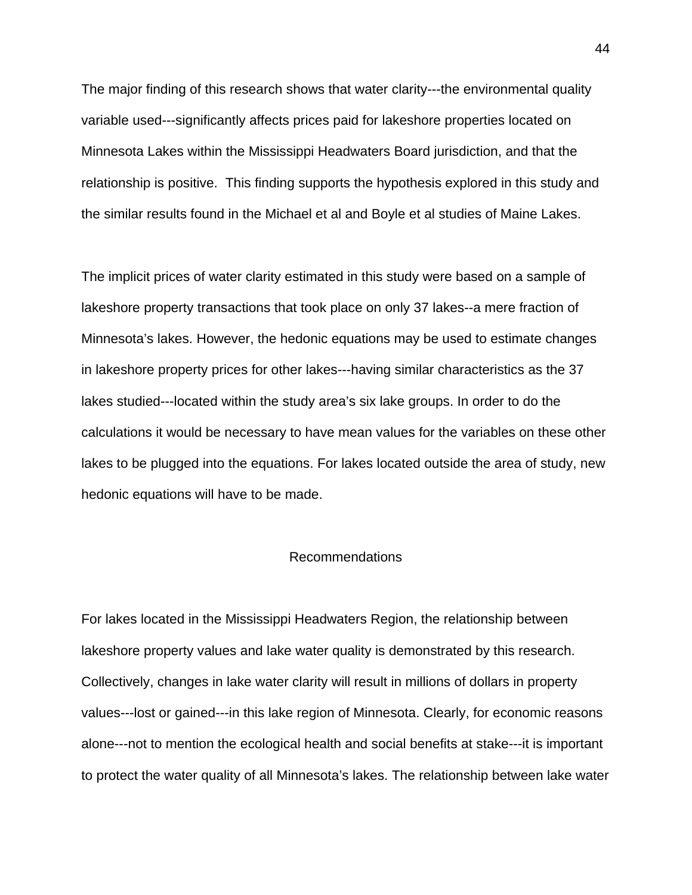The major finding of this research shows that water clarity---the environmental quality variable used---significantly affects prices paid for lakeshore properties located on Minnesota Lakes within the Mississippi Headwaters Board jurisdiction, and that the relationship is positive. This finding supports the hypothesis explored in this study and the similar results found in the Michael et al and Boyle et al studies of Maine Lakes.

The implicit prices of water clarity estimated in this study were based on a sample of lakeshore property transactions that took place on only 37 lakes--a mere fraction of Minnesota's lakes. However, the hedonic equations may be used to estimate changes in lakeshore property prices for other lakes---having similar characteristics as the 37 lakes studied---located within the study area's six lake groups. In order to do the calculations it would be necessary to have mean values for the variables on these other lakes to be plugged into the equations. For lakes located outside the area of study, new hedonic equations will have to be made.

## Recommendations

For lakes located in the Mississippi Headwaters Region, the relationship between lakeshore property values and lake water quality is demonstrated by this research. Collectively, changes in lake water clarity will result in millions of dollars in property values---lost or gained---in this lake region of Minnesota. Clearly, for economic reasons alone---not to mention the ecological health and social benefits at stake---it is important to protect the water quality of all Minnesota's lakes. The relationship between lake water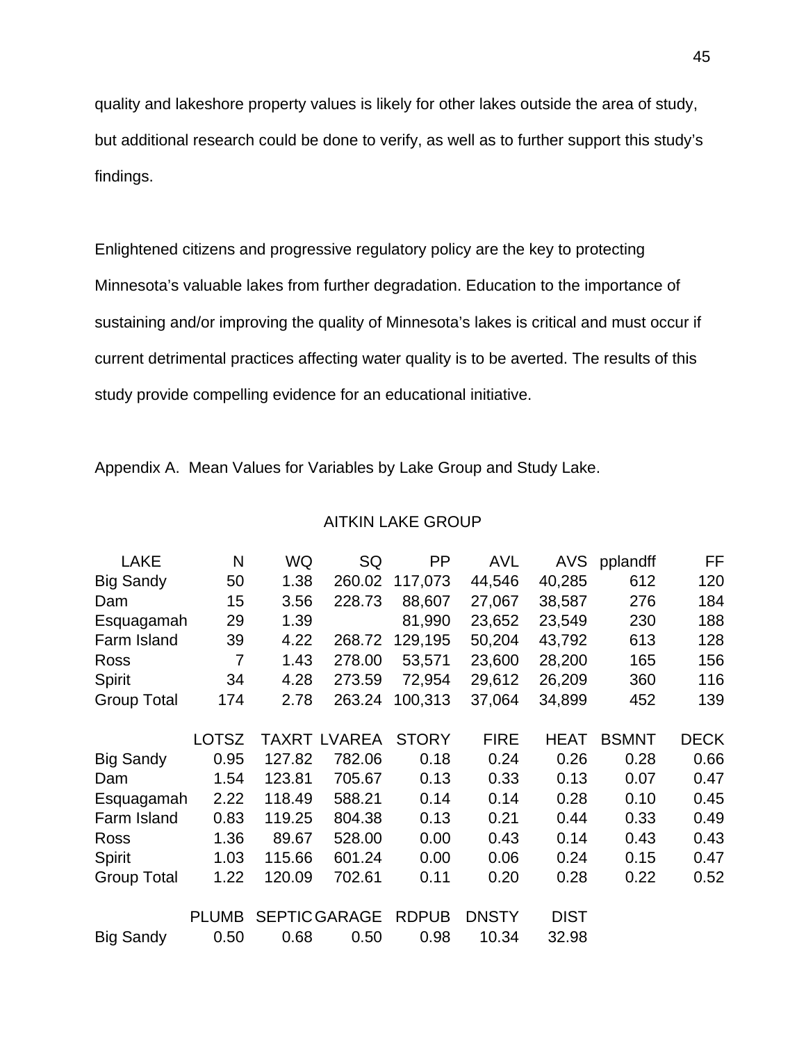quality and lakeshore property values is likely for other lakes outside the area of study, but additional research could be done to verify, as well as to further support this study's findings.

Enlightened citizens and progressive regulatory policy are the key to protecting Minnesota's valuable lakes from further degradation. Education to the importance of sustaining and/or improving the quality of Minnesota's lakes is critical and must occur if current detrimental practices affecting water quality is to be averted. The results of this study provide compelling evidence for an educational initiative.

Appendix A. Mean Values for Variables by Lake Group and Study Lake.

AITKIN LAKE GROUP

| LAKE | N | WQ | SQ | PP | AVL | AVS | pplandff | FF |
|---|---|---|---|---|---|---|---|---|
| Big Sandy | 50 | 1.38 | 260.02 | 117,073 | 44,546 | 40,285 | 612 | 120 |
| Dam | 15 | 3.56 | 228.73 | 88,607 | 27,067 | 38,587 | 276 | 184 |
| Esquagamah | 29 | 1.39 | | 81,990 | 23,652 | 23,549 | 230 | 188 |
| Farm Island | 39 | 4.22 | 268.72 | 129,195 | 50,204 | 43,792 | 613 | 128 |
| Ross | 7 | 1.43 | 278.00 | 53,571 | 23,600 | 28,200 | 165 | 156 |
| Spirit | 34 | 4.28 | 273.59 | 72,954 | 29,612 | 26,209 | 360 | 116 |
| Group Total | 174 | 2.78 | 263.24 | 100,313 | 37,064 | 34,899 | 452 | 139 |

| | LOTSZ | TAXRT | LVAREA | STORY | FIRE | HEAT | BSMNT | DECK |
|---|---|---|---|---|---|---|---|---|
| Big Sandy | 0.95 | 127.82 | 782.06 | 0.18 | 0.24 | 0.26 | 0.28 | 0.66 |
| Dam | 1.54 | 123.81 | 705.67 | 0.13 | 0.33 | 0.13 | 0.07 | 0.47 |
| Esquagamah | 2.22 | 118.49 | 588.21 | 0.14 | 0.14 | 0.28 | 0.10 | 0.45 |
| Farm Island | 0.83 | 119.25 | 804.38 | 0.13 | 0.21 | 0.44 | 0.33 | 0.49 |
| Ross | 1.36 | 89.67 | 528.00 | 0.00 | 0.43 | 0.14 | 0.43 | 0.43 |
| Spirit | 1.03 | 115.66 | 601.24 | 0.00 | 0.06 | 0.24 | 0.15 | 0.47 |
| Group Total | 1.22 | 120.09 | 702.61 | 0.11 | 0.20 | 0.28 | 0.22 | 0.52 |

| | PLUMB | SEPTIC | GARAGE | RDPUB | DNSTY | DIST |
|---|---|---|---|---|---|---|
| Big Sandy | 0.50 | 0.68 | 0.50 | 0.98 | 10.34 | 32.98 |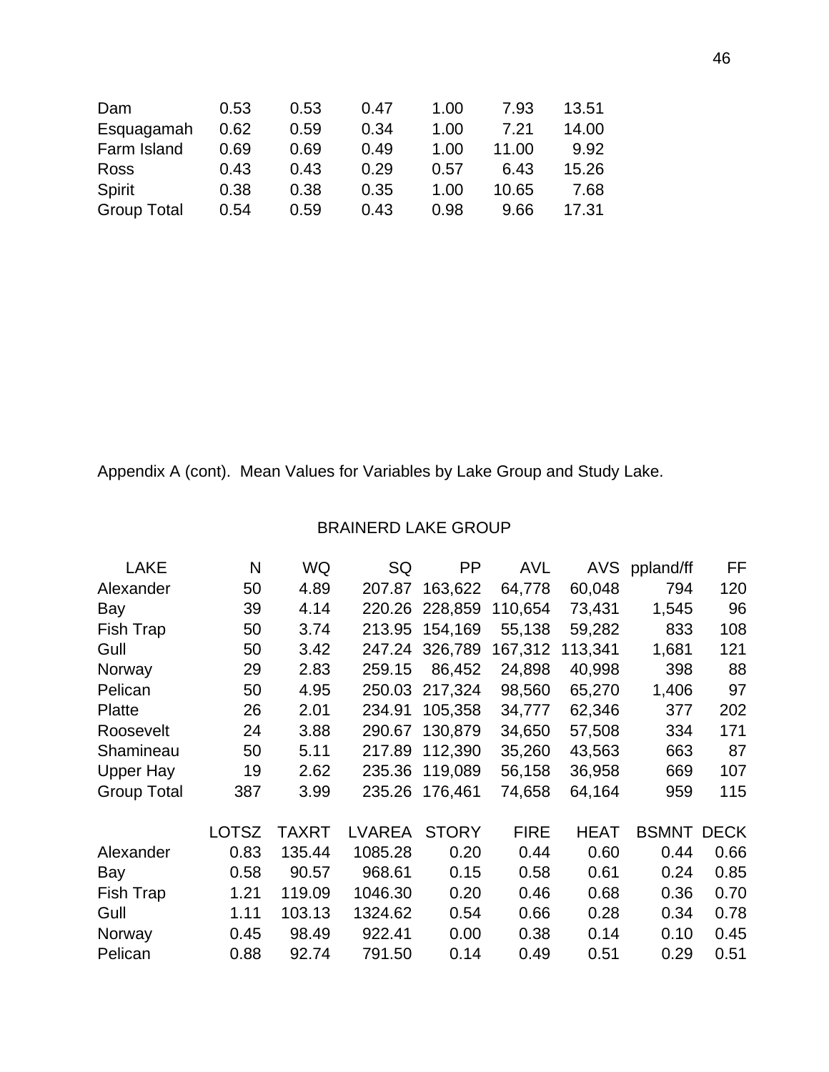| | | | | | | |
|---|---|---|---|---|---|---|
| Dam | 0.53 | 0.53 | 0.47 | 1.00 | 7.93 | 13.51 |
| Esquagamah | 0.62 | 0.59 | 0.34 | 1.00 | 7.21 | 14.00 |
| Farm Island | 0.69 | 0.69 | 0.49 | 1.00 | 11.00 | 9.92 |
| Ross | 0.43 | 0.43 | 0.29 | 0.57 | 6.43 | 15.26 |
| Spirit | 0.38 | 0.38 | 0.35 | 1.00 | 10.65 | 7.68 |
| Group Total | 0.54 | 0.59 | 0.43 | 0.98 | 9.66 | 17.31 |

Appendix A (cont). Mean Values for Variables by Lake Group and Study Lake.

BRAINERD LAKE GROUP

| LAKE | N | WQ | SQ | PP | AVL | AVS | ppland/ff | FF |
|---|---|---|---|---|---|---|---|---|
| Alexander | 50 | 4.89 | 207.87 | 163,622 | 64,778 | 60,048 | 794 | 120 |
| Bay | 39 | 4.14 | 220.26 | 228,859 | 110,654 | 73,431 | 1,545 | 96 |
| Fish Trap | 50 | 3.74 | 213.95 | 154,169 | 55,138 | 59,282 | 833 | 108 |
| Gull | 50 | 3.42 | 247.24 | 326,789 | 167,312 | 113,341 | 1,681 | 121 |
| Norway | 29 | 2.83 | 259.15 | 86,452 | 24,898 | 40,998 | 398 | 88 |
| Pelican | 50 | 4.95 | 250.03 | 217,324 | 98,560 | 65,270 | 1,406 | 97 |
| Platte | 26 | 2.01 | 234.91 | 105,358 | 34,777 | 62,346 | 377 | 202 |
| Roosevelt | 24 | 3.88 | 290.67 | 130,879 | 34,650 | 57,508 | 334 | 171 |
| Shamineau | 50 | 5.11 | 217.89 | 112,390 | 35,260 | 43,563 | 663 | 87 |
| Upper Hay | 19 | 2.62 | 235.36 | 119,089 | 56,158 | 36,958 | 669 | 107 |
| Group Total | 387 | 3.99 | 235.26 | 176,461 | 74,658 | 64,164 | 959 | 115 |

| | LOTSZ | TAXRT | LVAREA | STORY | FIRE | HEAT | BSMNT | DECK |
|---|---|---|---|---|---|---|---|---|
| Alexander | 0.83 | 135.44 | 1085.28 | 0.20 | 0.44 | 0.60 | 0.44 | 0.66 |
| Bay | 0.58 | 90.57 | 968.61 | 0.15 | 0.58 | 0.61 | 0.24 | 0.85 |
| Fish Trap | 1.21 | 119.09 | 1046.30 | 0.20 | 0.46 | 0.68 | 0.36 | 0.70 |
| Gull | 1.11 | 103.13 | 1324.62 | 0.54 | 0.66 | 0.28 | 0.34 | 0.78 |
| Norway | 0.45 | 98.49 | 922.41 | 0.00 | 0.38 | 0.14 | 0.10 | 0.45 |
| Pelican | 0.88 | 92.74 | 791.50 | 0.14 | 0.49 | 0.51 | 0.29 | 0.51 |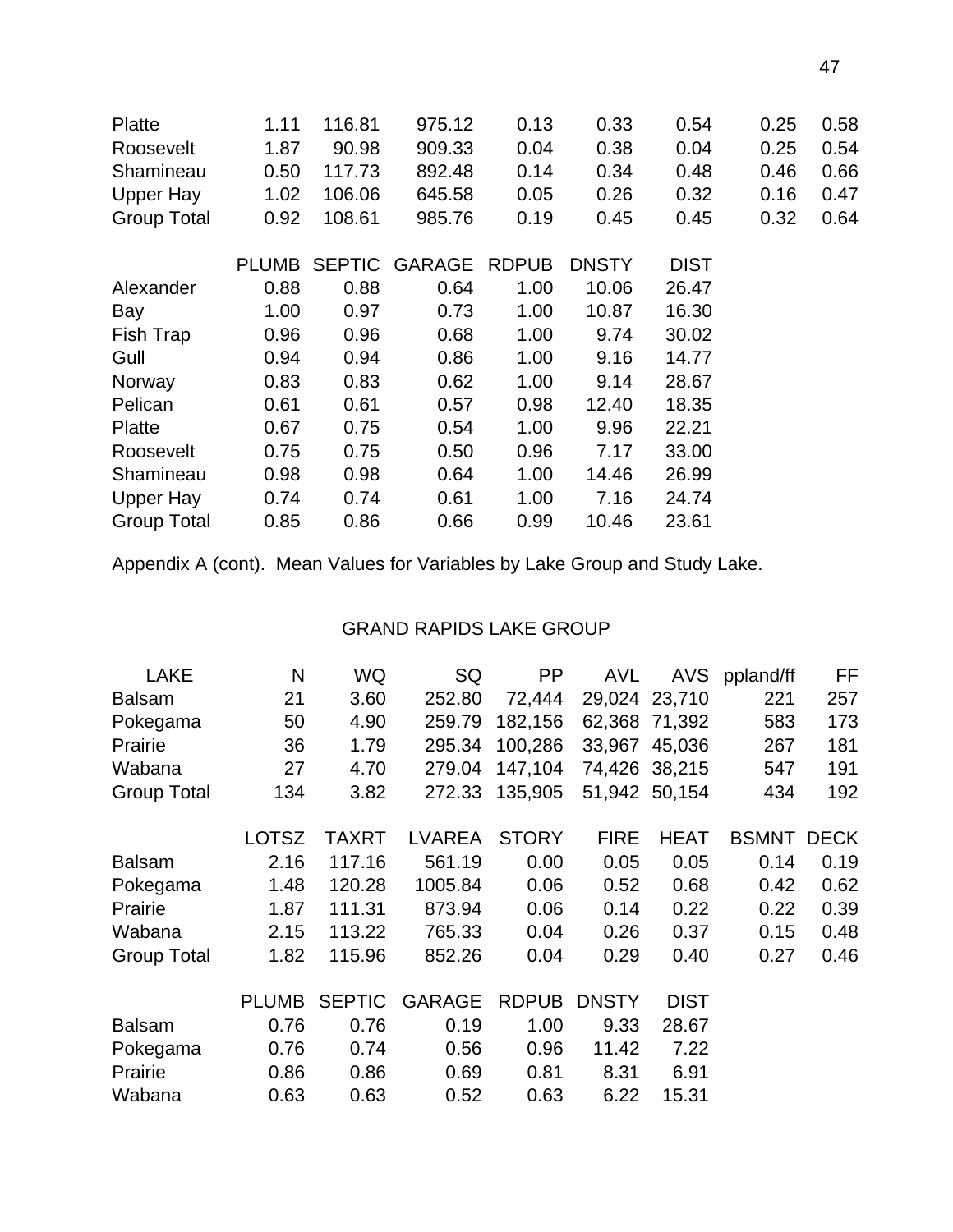| | | | | | | | | |
|---|---|---|---|---|---|---|---|---|
| Platte | 1.11 | 116.81 | 975.12 | 0.13 | 0.33 | 0.54 | 0.25 | 0.58 |
| Roosevelt | 1.87 | 90.98 | 909.33 | 0.04 | 0.38 | 0.04 | 0.25 | 0.54 |
| Shamineau | 0.50 | 117.73 | 892.48 | 0.14 | 0.34 | 0.48 | 0.46 | 0.66 |
| Upper Hay | 1.02 | 106.06 | 645.58 | 0.05 | 0.26 | 0.32 | 0.16 | 0.47 |
| Group Total | 0.92 | 108.61 | 985.76 | 0.19 | 0.45 | 0.45 | 0.32 | 0.64 |

| | PLUMB | SEPTIC | GARAGE | RDPUB | DNSTY | DIST |
|---|---|---|---|---|---|---|
| Alexander | 0.88 | 0.88 | 0.64 | 1.00 | 10.06 | 26.47 |
| Bay | 1.00 | 0.97 | 0.73 | 1.00 | 10.87 | 16.30 |
| Fish Trap | 0.96 | 0.96 | 0.68 | 1.00 | 9.74 | 30.02 |
| Gull | 0.94 | 0.94 | 0.86 | 1.00 | 9.16 | 14.77 |
| Norway | 0.83 | 0.83 | 0.62 | 1.00 | 9.14 | 28.67 |
| Pelican | 0.61 | 0.61 | 0.57 | 0.98 | 12.40 | 18.35 |
| Platte | 0.67 | 0.75 | 0.54 | 1.00 | 9.96 | 22.21 |
| Roosevelt | 0.75 | 0.75 | 0.50 | 0.96 | 7.17 | 33.00 |
| Shamineau | 0.98 | 0.98 | 0.64 | 1.00 | 14.46 | 26.99 |
| Upper Hay | 0.74 | 0.74 | 0.61 | 1.00 | 7.16 | 24.74 |
| Group Total | 0.85 | 0.86 | 0.66 | 0.99 | 10.46 | 23.61 |

Appendix A (cont). Mean Values for Variables by Lake Group and Study Lake.

## GRAND RAPIDS LAKE GROUP

| LAKE | N | WQ | SQ | PP | AVL | AVS | ppland/ff | FF |
|---|---|---|---|---|---|---|---|---|
| Balsam | 21 | 3.60 | 252.80 | 72,444 | 29,024 | 23,710 | 221 | 257 |
| Pokegama | 50 | 4.90 | 259.79 | 182,156 | 62,368 | 71,392 | 583 | 173 |
| Prairie | 36 | 1.79 | 295.34 | 100,286 | 33,967 | 45,036 | 267 | 181 |
| Wabana | 27 | 4.70 | 279.04 | 147,104 | 74,426 | 38,215 | 547 | 191 |
| Group Total | 134 | 3.82 | 272.33 | 135,905 | 51,942 | 50,154 | 434 | 192 |

| | LOTSZ | TAXRT | LVAREA | STORY | FIRE | HEAT | BSMNT | DECK |
|---|---|---|---|---|---|---|---|---|
| Balsam | 2.16 | 117.16 | 561.19 | 0.00 | 0.05 | 0.05 | 0.14 | 0.19 |
| Pokegama | 1.48 | 120.28 | 1005.84 | 0.06 | 0.52 | 0.68 | 0.42 | 0.62 |
| Prairie | 1.87 | 111.31 | 873.94 | 0.06 | 0.14 | 0.22 | 0.22 | 0.39 |
| Wabana | 2.15 | 113.22 | 765.33 | 0.04 | 0.26 | 0.37 | 0.15 | 0.48 |
| Group Total | 1.82 | 115.96 | 852.26 | 0.04 | 0.29 | 0.40 | 0.27 | 0.46 |

| | PLUMB | SEPTIC | GARAGE | RDPUB | DNSTY | DIST |
|---|---|---|---|---|---|---|
| Balsam | 0.76 | 0.76 | 0.19 | 1.00 | 9.33 | 28.67 |
| Pokegama | 0.76 | 0.74 | 0.56 | 0.96 | 11.42 | 7.22 |
| Prairie | 0.86 | 0.86 | 0.69 | 0.81 | 8.31 | 6.91 |
| Wabana | 0.63 | 0.63 | 0.52 | 0.63 | 6.22 | 15.31 |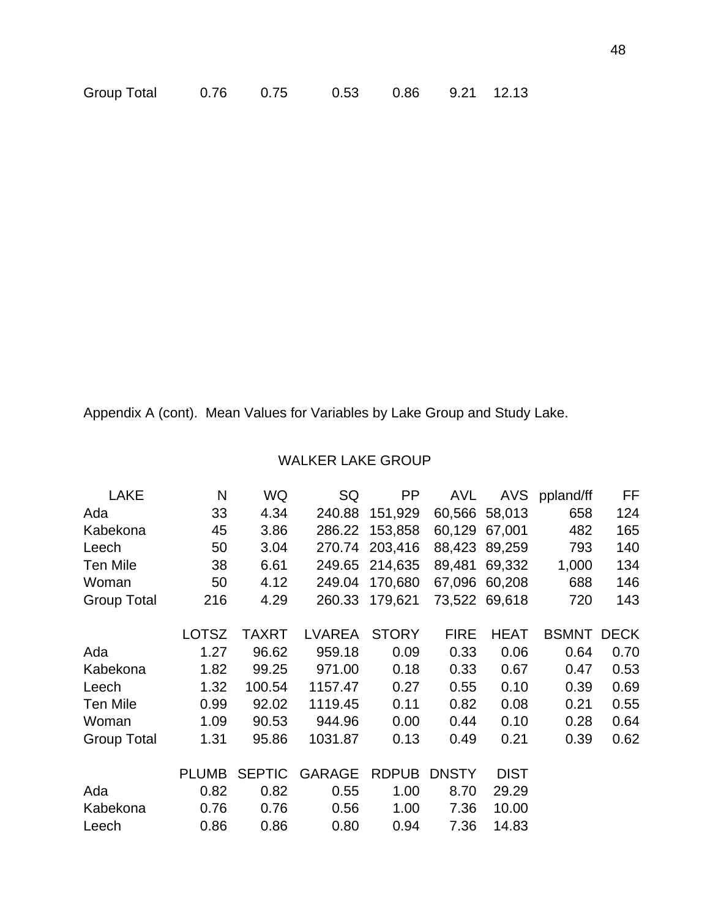| Group Total | 0.76 | 0.75 | 0.53 | 0.86 | 9.21 | 12.13 |
|---|---|---|---|---|---|---|

Appendix A (cont). Mean Values for Variables by Lake Group and Study Lake.

WALKER LAKE GROUP

| LAKE | N | WQ | SQ | PP | AVL | AVS | ppland/ff | FF |
|---|---|---|---|---|---|---|---|---|
| Ada | 33 | 4.34 | 240.88 | 151,929 | 60,566 | 58,013 | 658 | 124 |
| Kabekona | 45 | 3.86 | 286.22 | 153,858 | 60,129 | 67,001 | 482 | 165 |
| Leech | 50 | 3.04 | 270.74 | 203,416 | 88,423 | 89,259 | 793 | 140 |
| Ten Mile | 38 | 6.61 | 249.65 | 214,635 | 89,481 | 69,332 | 1,000 | 134 |
| Woman | 50 | 4.12 | 249.04 | 170,680 | 67,096 | 60,208 | 688 | 146 |
| Group Total | 216 | 4.29 | 260.33 | 179,621 | 73,522 | 69,618 | 720 | 143 |

| | LOTSZ | TAXRT | LVAREA | STORY | FIRE | HEAT | BSMNT | DECK |
|---|---|---|---|---|---|---|---|---|
| Ada | 1.27 | 96.62 | 959.18 | 0.09 | 0.33 | 0.06 | 0.64 | 0.70 |
| Kabekona | 1.82 | 99.25 | 971.00 | 0.18 | 0.33 | 0.67 | 0.47 | 0.53 |
| Leech | 1.32 | 100.54 | 1157.47 | 0.27 | 0.55 | 0.10 | 0.39 | 0.69 |
| Ten Mile | 0.99 | 92.02 | 1119.45 | 0.11 | 0.82 | 0.08 | 0.21 | 0.55 |
| Woman | 1.09 | 90.53 | 944.96 | 0.00 | 0.44 | 0.10 | 0.28 | 0.64 |
| Group Total | 1.31 | 95.86 | 1031.87 | 0.13 | 0.49 | 0.21 | 0.39 | 0.62 |

| | PLUMB | SEPTIC | GARAGE | RDPUB | DNSTY | DIST |
|---|---|---|---|---|---|---|
| Ada | 0.82 | 0.82 | 0.55 | 1.00 | 8.70 | 29.29 |
| Kabekona | 0.76 | 0.76 | 0.56 | 1.00 | 7.36 | 10.00 |
| Leech | 0.86 | 0.86 | 0.80 | 0.94 | 7.36 | 14.83 |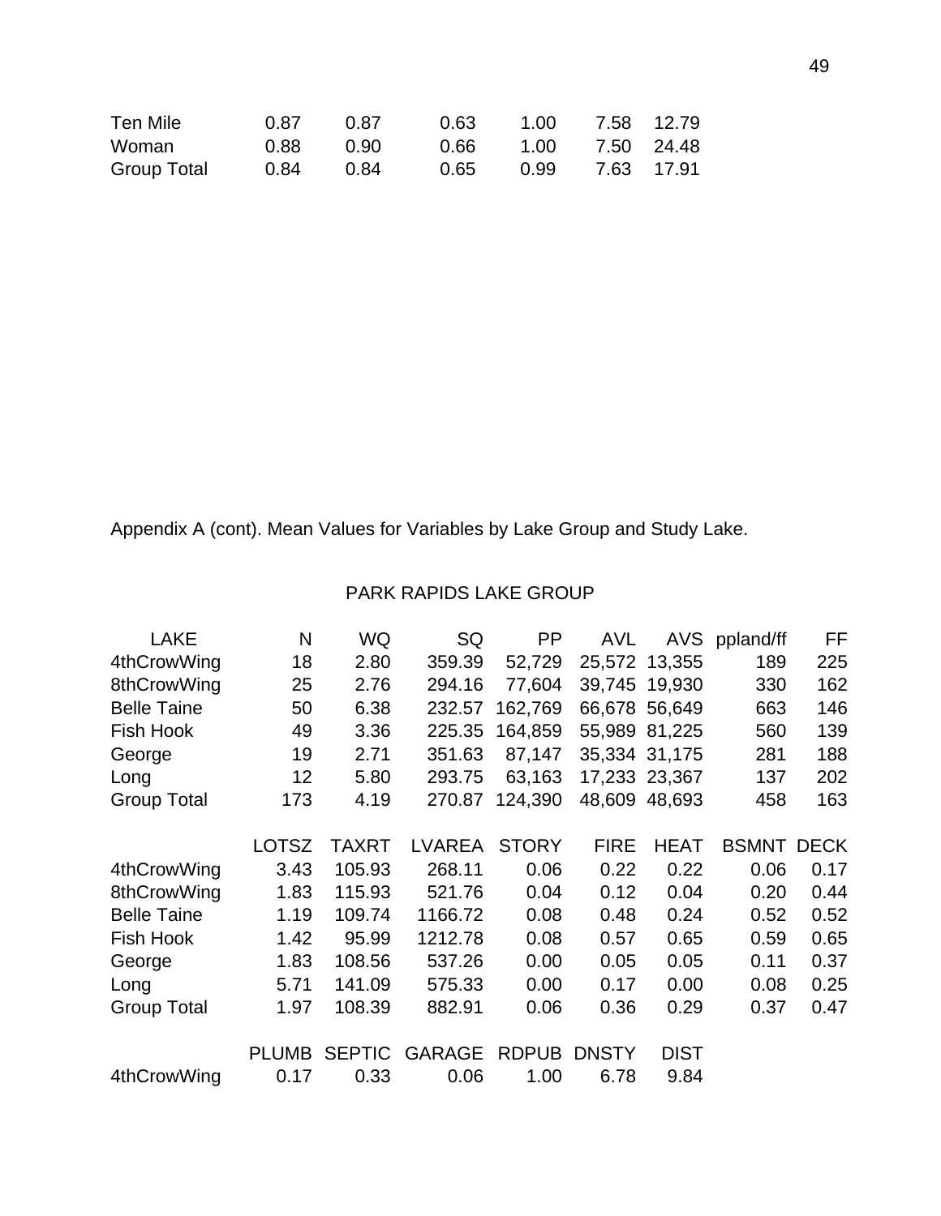| | | | | | | |
|---|---|---|---|---|---|---|
| Ten Mile | 0.87 | 0.87 | 0.63 | 1.00 | 7.58 | 12.79 |
| Woman | 0.88 | 0.90 | 0.66 | 1.00 | 7.50 | 24.48 |
| Group Total | 0.84 | 0.84 | 0.65 | 0.99 | 7.63 | 17.91 |

Appendix A (cont). Mean Values for Variables by Lake Group and Study Lake.

PARK RAPIDS LAKE GROUP

| LAKE | N | WQ | SQ | PP | AVL | AVS | ppland/ff | FF |
|---|---|---|---|---|---|---|---|---|
| 4thCrowWing | 18 | 2.80 | 359.39 | 52,729 | 25,572 | 13,355 | 189 | 225 |
| 8thCrowWing | 25 | 2.76 | 294.16 | 77,604 | 39,745 | 19,930 | 330 | 162 |
| Belle Taine | 50 | 6.38 | 232.57 | 162,769 | 66,678 | 56,649 | 663 | 146 |
| Fish Hook | 49 | 3.36 | 225.35 | 164,859 | 55,989 | 81,225 | 560 | 139 |
| George | 19 | 2.71 | 351.63 | 87,147 | 35,334 | 31,175 | 281 | 188 |
| Long | 12 | 5.80 | 293.75 | 63,163 | 17,233 | 23,367 | 137 | 202 |
| Group Total | 173 | 4.19 | 270.87 | 124,390 | 48,609 | 48,693 | 458 | 163 |

| | LOTSZ | TAXRT | LVAREA | STORY | FIRE | HEAT | BSMNT | DECK |
|---|---|---|---|---|---|---|---|---|
| 4thCrowWing | 3.43 | 105.93 | 268.11 | 0.06 | 0.22 | 0.22 | 0.06 | 0.17 |
| 8thCrowWing | 1.83 | 115.93 | 521.76 | 0.04 | 0.12 | 0.04 | 0.20 | 0.44 |
| Belle Taine | 1.19 | 109.74 | 1166.72 | 0.08 | 0.48 | 0.24 | 0.52 | 0.52 |
| Fish Hook | 1.42 | 95.99 | 1212.78 | 0.08 | 0.57 | 0.65 | 0.59 | 0.65 |
| George | 1.83 | 108.56 | 537.26 | 0.00 | 0.05 | 0.05 | 0.11 | 0.37 |
| Long | 5.71 | 141.09 | 575.33 | 0.00 | 0.17 | 0.00 | 0.08 | 0.25 |
| Group Total | 1.97 | 108.39 | 882.91 | 0.06 | 0.36 | 0.29 | 0.37 | 0.47 |

| | PLUMB | SEPTIC | GARAGE | RDPUB | DNSTY | DIST |
|---|---|---|---|---|---|---|
| 4thCrowWing | 0.17 | 0.33 | 0.06 | 1.00 | 6.78 | 9.84 |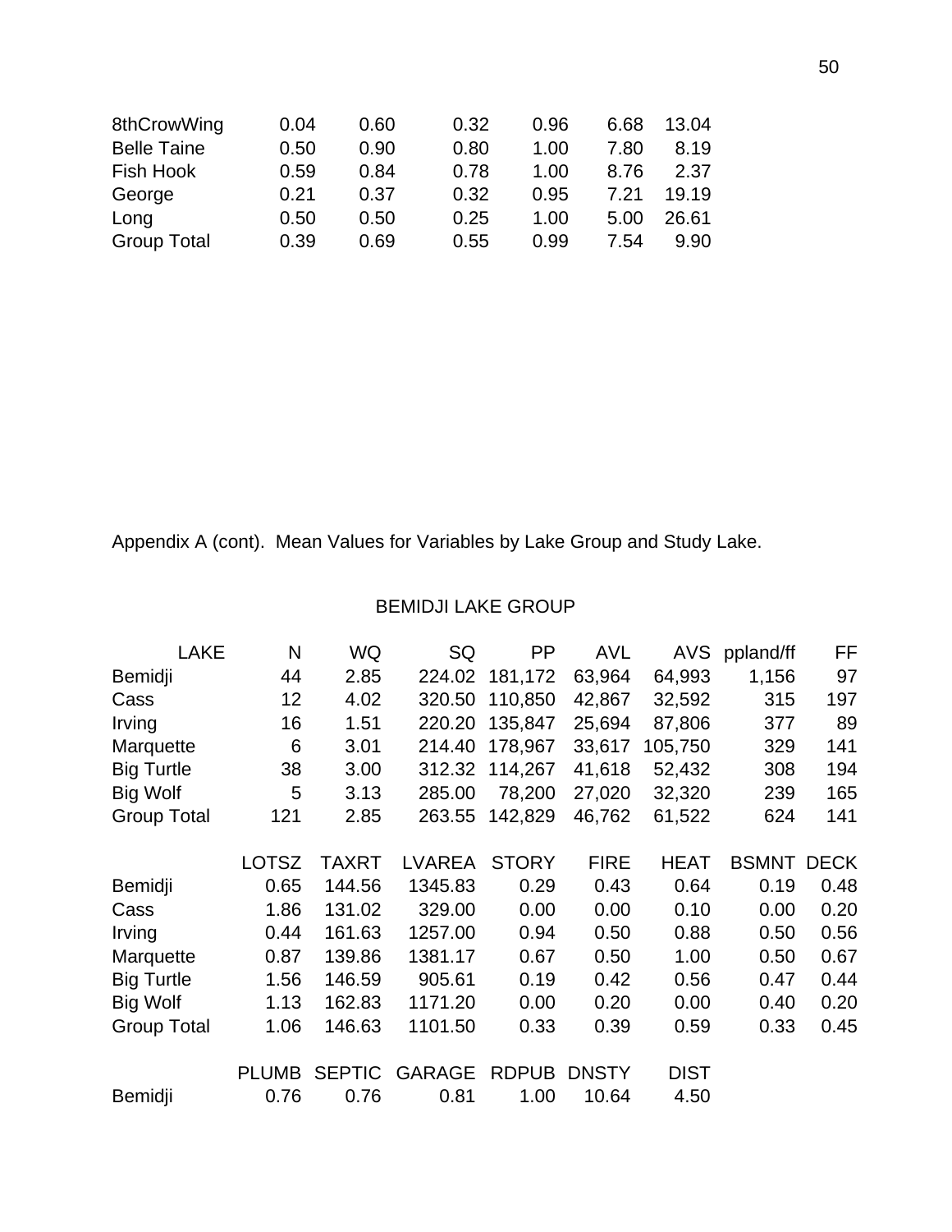| | | | | | | |
|---|---|---|---|---|---|---|
| 8thCrowWing | 0.04 | 0.60 | 0.32 | 0.96 | 6.68 | 13.04 |
| Belle Taine | 0.50 | 0.90 | 0.80 | 1.00 | 7.80 | 8.19 |
| Fish Hook | 0.59 | 0.84 | 0.78 | 1.00 | 8.76 | 2.37 |
| George | 0.21 | 0.37 | 0.32 | 0.95 | 7.21 | 19.19 |
| Long | 0.50 | 0.50 | 0.25 | 1.00 | 5.00 | 26.61 |
| Group Total | 0.39 | 0.69 | 0.55 | 0.99 | 7.54 | 9.90 |

Appendix A (cont). Mean Values for Variables by Lake Group and Study Lake.

BEMIDJI LAKE GROUP

| LAKE | N | WQ | SQ | PP | AVL | AVS | ppland/ff | FF |
|---|---|---|---|---|---|---|---|---|
| Bemidji | 44 | 2.85 | 224.02 | 181,172 | 63,964 | 64,993 | 1,156 | 97 |
| Cass | 12 | 4.02 | 320.50 | 110,850 | 42,867 | 32,592 | 315 | 197 |
| Irving | 16 | 1.51 | 220.20 | 135,847 | 25,694 | 87,806 | 377 | 89 |
| Marquette | 6 | 3.01 | 214.40 | 178,967 | 33,617 | 105,750 | 329 | 141 |
| Big Turtle | 38 | 3.00 | 312.32 | 114,267 | 41,618 | 52,432 | 308 | 194 |
| Big Wolf | 5 | 3.13 | 285.00 | 78,200 | 27,020 | 32,320 | 239 | 165 |
| Group Total | 121 | 2.85 | 263.55 | 142,829 | 46,762 | 61,522 | 624 | 141 |

| | LOTSZ | TAXRT | LVAREA | STORY | FIRE | HEAT | BSMNT | DECK |
|---|---|---|---|---|---|---|---|---|
| Bemidji | 0.65 | 144.56 | 1345.83 | 0.29 | 0.43 | 0.64 | 0.19 | 0.48 |
| Cass | 1.86 | 131.02 | 329.00 | 0.00 | 0.00 | 0.10 | 0.00 | 0.20 |
| Irving | 0.44 | 161.63 | 1257.00 | 0.94 | 0.50 | 0.88 | 0.50 | 0.56 |
| Marquette | 0.87 | 139.86 | 1381.17 | 0.67 | 0.50 | 1.00 | 0.50 | 0.67 |
| Big Turtle | 1.56 | 146.59 | 905.61 | 0.19 | 0.42 | 0.56 | 0.47 | 0.44 |
| Big Wolf | 1.13 | 162.83 | 1171.20 | 0.00 | 0.20 | 0.00 | 0.40 | 0.20 |
| Group Total | 1.06 | 146.63 | 1101.50 | 0.33 | 0.39 | 0.59 | 0.33 | 0.45 |

| | PLUMB | SEPTIC | GARAGE | RDPUB | DNSTY | DIST |
|---|---|---|---|---|---|---|
| Bemidji | 0.76 | 0.76 | 0.81 | 1.00 | 10.64 | 4.50 |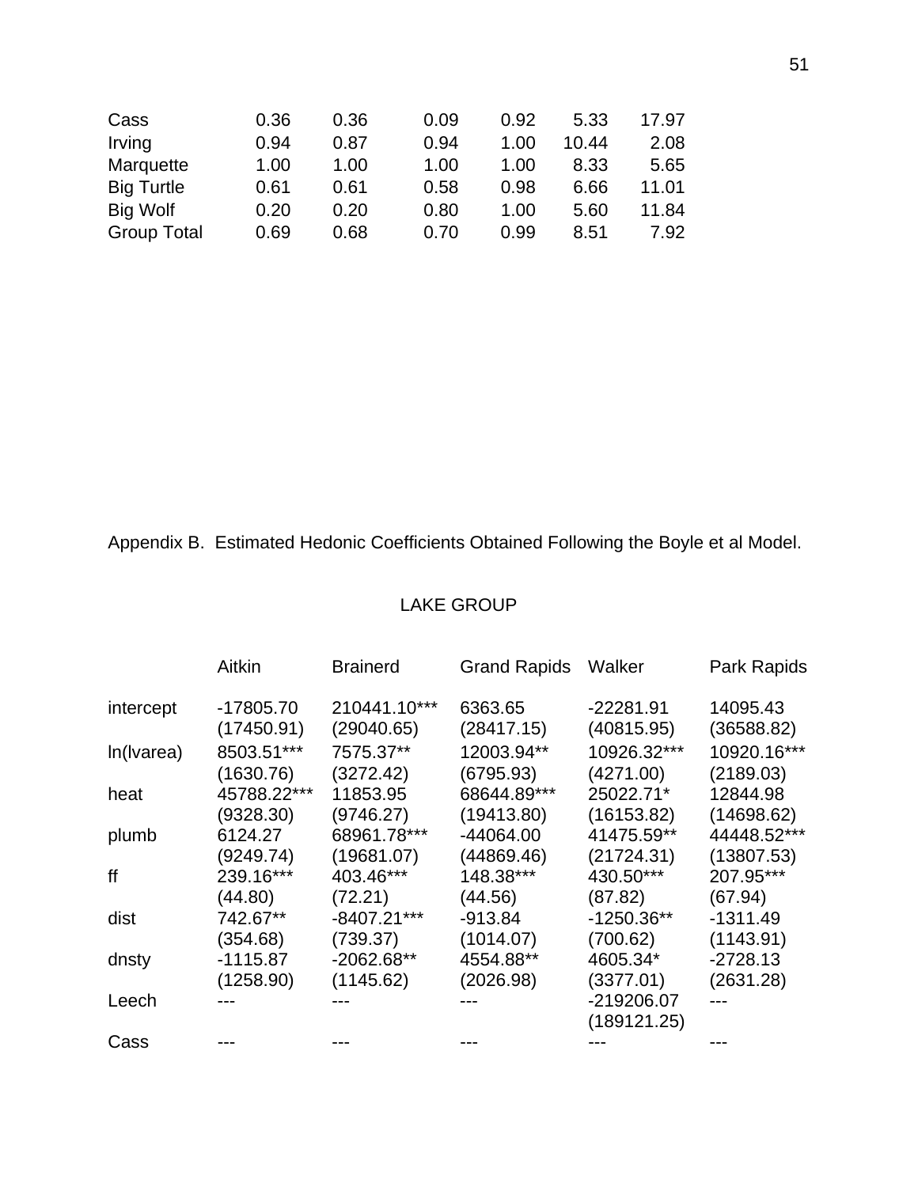| | | | | | | |
|---|---|---|---|---|---|---|
| Cass | 0.36 | 0.36 | 0.09 | 0.92 | 5.33 | 17.97 |
| Irving | 0.94 | 0.87 | 0.94 | 1.00 | 10.44 | 2.08 |
| Marquette | 1.00 | 1.00 | 1.00 | 1.00 | 8.33 | 5.65 |
| Big Turtle | 0.61 | 0.61 | 0.58 | 0.98 | 6.66 | 11.01 |
| Big Wolf | 0.20 | 0.20 | 0.80 | 1.00 | 5.60 | 11.84 |
| Group Total | 0.69 | 0.68 | 0.70 | 0.99 | 8.51 | 7.92 |

Appendix B. Estimated Hedonic Coefficients Obtained Following the Boyle et al Model.

| | LAKE GROUP | | | | |
|---|---|---|---|---|---|
| | Aitkin | Brainerd | Grand Rapids | Walker | Park Rapids |
| intercept | -17805.70 | 210441.10*** | 6363.65 | -22281.91 | 14095.43 |
| | (17450.91) | (29040.65) | (28417.15) | (40815.95) | (36588.82) |
| ln(lvarea) | 8503.51*** | 7575.37** | 12003.94** | 10926.32*** | 10920.16*** |
| | (1630.76) | (3272.42) | (6795.93) | (4271.00) | (2189.03) |
| heat | 45788.22*** | 11853.95 | 68644.89*** | 25022.71* | 12844.98 |
| | (9328.30) | (9746.27) | (19413.80) | (16153.82) | (14698.62) |
| plumb | 6124.27 | 68961.78*** | -44064.00 | 41475.59** | 44448.52*** |
| | (9249.74) | (19681.07) | (44869.46) | (21724.31) | (13807.53) |
| ff | 239.16*** | 403.46*** | 148.38*** | 430.50*** | 207.95*** |
| | (44.80) | (72.21) | (44.56) | (87.82) | (67.94) |
| dist | 742.67** | -8407.21*** | -913.84 | -1250.36** | -1311.49 |
| | (354.68) | (739.37) | (1014.07) | (700.62) | (1143.91) |
| dnsty | -1115.87 | -2062.68** | 4554.88** | 4605.34* | -2728.13 |
| | (1258.90) | (1145.62) | (2026.98) | (3377.01) | (2631.28) |
| Leech | --- | --- | --- | -219206.07 | --- |
| | | | | (189121.25) | |
| Cass | --- | --- | --- | --- | --- |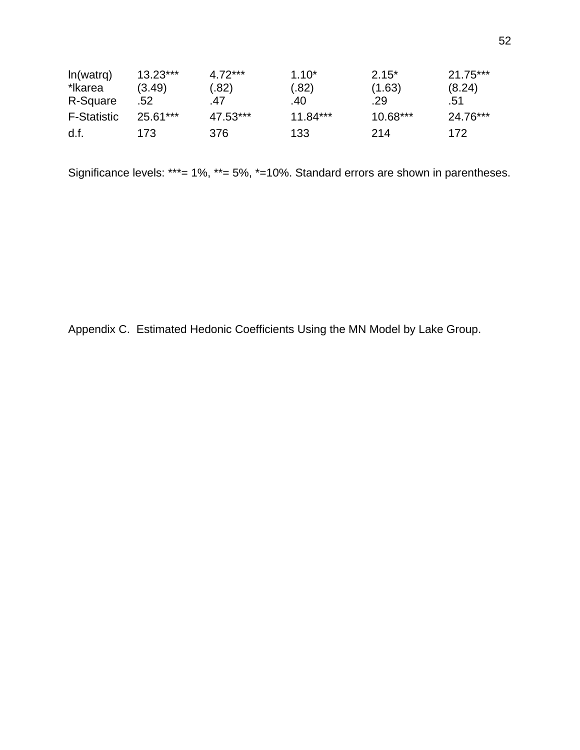| | | | | | |
|---|---|---|---|---|---|
| ln(watrq) *lkarea | 13.23*** (3.49) | 4.72*** (.82) | 1.10* (.82) | 2.15* (1.63) | 21.75*** (8.24) |
| R-Square | .52 | .47 | .40 | .29 | .51 |
| F-Statistic | 25.61*** | 47.53*** | 11.84*** | 10.68*** | 24.76*** |
| d.f. | 173 | 376 | 133 | 214 | 172 |

Significance levels: ***= 1%, **= 5%, *=10%. Standard errors are shown in parentheses.

Appendix C. Estimated Hedonic Coefficients Using the MN Model by Lake Group.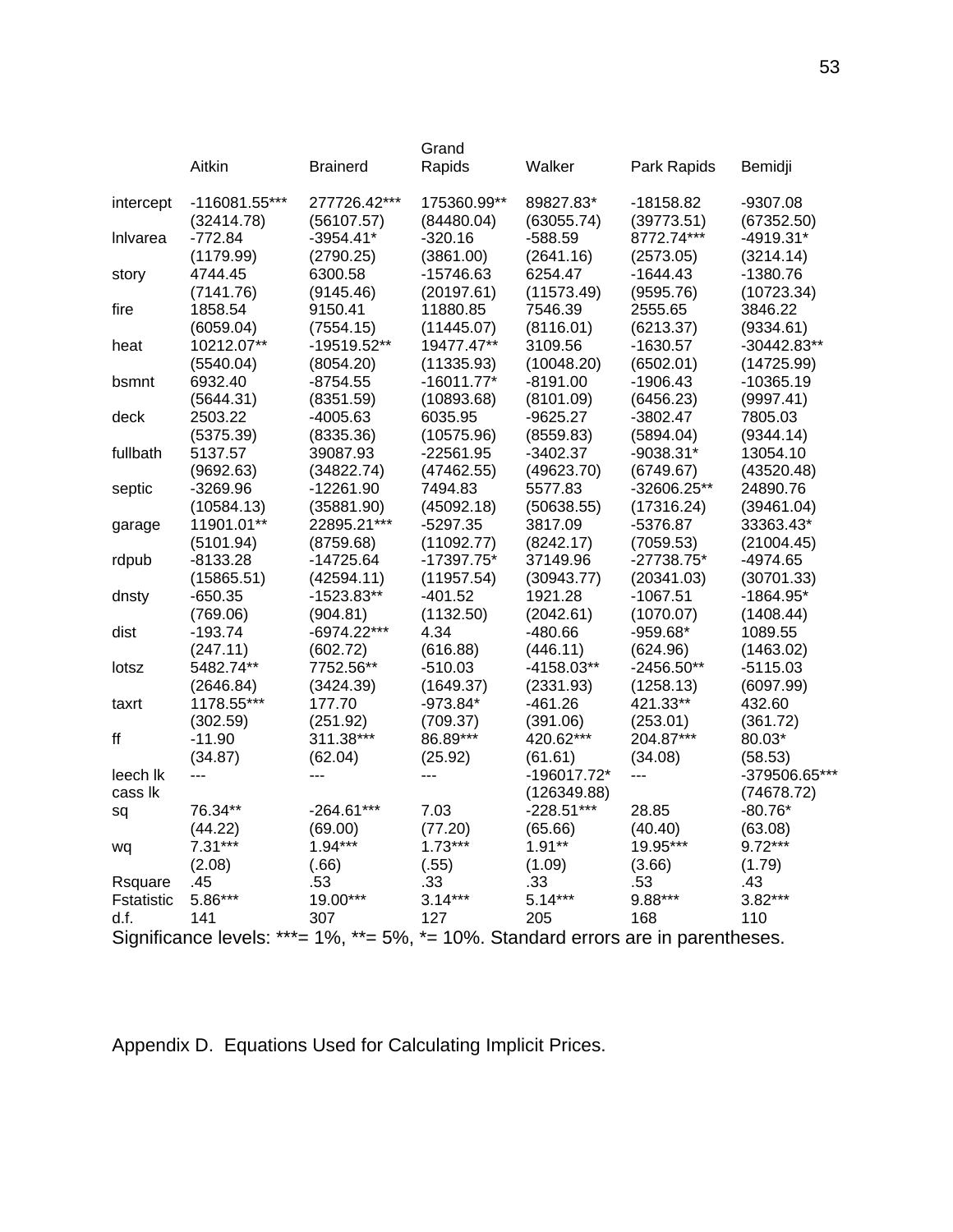| | Aitkin | Brainerd | Grand Rapids | Walker | Park Rapids | Bemidji |
|---|---|---|---|---|---|---|
| intercept | -116081.55*** | 277726.42*** | 175360.99** | 89827.83* | -18158.82 | -9307.08 |
| | (32414.78) | (56107.57) | (84480.04) | (63055.74) | (39773.51) | (67352.50) |
| lnlvarea | -772.84 | -3954.41* | -320.16 | -588.59 | 8772.74*** | -4919.31* |
| | (1179.99) | (2790.25) | (3861.00) | (2641.16) | (2573.05) | (3214.14) |
| story | 4744.45 | 6300.58 | -15746.63 | 6254.47 | -1644.43 | -1380.76 |
| | (7141.76) | (9145.46) | (20197.61) | (11573.49) | (9595.76) | (10723.34) |
| fire | 1858.54 | 9150.41 | 11880.85 | 7546.39 | 2555.65 | 3846.22 |
| | (6059.04) | (7554.15) | (11445.07) | (8116.01) | (6213.37) | (9334.61) |
| heat | 10212.07** | -19519.52** | 19477.47** | 3109.56 | -1630.57 | -30442.83** |
| | (5540.04) | (8054.20) | (11335.93) | (10048.20) | (6502.01) | (14725.99) |
| bsmnt | 6932.40 | -8754.55 | -16011.77* | -8191.00 | -1906.43 | -10365.19 |
| | (5644.31) | (8351.59) | (10893.68) | (8101.09) | (6456.23) | (9997.41) |
| deck | 2503.22 | -4005.63 | 6035.95 | -9625.27 | -3802.47 | 7805.03 |
| | (5375.39) | (8335.36) | (10575.96) | (8559.83) | (5894.04) | (9344.14) |
| fullbath | 5137.57 | 39087.93 | -22561.95 | -3402.37 | -9038.31* | 13054.10 |
| | (9692.63) | (34822.74) | (47462.55) | (49623.70) | (6749.67) | (43520.48) |
| septic | -3269.96 | -12261.90 | 7494.83 | 5577.83 | -32606.25** | 24890.76 |
| | (10584.13) | (35881.90) | (45092.18) | (50638.55) | (17316.24) | (39461.04) |
| garage | 11901.01** | 22895.21*** | -5297.35 | 3817.09 | -5376.87 | 33363.43* |
| | (5101.94) | (8759.68) | (11092.77) | (8242.17) | (7059.53) | (21004.45) |
| rdpub | -8133.28 | -14725.64 | -17397.75* | 37149.96 | -27738.75* | -4974.65 |
| | (15865.51) | (42594.11) | (11957.54) | (30943.77) | (20341.03) | (30701.33) |
| dnsty | -650.35 | -1523.83** | -401.52 | 1921.28 | -1067.51 | -1864.95* |
| | (769.06) | (904.81) | (1132.50) | (2042.61) | (1070.07) | (1408.44) |
| dist | -193.74 | -6974.22*** | 4.34 | -480.66 | -959.68* | 1089.55 |
| | (247.11) | (602.72) | (616.88) | (446.11) | (624.96) | (1463.02) |
| lotsz | 5482.74** | 7752.56** | -510.03 | -4158.03** | -2456.50** | -5115.03 |
| | (2646.84) | (3424.39) | (1649.37) | (2331.93) | (1258.13) | (6097.99) |
| taxrt | 1178.55*** | 177.70 | -973.84* | -461.26 | 421.33** | 432.60 |
| | (302.59) | (251.92) | (709.37) | (391.06) | (253.01) | (361.72) |
| ff | -11.90 | 311.38*** | 86.89*** | 420.62*** | 204.87*** | 80.03* |
| | (34.87) | (62.04) | (25.92) | (61.61) | (34.08) | (58.53) |
| leech lk<br>cass lk | --- | --- | --- | -196017.72*<br>(126349.88) | --- | -379506.65***<br>(74678.72) |
| sq | 76.34** | -264.61*** | 7.03 | -228.51*** | 28.85 | -80.76* |
| | (44.22) | (69.00) | (77.20) | (65.66) | (40.40) | (63.08) |
| wq | 7.31*** | 1.94*** | 1.73*** | 1.91** | 19.95*** | 9.72*** |
| | (2.08) | (.66) | (.55) | (1.09) | (3.66) | (1.79) |
| Rsquare | .45 | .53 | .33 | .33 | .53 | .43 |
| Fstatistic | 5.86*** | 19.00*** | 3.14*** | 5.14*** | 9.88*** | 3.82*** |
| d.f. | 141 | 307 | 127 | 205 | 168 | 110 |

Significance levels: ***= 1%, **= 5%, *= 10%. Standard errors are in parentheses.

Appendix D. Equations Used for Calculating Implicit Prices.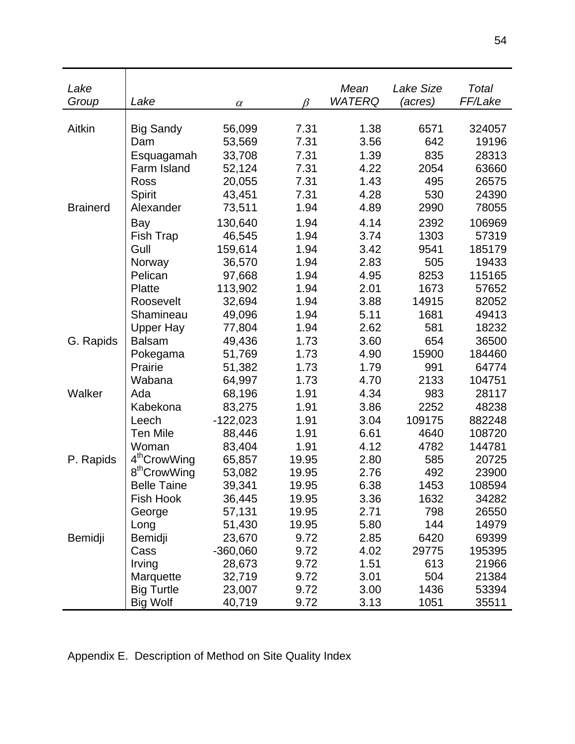| *Lake Group* | *Lake* | $\alpha$ | $\beta$ | *Mean WATERQ* | *Lake Size (acres)* | *Total FF/Lake* |
|---|---|---|---|---|---|---|
| Aitkin | Big Sandy | 56,099 | 7.31 | 1.38 | 6571 | 324057 |
| | Dam | 53,569 | 7.31 | 3.56 | 642 | 19196 |
| | Esquagamah | 33,708 | 7.31 | 1.39 | 835 | 28313 |
| | Farm Island | 52,124 | 7.31 | 4.22 | 2054 | 63660 |
| | Ross | 20,055 | 7.31 | 1.43 | 495 | 26575 |
| | Spirit | 43,451 | 7.31 | 4.28 | 530 | 24390 |
| Brainerd | Alexander | 73,511 | 1.94 | 4.89 | 2990 | 78055 |
| | Bay | 130,640 | 1.94 | 4.14 | 2392 | 106969 |
| | Fish Trap | 46,545 | 1.94 | 3.74 | 1303 | 57319 |
| | Gull | 159,614 | 1.94 | 3.42 | 9541 | 185179 |
| | Norway | 36,570 | 1.94 | 2.83 | 505 | 19433 |
| | Pelican | 97,668 | 1.94 | 4.95 | 8253 | 115165 |
| | Platte | 113,902 | 1.94 | 2.01 | 1673 | 57652 |
| | Roosevelt | 32,694 | 1.94 | 3.88 | 14915 | 82052 |
| | Shamineau | 49,096 | 1.94 | 5.11 | 1681 | 49413 |
| | Upper Hay | 77,804 | 1.94 | 2.62 | 581 | 18232 |
| G. Rapids | Balsam | 49,436 | 1.73 | 3.60 | 654 | 36500 |
| | Pokegama | 51,769 | 1.73 | 4.90 | 15900 | 184460 |
| | Prairie | 51,382 | 1.73 | 1.79 | 991 | 64774 |
| | Wabana | 64,997 | 1.73 | 4.70 | 2133 | 104751 |
| Walker | Ada | 68,196 | 1.91 | 4.34 | 983 | 28117 |
| | Kabekona | 83,275 | 1.91 | 3.86 | 2252 | 48238 |
| | Leech | -122,023 | 1.91 | 3.04 | 109175 | 882248 |
| | Ten Mile | 88,446 | 1.91 | 6.61 | 4640 | 108720 |
| | Woman | 83,404 | 1.91 | 4.12 | 4782 | 144781 |
| P. Rapids | 4$^{th}$CrowWing | 65,857 | 19.95 | 2.80 | 585 | 20725 |
| | 8$^{th}$CrowWing | 53,082 | 19.95 | 2.76 | 492 | 23900 |
| | Belle Taine | 39,341 | 19.95 | 6.38 | 1453 | 108594 |
| | Fish Hook | 36,445 | 19.95 | 3.36 | 1632 | 34282 |
| | George | 57,131 | 19.95 | 2.71 | 798 | 26550 |
| | Long | 51,430 | 19.95 | 5.80 | 144 | 14979 |
| Bemidji | Bemidji | 23,670 | 9.72 | 2.85 | 6420 | 69399 |
| | Cass | -360,060 | 9.72 | 4.02 | 29775 | 195395 |
| | Irving | 28,673 | 9.72 | 1.51 | 613 | 21966 |
| | Marquette | 32,719 | 9.72 | 3.01 | 504 | 21384 |
| | Big Turtle | 23,007 | 9.72 | 3.00 | 1436 | 53394 |
| | Big Wolf | 40,719 | 9.72 | 3.13 | 1051 | 35511 |

Appendix E. Description of Method on Site Quality Index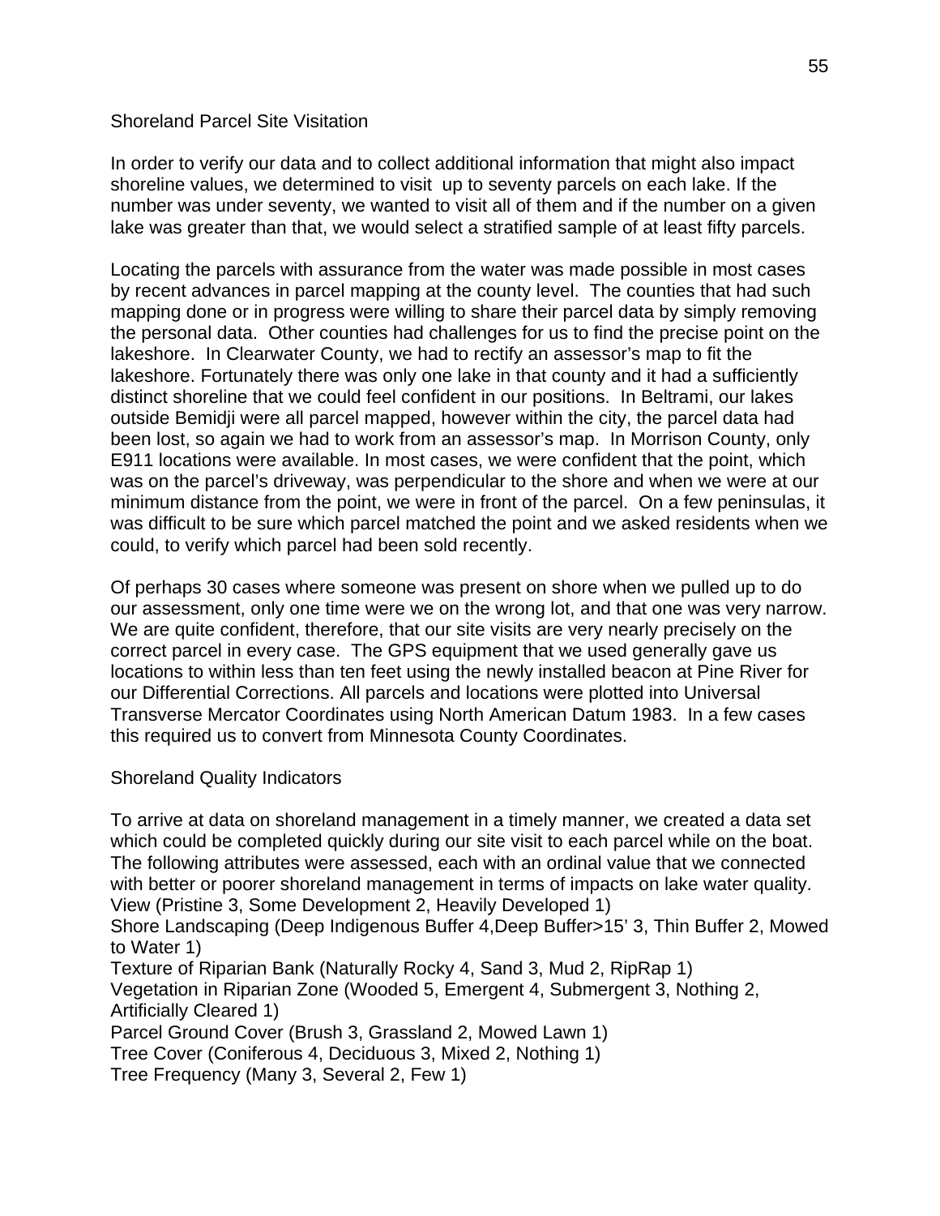## Shoreland Parcel Site Visitation

In order to verify our data and to collect additional information that might also impact shoreline values, we determined to visit up to seventy parcels on each lake. If the number was under seventy, we wanted to visit all of them and if the number on a given lake was greater than that, we would select a stratified sample of at least fifty parcels.

Locating the parcels with assurance from the water was made possible in most cases by recent advances in parcel mapping at the county level. The counties that had such mapping done or in progress were willing to share their parcel data by simply removing the personal data. Other counties had challenges for us to find the precise point on the lakeshore. In Clearwater County, we had to rectify an assessor's map to fit the lakeshore. Fortunately there was only one lake in that county and it had a sufficiently distinct shoreline that we could feel confident in our positions. In Beltrami, our lakes outside Bemidji were all parcel mapped, however within the city, the parcel data had been lost, so again we had to work from an assessor's map. In Morrison County, only E911 locations were available. In most cases, we were confident that the point, which was on the parcel's driveway, was perpendicular to the shore and when we were at our minimum distance from the point, we were in front of the parcel. On a few peninsulas, it was difficult to be sure which parcel matched the point and we asked residents when we could, to verify which parcel had been sold recently.

Of perhaps 30 cases where someone was present on shore when we pulled up to do our assessment, only one time were we on the wrong lot, and that one was very narrow. We are quite confident, therefore, that our site visits are very nearly precisely on the correct parcel in every case. The GPS equipment that we used generally gave us locations to within less than ten feet using the newly installed beacon at Pine River for our Differential Corrections. All parcels and locations were plotted into Universal Transverse Mercator Coordinates using North American Datum 1983. In a few cases this required us to convert from Minnesota County Coordinates.

## Shoreland Quality Indicators

To arrive at data on shoreland management in a timely manner, we created a data set which could be completed quickly during our site visit to each parcel while on the boat. The following attributes were assessed, each with an ordinal value that we connected with better or poorer shoreland management in terms of impacts on lake water quality.

View (Pristine 3, Some Development 2, Heavily Developed 1)

Shore Landscaping (Deep Indigenous Buffer 4,Deep Buffer>15' 3, Thin Buffer 2, Mowed to Water 1)

Texture of Riparian Bank (Naturally Rocky 4, Sand 3, Mud 2, RipRap 1)

Vegetation in Riparian Zone (Wooded 5, Emergent 4, Submergent 3, Nothing 2, Artificially Cleared 1)

Parcel Ground Cover (Brush 3, Grassland 2, Mowed Lawn 1)

Tree Cover (Coniferous 4, Deciduous 3, Mixed 2, Nothing 1)

Tree Frequency (Many 3, Several 2, Few 1)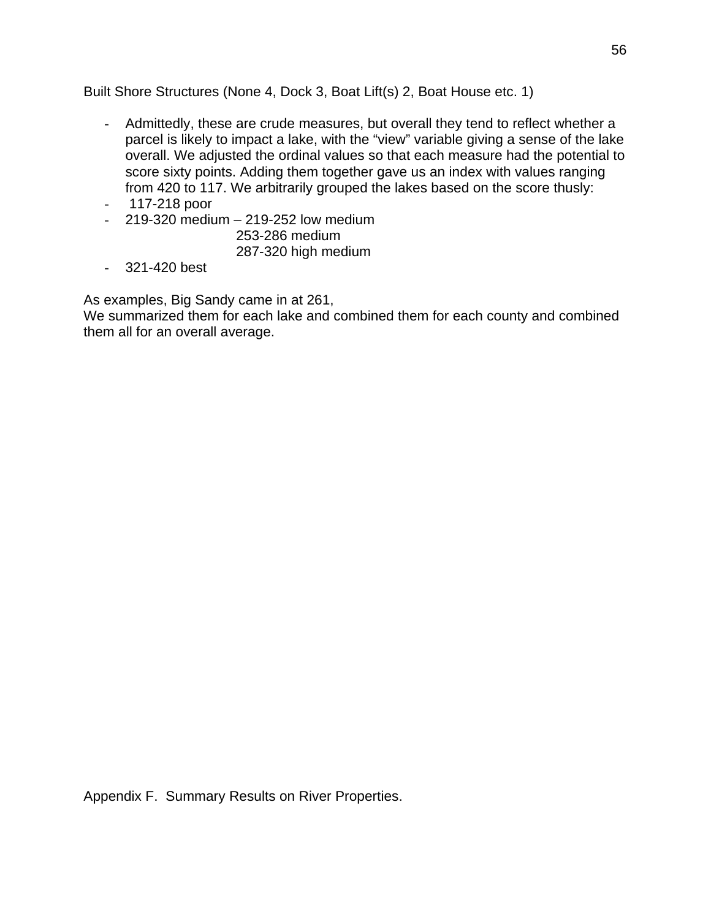Built Shore Structures (None 4, Dock 3, Boat Lift(s) 2, Boat House etc. 1)

- Admittedly, these are crude measures, but overall they tend to reflect whether a parcel is likely to impact a lake, with the "view" variable giving a sense of the lake overall. We adjusted the ordinal values so that each measure had the potential to score sixty points. Adding them together gave us an index with values ranging from 420 to 117. We arbitrarily grouped the lakes based on the score thusly:
- 117-218 poor
- 219-320 medium – 219-252 low medium
  253-286 medium
  287-320 high medium
- 321-420 best

As examples, Big Sandy came in at 261,
We summarized them for each lake and combined them for each county and combined them all for an overall average.

Appendix F. Summary Results on River Properties.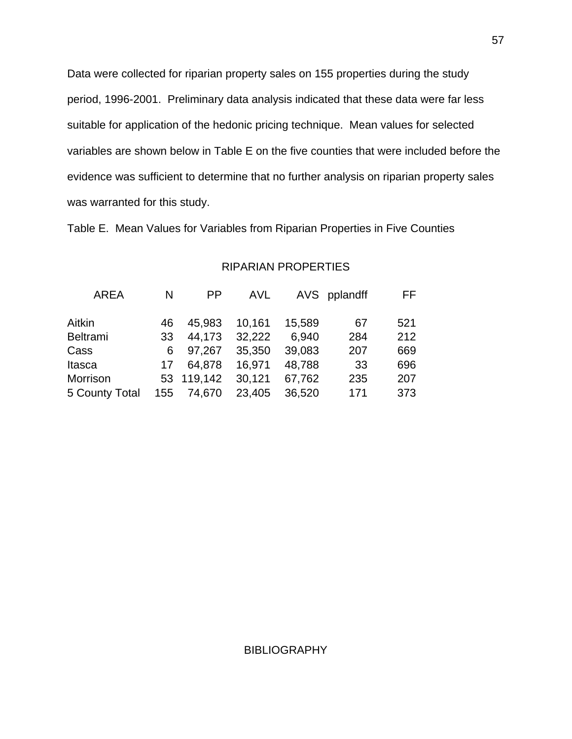Data were collected for riparian property sales on 155 properties during the study period, 1996-2001. Preliminary data analysis indicated that these data were far less suitable for application of the hedonic pricing technique. Mean values for selected variables are shown below in Table E on the five counties that were included before the evidence was sufficient to determine that no further analysis on riparian property sales was warranted for this study.

Table E. Mean Values for Variables from Riparian Properties in Five Counties

RIPARIAN PROPERTIES

| AREA | N | PP | AVL | AVS | pplandff | FF |
|---|---|---|---|---|---|---|
| Aitkin | 46 | 45,983 | 10,161 | 15,589 | 67 | 521 |
| Beltrami | 33 | 44,173 | 32,222 | 6,940 | 284 | 212 |
| Cass | 6 | 97,267 | 35,350 | 39,083 | 207 | 669 |
| Itasca | 17 | 64,878 | 16,971 | 48,788 | 33 | 696 |
| Morrison | 53 | 119,142 | 30,121 | 67,762 | 235 | 207 |
| 5 County Total | 155 | 74,670 | 23,405 | 36,520 | 171 | 373 |

# BIBLIOGRAPHY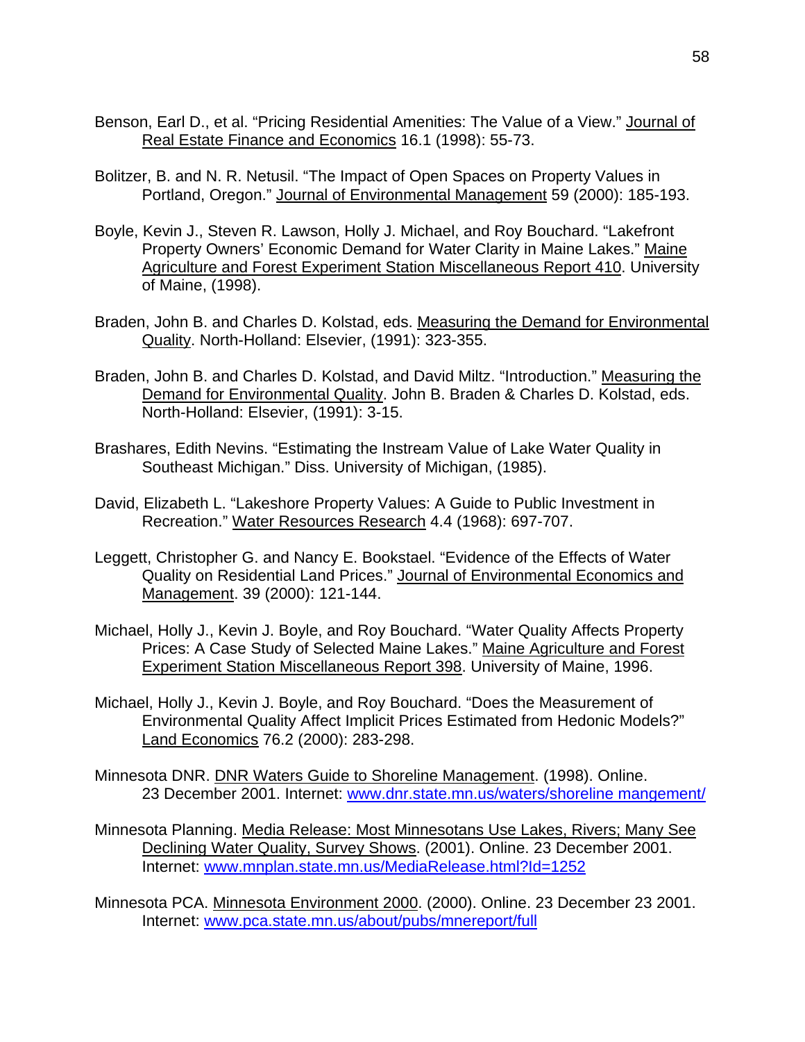Benson, Earl D., et al. "Pricing Residential Amenities: The Value of a View." Journal of Real Estate Finance and Economics 16.1 (1998): 55-73.

Bolitzer, B. and N. R. Netusil. "The Impact of Open Spaces on Property Values in Portland, Oregon." Journal of Environmental Management 59 (2000): 185-193.

Boyle, Kevin J., Steven R. Lawson, Holly J. Michael, and Roy Bouchard. "Lakefront Property Owners' Economic Demand for Water Clarity in Maine Lakes." Maine Agriculture and Forest Experiment Station Miscellaneous Report 410. University of Maine, (1998).

Braden, John B. and Charles D. Kolstad, eds. Measuring the Demand for Environmental Quality. North-Holland: Elsevier, (1991): 323-355.

Braden, John B. and Charles D. Kolstad, and David Miltz. "Introduction." Measuring the Demand for Environmental Quality. John B. Braden & Charles D. Kolstad, eds. North-Holland: Elsevier, (1991): 3-15.

Brashares, Edith Nevins. "Estimating the Instream Value of Lake Water Quality in Southeast Michigan." Diss. University of Michigan, (1985).

David, Elizabeth L. "Lakeshore Property Values: A Guide to Public Investment in Recreation." Water Resources Research 4.4 (1968): 697-707.

Leggett, Christopher G. and Nancy E. Bookstael. "Evidence of the Effects of Water Quality on Residential Land Prices." Journal of Environmental Economics and Management. 39 (2000): 121-144.

Michael, Holly J., Kevin J. Boyle, and Roy Bouchard. "Water Quality Affects Property Prices: A Case Study of Selected Maine Lakes." Maine Agriculture and Forest Experiment Station Miscellaneous Report 398. University of Maine, 1996.

Michael, Holly J., Kevin J. Boyle, and Roy Bouchard. "Does the Measurement of Environmental Quality Affect Implicit Prices Estimated from Hedonic Models?" Land Economics 76.2 (2000): 283-298.

Minnesota DNR. DNR Waters Guide to Shoreline Management. (1998). Online. 23 December 2001. Internet: www.dnr.state.mn.us/waters/shoreline mangement/

Minnesota Planning. Media Release: Most Minnesotans Use Lakes, Rivers; Many See Declining Water Quality, Survey Shows. (2001). Online. 23 December 2001. Internet: www.mnplan.state.mn.us/MediaRelease.html?Id=1252

Minnesota PCA. Minnesota Environment 2000. (2000). Online. 23 December 23 2001. Internet: www.pca.state.mn.us/about/pubs/mnereport/full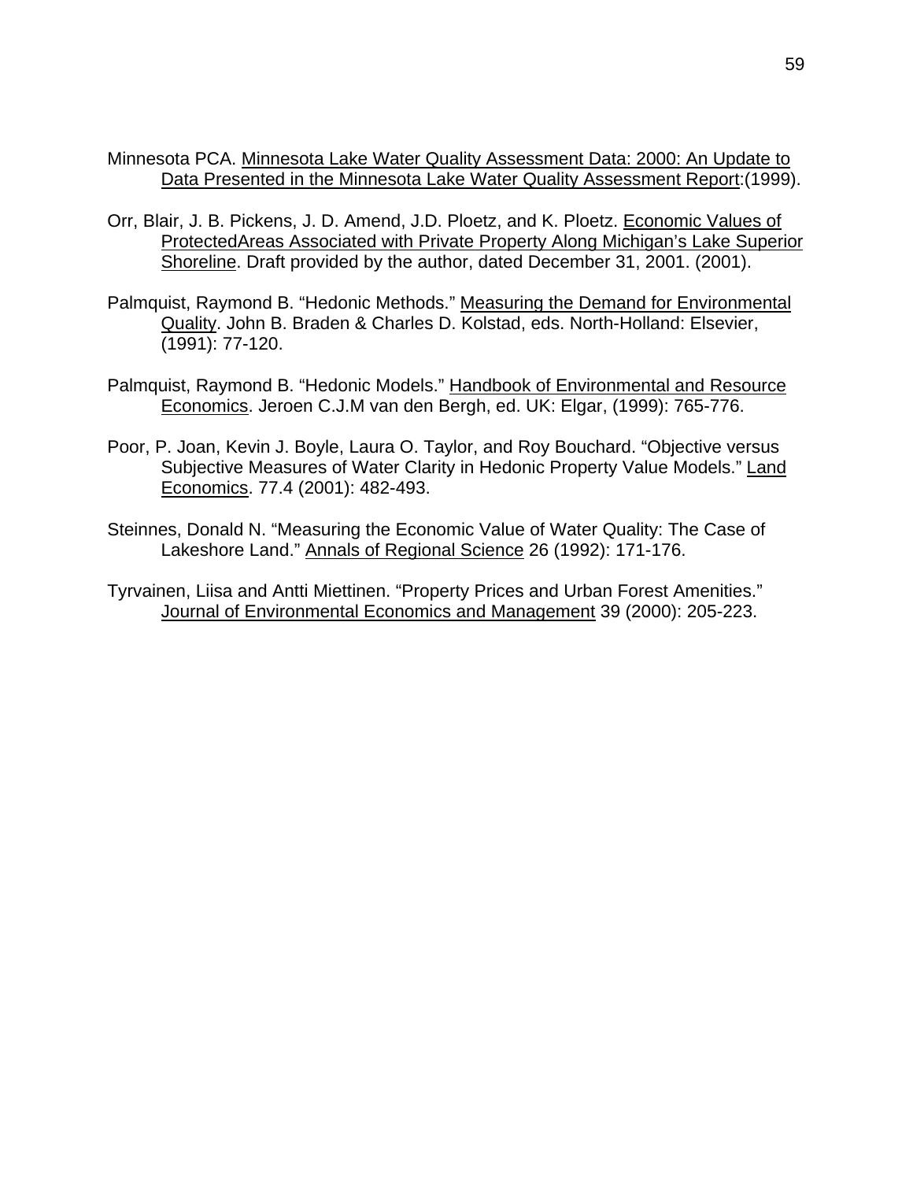Minnesota PCA. Minnesota Lake Water Quality Assessment Data: 2000: An Update to Data Presented in the Minnesota Lake Water Quality Assessment Report:(1999).

Orr, Blair, J. B. Pickens, J. D. Amend, J.D. Ploetz, and K. Ploetz. Economic Values of ProtectedAreas Associated with Private Property Along Michigan's Lake Superior Shoreline. Draft provided by the author, dated December 31, 2001. (2001).

Palmquist, Raymond B. "Hedonic Methods." Measuring the Demand for Environmental Quality. John B. Braden & Charles D. Kolstad, eds. North-Holland: Elsevier, (1991): 77-120.

Palmquist, Raymond B. "Hedonic Models." Handbook of Environmental and Resource Economics. Jeroen C.J.M van den Bergh, ed. UK: Elgar, (1999): 765-776.

Poor, P. Joan, Kevin J. Boyle, Laura O. Taylor, and Roy Bouchard. "Objective versus Subjective Measures of Water Clarity in Hedonic Property Value Models." Land Economics. 77.4 (2001): 482-493.

Steinnes, Donald N. "Measuring the Economic Value of Water Quality: The Case of Lakeshore Land." Annals of Regional Science 26 (1992): 171-176.

Tyrvainen, Liisa and Antti Miettinen. "Property Prices and Urban Forest Amenities." Journal of Environmental Economics and Management 39 (2000): 205-223.